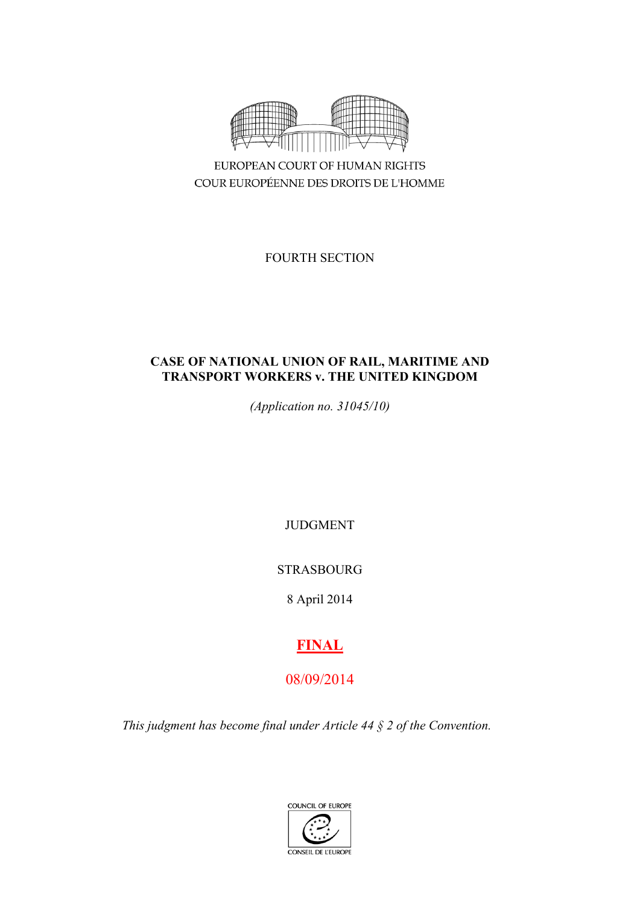EUROPEAN COURT OF HUMAN RIGHTS

COUR EUROPÉENNE DES DROITS DE L'HOMME

FOURTH SECTION

**CASE OF NATIONAL UNION OF RAIL, MARITIME AND TRANSPORT WORKERS v. THE UNITED KINGDOM**

*(Application no. 31045/10)*

JUDGMENT

STRASBOURG

8 April 2014

**FINAL**

08/09/2014

*This judgment has become final under Article 44 § 2 of the Convention.*

COUNCIL OF EUROPE

CONSEIL DE L'EUROPE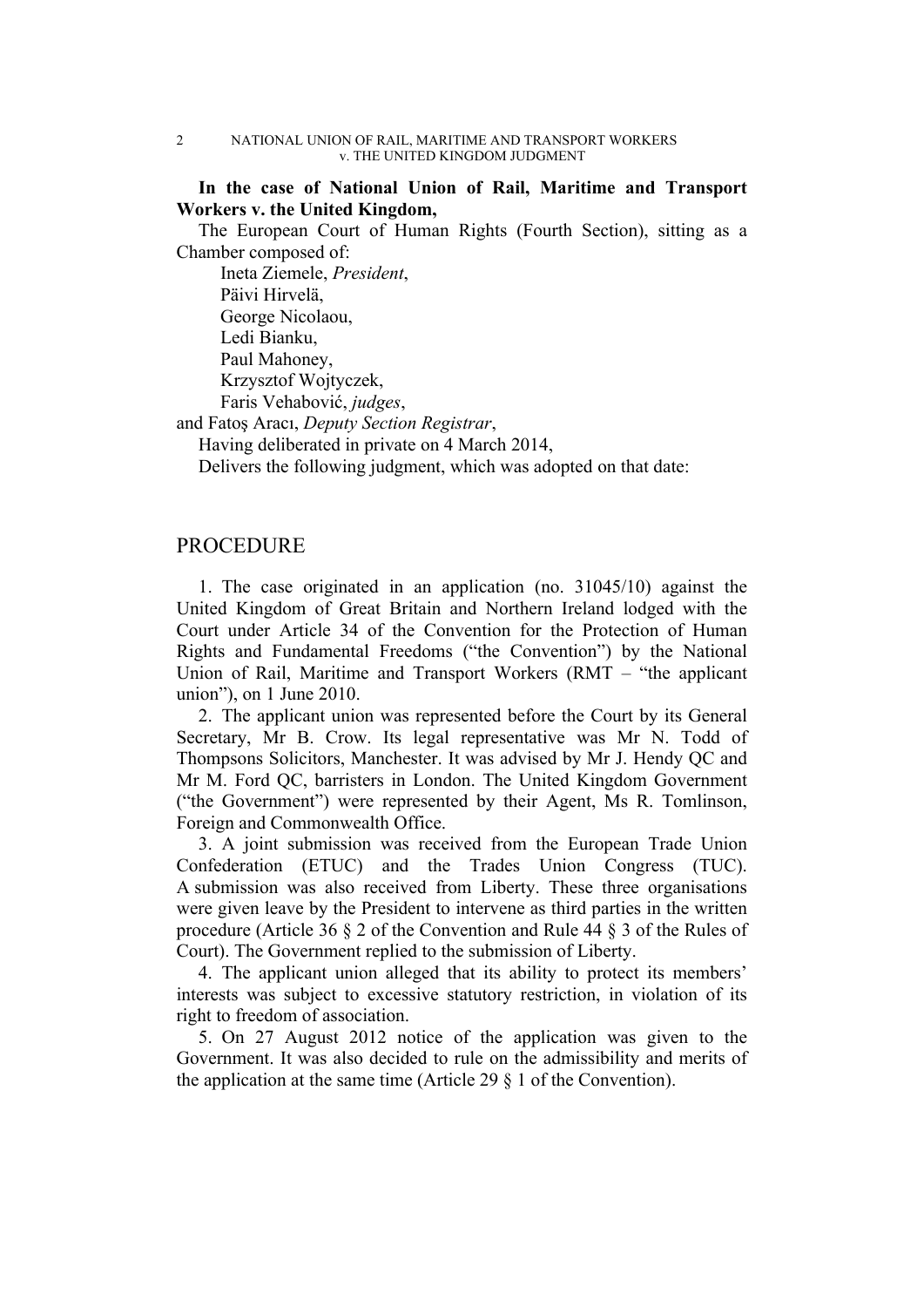**In the case of National Union of Rail, Maritime and Transport Workers v. the United Kingdom,**

The European Court of Human Rights (Fourth Section), sitting as a Chamber composed of:

Ineta Ziemele, *President*,
Päivi Hirvelä,
George Nicolaou,
Ledi Bianku,
Paul Mahoney,
Krzysztof Wojtyczek,
Faris Vehabović, *judges*,

and Fatoş Aracı, *Deputy Section Registrar*,

Having deliberated in private on 4 March 2014,

Delivers the following judgment, which was adopted on that date:

## PROCEDURE

1. The case originated in an application (no. 31045/10) against the United Kingdom of Great Britain and Northern Ireland lodged with the Court under Article 34 of the Convention for the Protection of Human Rights and Fundamental Freedoms ("the Convention") by the National Union of Rail, Maritime and Transport Workers (RMT – "the applicant union"), on 1 June 2010.

2. The applicant union was represented before the Court by its General Secretary, Mr B. Crow. Its legal representative was Mr N. Todd of Thompsons Solicitors, Manchester. It was advised by Mr J. Hendy QC and Mr M. Ford QC, barristers in London. The United Kingdom Government ("the Government") were represented by their Agent, Ms R. Tomlinson, Foreign and Commonwealth Office.

3. A joint submission was received from the European Trade Union Confederation (ETUC) and the Trades Union Congress (TUC). A submission was also received from Liberty. These three organisations were given leave by the President to intervene as third parties in the written procedure (Article 36 § 2 of the Convention and Rule 44 § 3 of the Rules of Court). The Government replied to the submission of Liberty.

4. The applicant union alleged that its ability to protect its members' interests was subject to excessive statutory restriction, in violation of its right to freedom of association.

5. On 27 August 2012 notice of the application was given to the Government. It was also decided to rule on the admissibility and merits of the application at the same time (Article 29 § 1 of the Convention).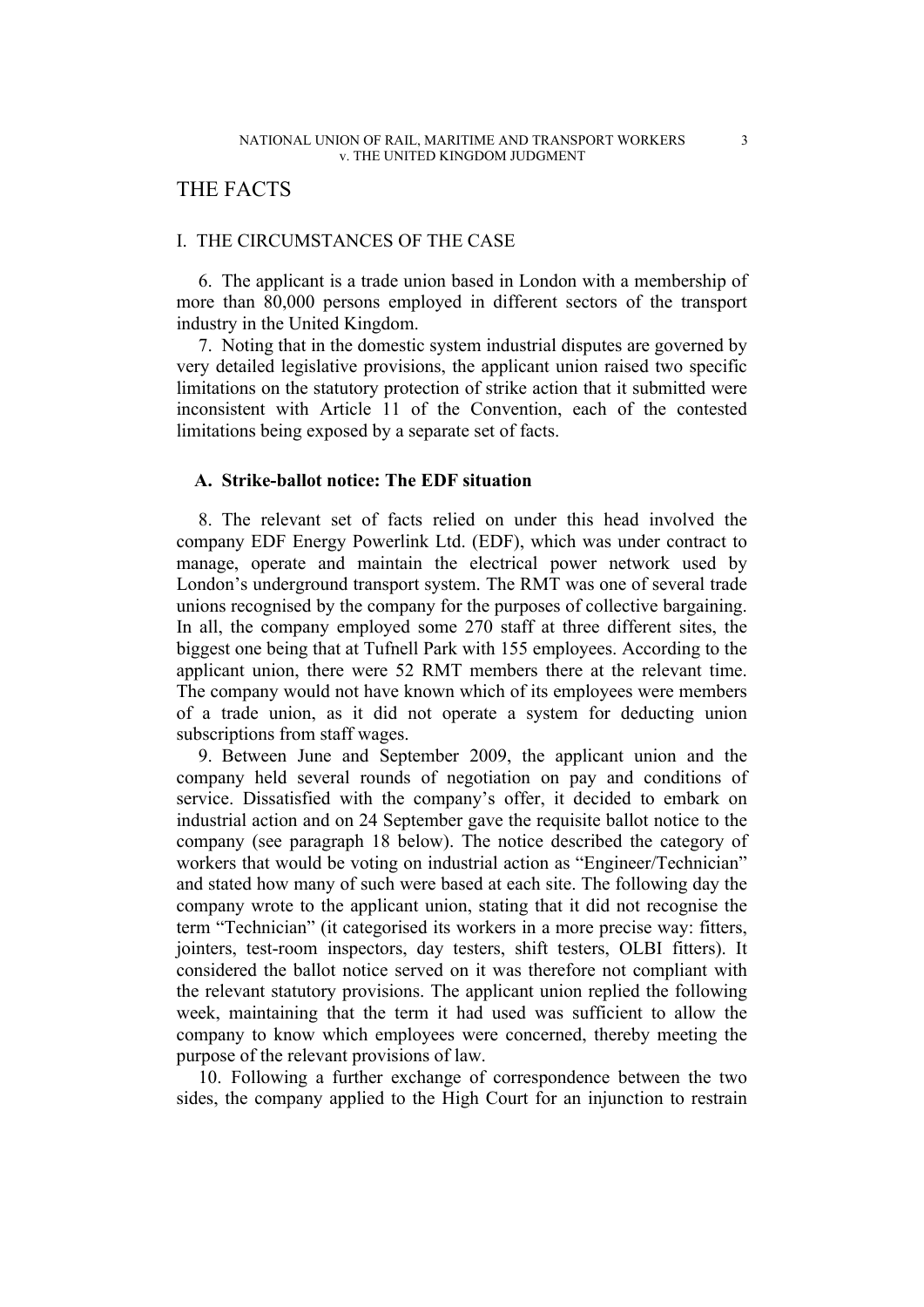# THE FACTS

## I. THE CIRCUMSTANCES OF THE CASE

6. The applicant is a trade union based in London with a membership of more than 80,000 persons employed in different sectors of the transport industry in the United Kingdom.

7. Noting that in the domestic system industrial disputes are governed by very detailed legislative provisions, the applicant union raised two specific limitations on the statutory protection of strike action that it submitted were inconsistent with Article 11 of the Convention, each of the contested limitations being exposed by a separate set of facts.

### A. Strike-ballot notice: The EDF situation

8. The relevant set of facts relied on under this head involved the company EDF Energy Powerlink Ltd. (EDF), which was under contract to manage, operate and maintain the electrical power network used by London's underground transport system. The RMT was one of several trade unions recognised by the company for the purposes of collective bargaining. In all, the company employed some 270 staff at three different sites, the biggest one being that at Tufnell Park with 155 employees. According to the applicant union, there were 52 RMT members there at the relevant time. The company would not have known which of its employees were members of a trade union, as it did not operate a system for deducting union subscriptions from staff wages.

9. Between June and September 2009, the applicant union and the company held several rounds of negotiation on pay and conditions of service. Dissatisfied with the company's offer, it decided to embark on industrial action and on 24 September gave the requisite ballot notice to the company (see paragraph 18 below). The notice described the category of workers that would be voting on industrial action as "Engineer/Technician" and stated how many of such were based at each site. The following day the company wrote to the applicant union, stating that it did not recognise the term "Technician" (it categorised its workers in a more precise way: fitters, jointers, test-room inspectors, day testers, shift testers, OLBI fitters). It considered the ballot notice served on it was therefore not compliant with the relevant statutory provisions. The applicant union replied the following week, maintaining that the term it had used was sufficient to allow the company to know which employees were concerned, thereby meeting the purpose of the relevant provisions of law.

10. Following a further exchange of correspondence between the two sides, the company applied to the High Court for an injunction to restrain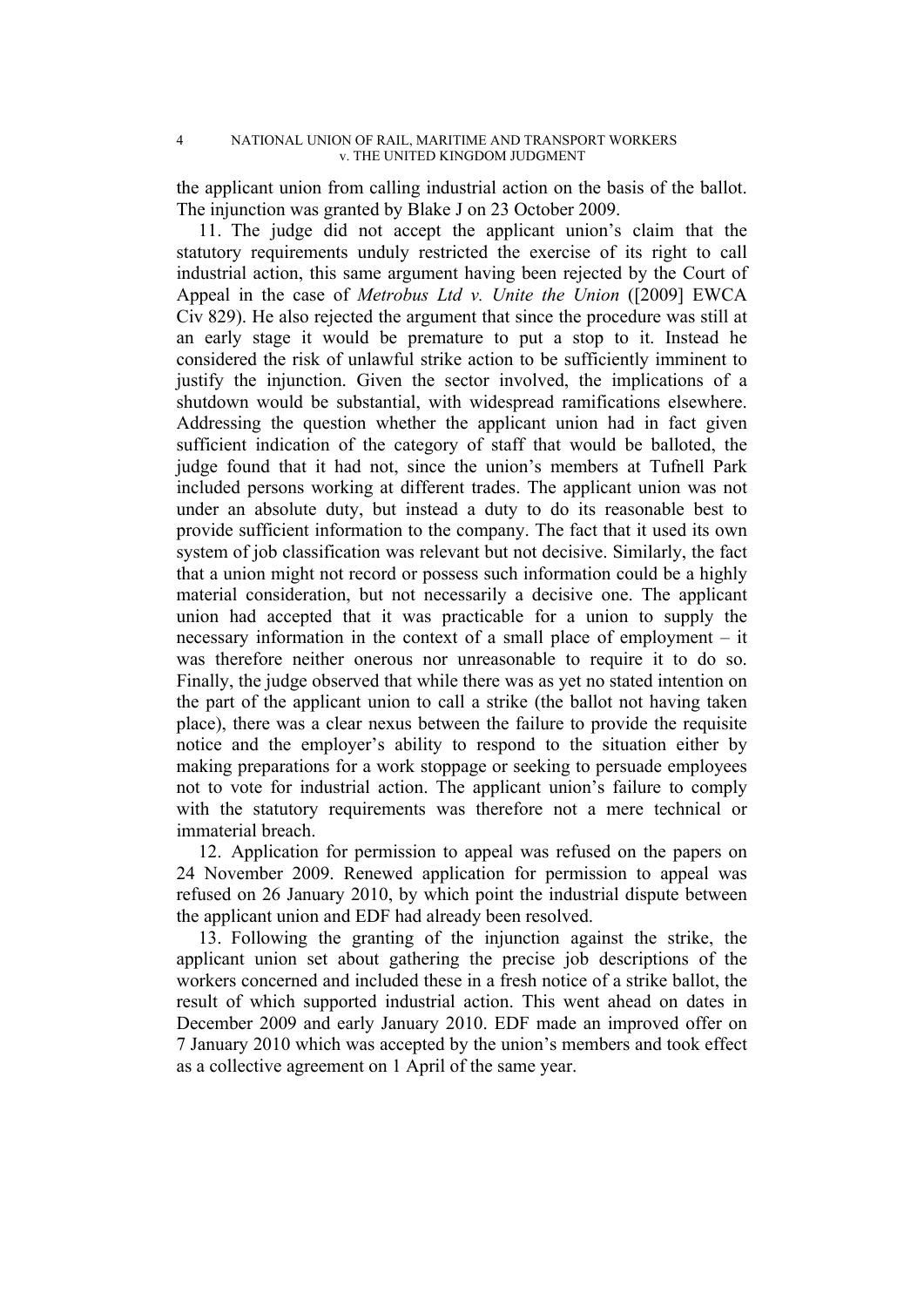the applicant union from calling industrial action on the basis of the ballot. The injunction was granted by Blake J on 23 October 2009.

11. The judge did not accept the applicant union's claim that the statutory requirements unduly restricted the exercise of its right to call industrial action, this same argument having been rejected by the Court of Appeal in the case of *Metrobus Ltd v. Unite the Union* ([2009] EWCA Civ 829). He also rejected the argument that since the procedure was still at an early stage it would be premature to put a stop to it. Instead he considered the risk of unlawful strike action to be sufficiently imminent to justify the injunction. Given the sector involved, the implications of a shutdown would be substantial, with widespread ramifications elsewhere. Addressing the question whether the applicant union had in fact given sufficient indication of the category of staff that would be balloted, the judge found that it had not, since the union's members at Tufnell Park included persons working at different trades. The applicant union was not under an absolute duty, but instead a duty to do its reasonable best to provide sufficient information to the company. The fact that it used its own system of job classification was relevant but not decisive. Similarly, the fact that a union might not record or possess such information could be a highly material consideration, but not necessarily a decisive one. The applicant union had accepted that it was practicable for a union to supply the necessary information in the context of a small place of employment – it was therefore neither onerous nor unreasonable to require it to do so. Finally, the judge observed that while there was as yet no stated intention on the part of the applicant union to call a strike (the ballot not having taken place), there was a clear nexus between the failure to provide the requisite notice and the employer's ability to respond to the situation either by making preparations for a work stoppage or seeking to persuade employees not to vote for industrial action. The applicant union's failure to comply with the statutory requirements was therefore not a mere technical or immaterial breach.

12. Application for permission to appeal was refused on the papers on 24 November 2009. Renewed application for permission to appeal was refused on 26 January 2010, by which point the industrial dispute between the applicant union and EDF had already been resolved.

13. Following the granting of the injunction against the strike, the applicant union set about gathering the precise job descriptions of the workers concerned and included these in a fresh notice of a strike ballot, the result of which supported industrial action. This went ahead on dates in December 2009 and early January 2010. EDF made an improved offer on 7 January 2010 which was accepted by the union's members and took effect as a collective agreement on 1 April of the same year.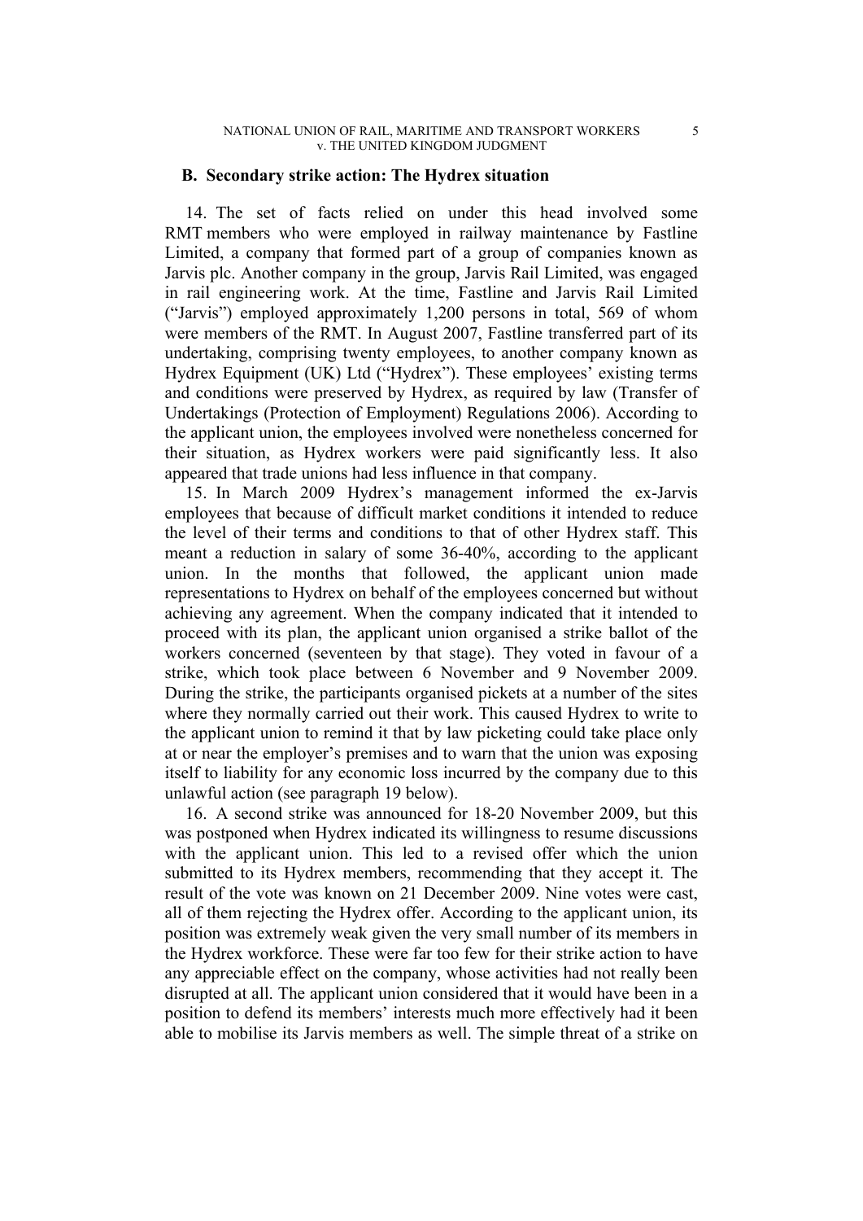### B. Secondary strike action: The Hydrex situation

14. The set of facts relied on under this head involved some RMT members who were employed in railway maintenance by Fastline Limited, a company that formed part of a group of companies known as Jarvis plc. Another company in the group, Jarvis Rail Limited, was engaged in rail engineering work. At the time, Fastline and Jarvis Rail Limited ("Jarvis") employed approximately 1,200 persons in total, 569 of whom were members of the RMT. In August 2007, Fastline transferred part of its undertaking, comprising twenty employees, to another company known as Hydrex Equipment (UK) Ltd ("Hydrex"). These employees' existing terms and conditions were preserved by Hydrex, as required by law (Transfer of Undertakings (Protection of Employment) Regulations 2006). According to the applicant union, the employees involved were nonetheless concerned for their situation, as Hydrex workers were paid significantly less. It also appeared that trade unions had less influence in that company.

15. In March 2009 Hydrex's management informed the ex-Jarvis employees that because of difficult market conditions it intended to reduce the level of their terms and conditions to that of other Hydrex staff. This meant a reduction in salary of some 36-40%, according to the applicant union. In the months that followed, the applicant union made representations to Hydrex on behalf of the employees concerned but without achieving any agreement. When the company indicated that it intended to proceed with its plan, the applicant union organised a strike ballot of the workers concerned (seventeen by that stage). They voted in favour of a strike, which took place between 6 November and 9 November 2009. During the strike, the participants organised pickets at a number of the sites where they normally carried out their work. This caused Hydrex to write to the applicant union to remind it that by law picketing could take place only at or near the employer's premises and to warn that the union was exposing itself to liability for any economic loss incurred by the company due to this unlawful action (see paragraph 19 below).

16. A second strike was announced for 18-20 November 2009, but this was postponed when Hydrex indicated its willingness to resume discussions with the applicant union. This led to a revised offer which the union submitted to its Hydrex members, recommending that they accept it. The result of the vote was known on 21 December 2009. Nine votes were cast, all of them rejecting the Hydrex offer. According to the applicant union, its position was extremely weak given the very small number of its members in the Hydrex workforce. These were far too few for their strike action to have any appreciable effect on the company, whose activities had not really been disrupted at all. The applicant union considered that it would have been in a position to defend its members' interests much more effectively had it been able to mobilise its Jarvis members as well. The simple threat of a strike on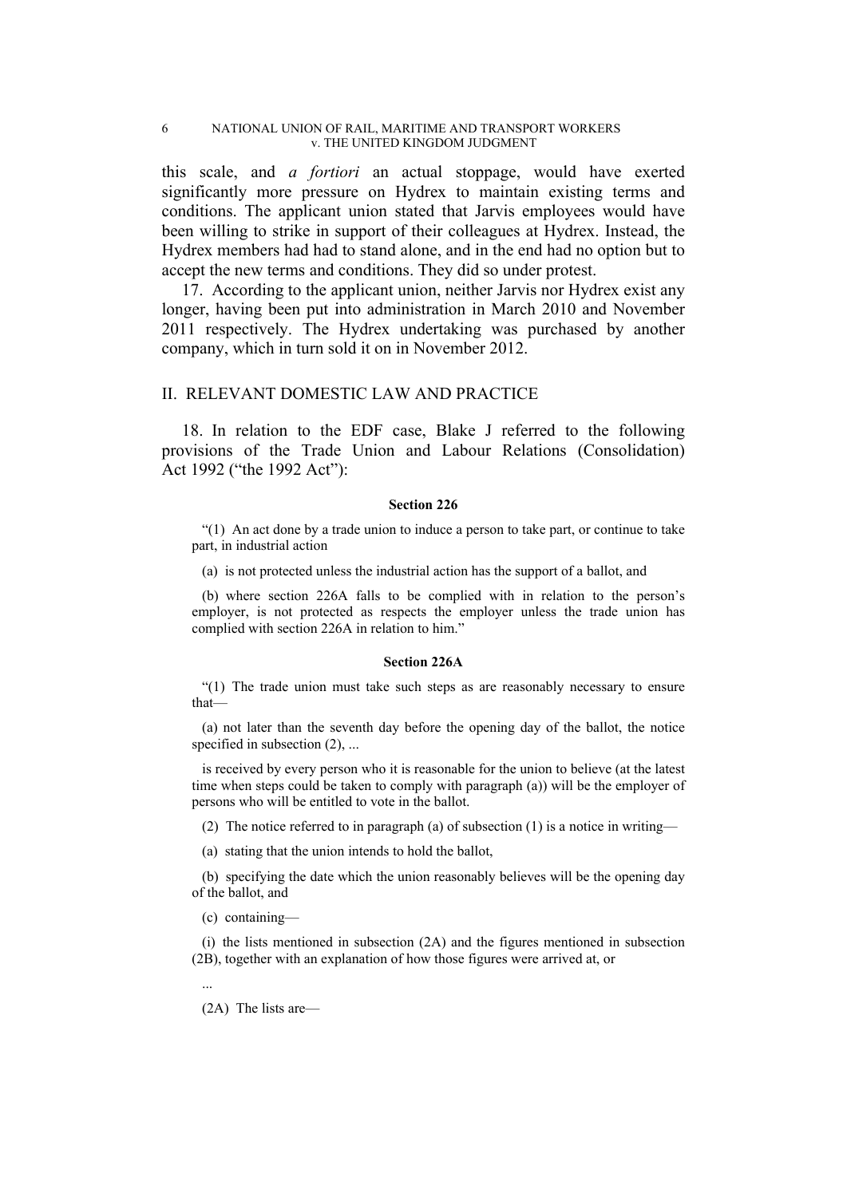this scale, and *a fortiori* an actual stoppage, would have exerted significantly more pressure on Hydrex to maintain existing terms and conditions. The applicant union stated that Jarvis employees would have been willing to strike in support of their colleagues at Hydrex. Instead, the Hydrex members had had to stand alone, and in the end had no option but to accept the new terms and conditions. They did so under protest.

17. According to the applicant union, neither Jarvis nor Hydrex exist any longer, having been put into administration in March 2010 and November 2011 respectively. The Hydrex undertaking was purchased by another company, which in turn sold it on in November 2012.

## II. RELEVANT DOMESTIC LAW AND PRACTICE

18. In relation to the EDF case, Blake J referred to the following provisions of the Trade Union and Labour Relations (Consolidation) Act 1992 ("the 1992 Act"):

**Section 226**

"(1) An act done by a trade union to induce a person to take part, or continue to take part, in industrial action

(a) is not protected unless the industrial action has the support of a ballot, and

(b) where section 226A falls to be complied with in relation to the person's employer, is not protected as respects the employer unless the trade union has complied with section 226A in relation to him."

**Section 226A**

"(1) The trade union must take such steps as are reasonably necessary to ensure that—

(a) not later than the seventh day before the opening day of the ballot, the notice specified in subsection (2), ...

is received by every person who it is reasonable for the union to believe (at the latest time when steps could be taken to comply with paragraph (a)) will be the employer of persons who will be entitled to vote in the ballot.

(2) The notice referred to in paragraph (a) of subsection (1) is a notice in writing—

(a) stating that the union intends to hold the ballot,

(b) specifying the date which the union reasonably believes will be the opening day of the ballot, and

(c) containing—

(i) the lists mentioned in subsection (2A) and the figures mentioned in subsection (2B), together with an explanation of how those figures were arrived at, or

...

(2A) The lists are—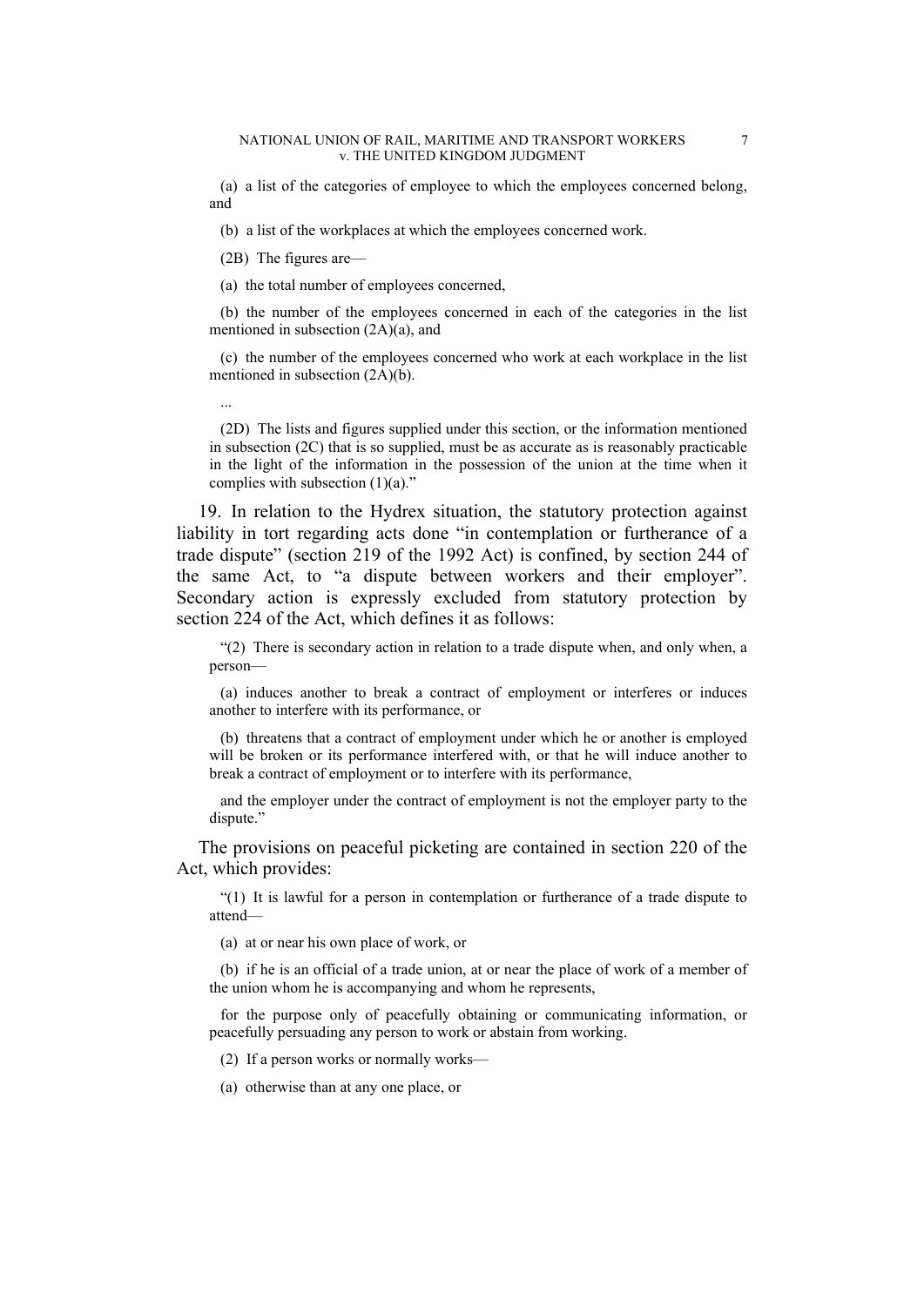(a) a list of the categories of employee to which the employees concerned belong, and

(b) a list of the workplaces at which the employees concerned work.

(2B) The figures are—

(a) the total number of employees concerned,

(b) the number of the employees concerned in each of the categories in the list mentioned in subsection (2A)(a), and

(c) the number of the employees concerned who work at each workplace in the list mentioned in subsection (2A)(b).

...

(2D) The lists and figures supplied under this section, or the information mentioned in subsection (2C) that is so supplied, must be as accurate as is reasonably practicable in the light of the information in the possession of the union at the time when it complies with subsection (1)(a)."

19. In relation to the Hydrex situation, the statutory protection against liability in tort regarding acts done "in contemplation or furtherance of a trade dispute" (section 219 of the 1992 Act) is confined, by section 244 of the same Act, to "a dispute between workers and their employer". Secondary action is expressly excluded from statutory protection by section 224 of the Act, which defines it as follows:

"(2) There is secondary action in relation to a trade dispute when, and only when, a person—

(a) induces another to break a contract of employment or interferes or induces another to interfere with its performance, or

(b) threatens that a contract of employment under which he or another is employed will be broken or its performance interfered with, or that he will induce another to break a contract of employment or to interfere with its performance,

and the employer under the contract of employment is not the employer party to the dispute."

The provisions on peaceful picketing are contained in section 220 of the Act, which provides:

"(1) It is lawful for a person in contemplation or furtherance of a trade dispute to attend—

(a) at or near his own place of work, or

(b) if he is an official of a trade union, at or near the place of work of a member of the union whom he is accompanying and whom he represents,

for the purpose only of peacefully obtaining or communicating information, or peacefully persuading any person to work or abstain from working.

(2) If a person works or normally works—

(a) otherwise than at any one place, or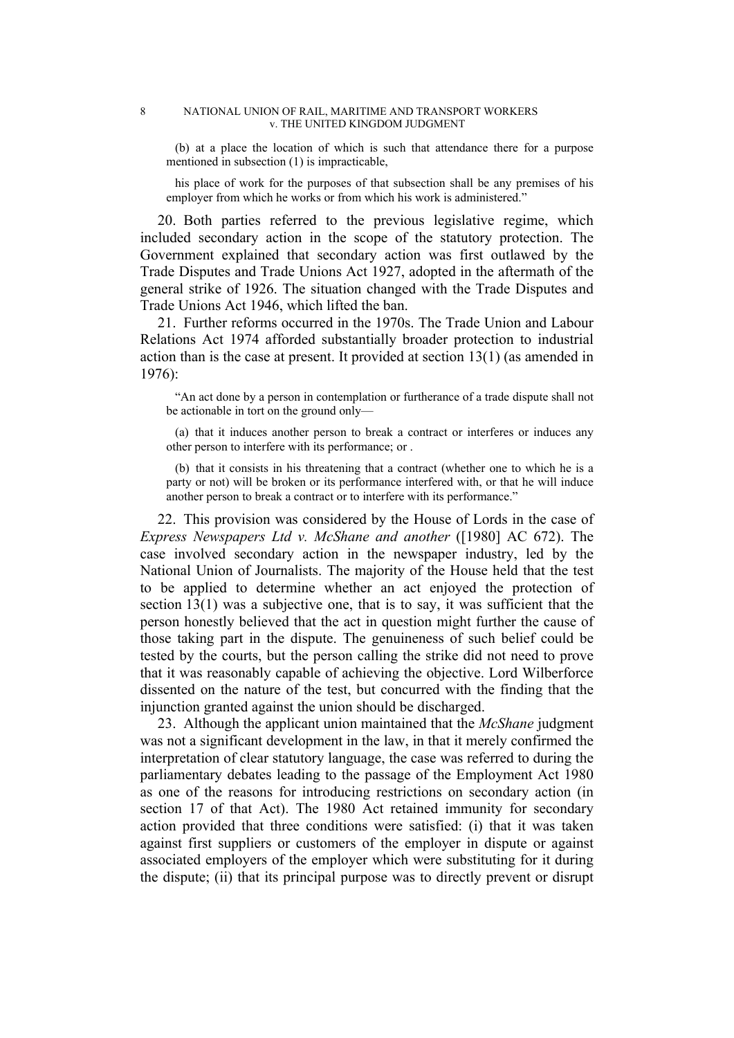(b) at a place the location of which is such that attendance there for a purpose mentioned in subsection (1) is impracticable,

his place of work for the purposes of that subsection shall be any premises of his employer from which he works or from which his work is administered."

20. Both parties referred to the previous legislative regime, which included secondary action in the scope of the statutory protection. The Government explained that secondary action was first outlawed by the Trade Disputes and Trade Unions Act 1927, adopted in the aftermath of the general strike of 1926. The situation changed with the Trade Disputes and Trade Unions Act 1946, which lifted the ban.

21. Further reforms occurred in the 1970s. The Trade Union and Labour Relations Act 1974 afforded substantially broader protection to industrial action than is the case at present. It provided at section 13(1) (as amended in 1976):

> "An act done by a person in contemplation or furtherance of a trade dispute shall not be actionable in tort on the ground only—
>
> (a) that it induces another person to break a contract or interferes or induces any other person to interfere with its performance; or .
>
> (b) that it consists in his threatening that a contract (whether one to which he is a party or not) will be broken or its performance interfered with, or that he will induce another person to break a contract or to interfere with its performance."

22. This provision was considered by the House of Lords in the case of *Express Newspapers Ltd v. McShane and another* ([1980] AC 672). The case involved secondary action in the newspaper industry, led by the National Union of Journalists. The majority of the House held that the test to be applied to determine whether an act enjoyed the protection of section 13(1) was a subjective one, that is to say, it was sufficient that the person honestly believed that the act in question might further the cause of those taking part in the dispute. The genuineness of such belief could be tested by the courts, but the person calling the strike did not need to prove that it was reasonably capable of achieving the objective. Lord Wilberforce dissented on the nature of the test, but concurred with the finding that the injunction granted against the union should be discharged.

23. Although the applicant union maintained that the *McShane* judgment was not a significant development in the law, in that it merely confirmed the interpretation of clear statutory language, the case was referred to during the parliamentary debates leading to the passage of the Employment Act 1980 as one of the reasons for introducing restrictions on secondary action (in section 17 of that Act). The 1980 Act retained immunity for secondary action provided that three conditions were satisfied: (i) that it was taken against first suppliers or customers of the employer in dispute or against associated employers of the employer which were substituting for it during the dispute; (ii) that its principal purpose was to directly prevent or disrupt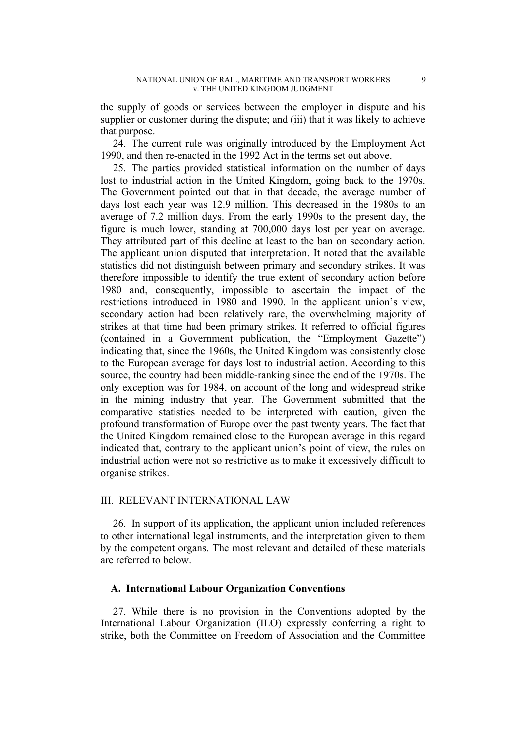the supply of goods or services between the employer in dispute and his supplier or customer during the dispute; and (iii) that it was likely to achieve that purpose.

24. The current rule was originally introduced by the Employment Act 1990, and then re-enacted in the 1992 Act in the terms set out above.

25. The parties provided statistical information on the number of days lost to industrial action in the United Kingdom, going back to the 1970s. The Government pointed out that in that decade, the average number of days lost each year was 12.9 million. This decreased in the 1980s to an average of 7.2 million days. From the early 1990s to the present day, the figure is much lower, standing at 700,000 days lost per year on average. They attributed part of this decline at least to the ban on secondary action. The applicant union disputed that interpretation. It noted that the available statistics did not distinguish between primary and secondary strikes. It was therefore impossible to identify the true extent of secondary action before 1980 and, consequently, impossible to ascertain the impact of the restrictions introduced in 1980 and 1990. In the applicant union's view, secondary action had been relatively rare, the overwhelming majority of strikes at that time had been primary strikes. It referred to official figures (contained in a Government publication, the "Employment Gazette") indicating that, since the 1960s, the United Kingdom was consistently close to the European average for days lost to industrial action. According to this source, the country had been middle-ranking since the end of the 1970s. The only exception was for 1984, on account of the long and widespread strike in the mining industry that year. The Government submitted that the comparative statistics needed to be interpreted with caution, given the profound transformation of Europe over the past twenty years. The fact that the United Kingdom remained close to the European average in this regard indicated that, contrary to the applicant union's point of view, the rules on industrial action were not so restrictive as to make it excessively difficult to organise strikes.

## III. RELEVANT INTERNATIONAL LAW

26. In support of its application, the applicant union included references to other international legal instruments, and the interpretation given to them by the competent organs. The most relevant and detailed of these materials are referred to below.

### A. International Labour Organization Conventions

27. While there is no provision in the Conventions adopted by the International Labour Organization (ILO) expressly conferring a right to strike, both the Committee on Freedom of Association and the Committee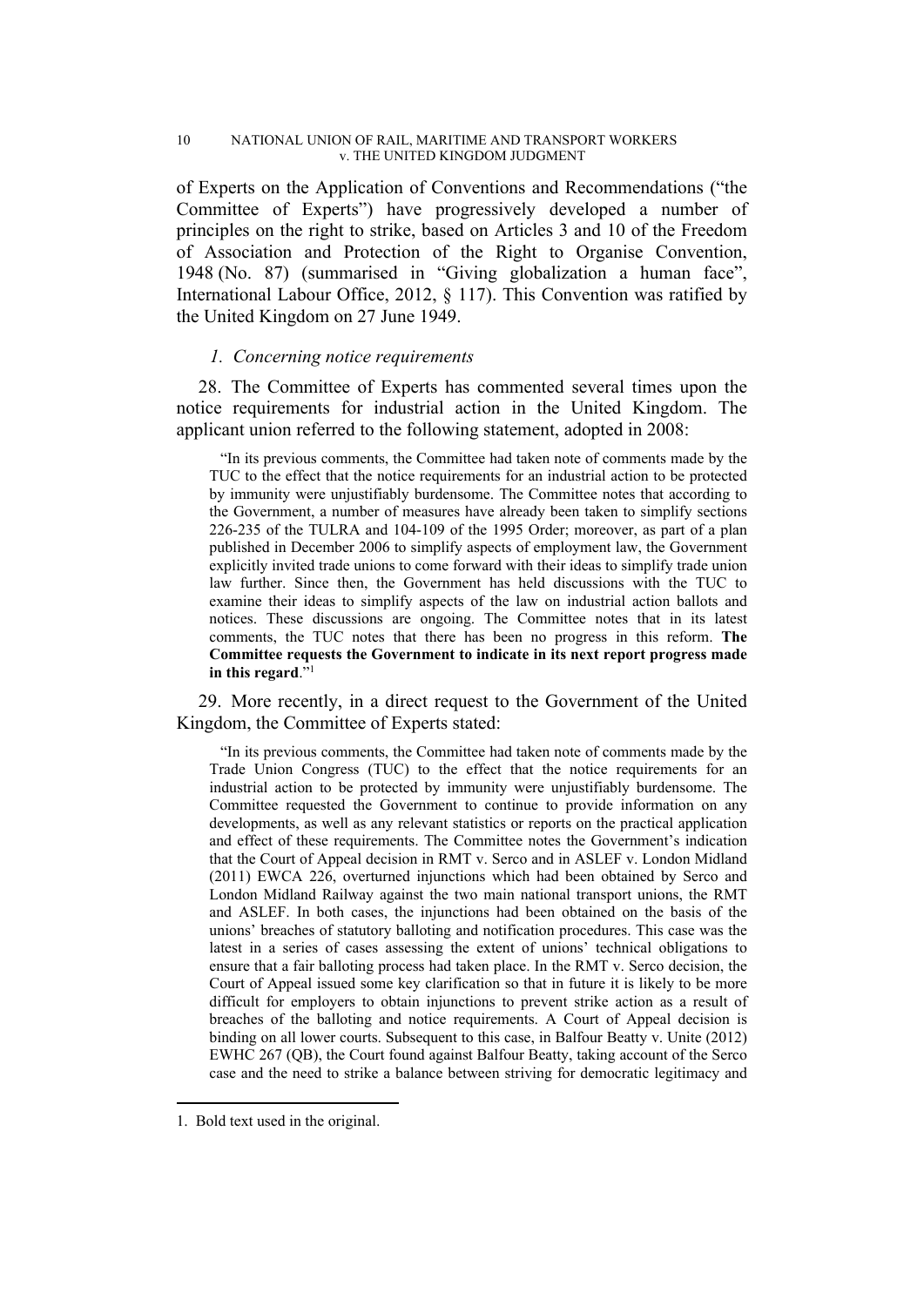of Experts on the Application of Conventions and Recommendations ("the Committee of Experts") have progressively developed a number of principles on the right to strike, based on Articles 3 and 10 of the Freedom of Association and Protection of the Right to Organise Convention, 1948 (No. 87) (summarised in "Giving globalization a human face", International Labour Office, 2012, § 117). This Convention was ratified by the United Kingdom on 27 June 1949.

### *1. Concerning notice requirements*

28. The Committee of Experts has commented several times upon the notice requirements for industrial action in the United Kingdom. The applicant union referred to the following statement, adopted in 2008:

> "In its previous comments, the Committee had taken note of comments made by the TUC to the effect that the notice requirements for an industrial action to be protected by immunity were unjustifiably burdensome. The Committee notes that according to the Government, a number of measures have already been taken to simplify sections 226-235 of the TULRA and 104-109 of the 1995 Order; moreover, as part of a plan published in December 2006 to simplify aspects of employment law, the Government explicitly invited trade unions to come forward with their ideas to simplify trade union law further. Since then, the Government has held discussions with the TUC to examine their ideas to simplify aspects of the law on industrial action ballots and notices. These discussions are ongoing. The Committee notes that in its latest comments, the TUC notes that there has been no progress in this reform. **The Committee requests the Government to indicate in its next report progress made in this regard**."[1]

29. More recently, in a direct request to the Government of the United Kingdom, the Committee of Experts stated:

> "In its previous comments, the Committee had taken note of comments made by the Trade Union Congress (TUC) to the effect that the notice requirements for an industrial action to be protected by immunity were unjustifiably burdensome. The Committee requested the Government to continue to provide information on any developments, as well as any relevant statistics or reports on the practical application and effect of these requirements. The Committee notes the Government's indication that the Court of Appeal decision in RMT v. Serco and in ASLEF v. London Midland (2011) EWCA 226, overturned injunctions which had been obtained by Serco and London Midland Railway against the two main national transport unions, the RMT and ASLEF. In both cases, the injunctions had been obtained on the basis of the unions' breaches of statutory balloting and notification procedures. This case was the latest in a series of cases assessing the extent of unions' technical obligations to ensure that a fair balloting process had taken place. In the RMT v. Serco decision, the Court of Appeal issued some key clarification so that in future it is likely to be more difficult for employers to obtain injunctions to prevent strike action as a result of breaches of the balloting and notice requirements. A Court of Appeal decision is binding on all lower courts. Subsequent to this case, in Balfour Beatty v. Unite (2012) EWHC 267 (QB), the Court found against Balfour Beatty, taking account of the Serco case and the need to strike a balance between striving for democratic legitimacy and

---

1. Bold text used in the original.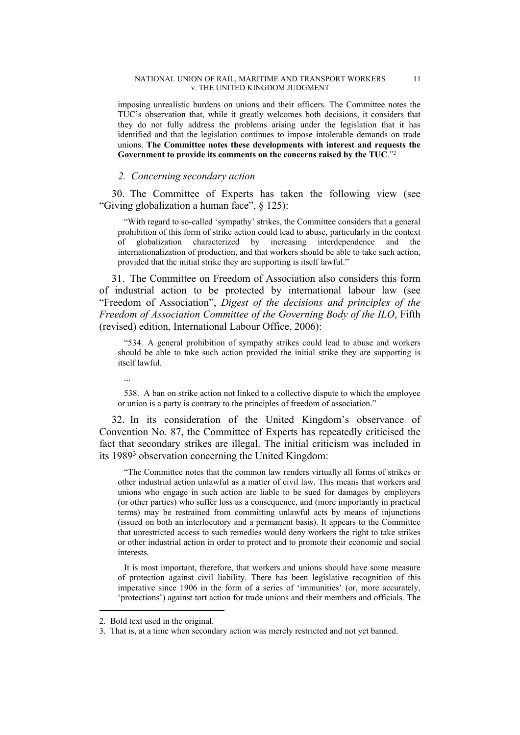imposing unrealistic burdens on unions and their officers. The Committee notes the TUC's observation that, while it greatly welcomes both decisions, it considers that they do not fully address the problems arising under the legislation that it has identified and that the legislation continues to impose intolerable demands on trade unions. **The Committee notes these developments with interest and requests the Government to provide its comments on the concerns raised by the TUC**."[2]

### *2. Concerning secondary action*

30. The Committee of Experts has taken the following view (see "Giving globalization a human face", § 125):

> "With regard to so-called 'sympathy' strikes, the Committee considers that a general prohibition of this form of strike action could lead to abuse, particularly in the context of globalization characterized by increasing interdependence and the internationalization of production, and that workers should be able to take such action, provided that the initial strike they are supporting is itself lawful."

31. The Committee on Freedom of Association also considers this form of industrial action to be protected by international labour law (see "Freedom of Association", *Digest of the decisions and principles of the Freedom of Association Committee of the Governing Body of the ILO*, Fifth (revised) edition, International Labour Office, 2006):

> "534. A general prohibition of sympathy strikes could lead to abuse and workers should be able to take such action provided the initial strike they are supporting is itself lawful.
>
> ...
>
> 538. A ban on strike action not linked to a collective dispute to which the employee or union is a party is contrary to the principles of freedom of association."

32. In its consideration of the United Kingdom's observance of Convention No. 87, the Committee of Experts has repeatedly criticised the fact that secondary strikes are illegal. The initial criticism was included in its 1989[3] observation concerning the United Kingdom:

> "The Committee notes that the common law renders virtually all forms of strikes or other industrial action unlawful as a matter of civil law. This means that workers and unions who engage in such action are liable to be sued for damages by employers (or other parties) who suffer loss as a consequence, and (more importantly in practical terms) may be restrained from committing unlawful acts by means of injunctions (issued on both an interlocutory and a permanent basis). It appears to the Committee that unrestricted access to such remedies would deny workers the right to take strikes or other industrial action in order to protect and to promote their economic and social interests.
>
> It is most important, therefore, that workers and unions should have some measure of protection against civil liability. There has been legislative recognition of this imperative since 1906 in the form of a series of 'immunities' (or, more accurately, 'protections') against tort action for trade unions and their members and officials. The

---

2. Bold text used in the original.

3. That is, at a time when secondary action was merely restricted and not yet banned.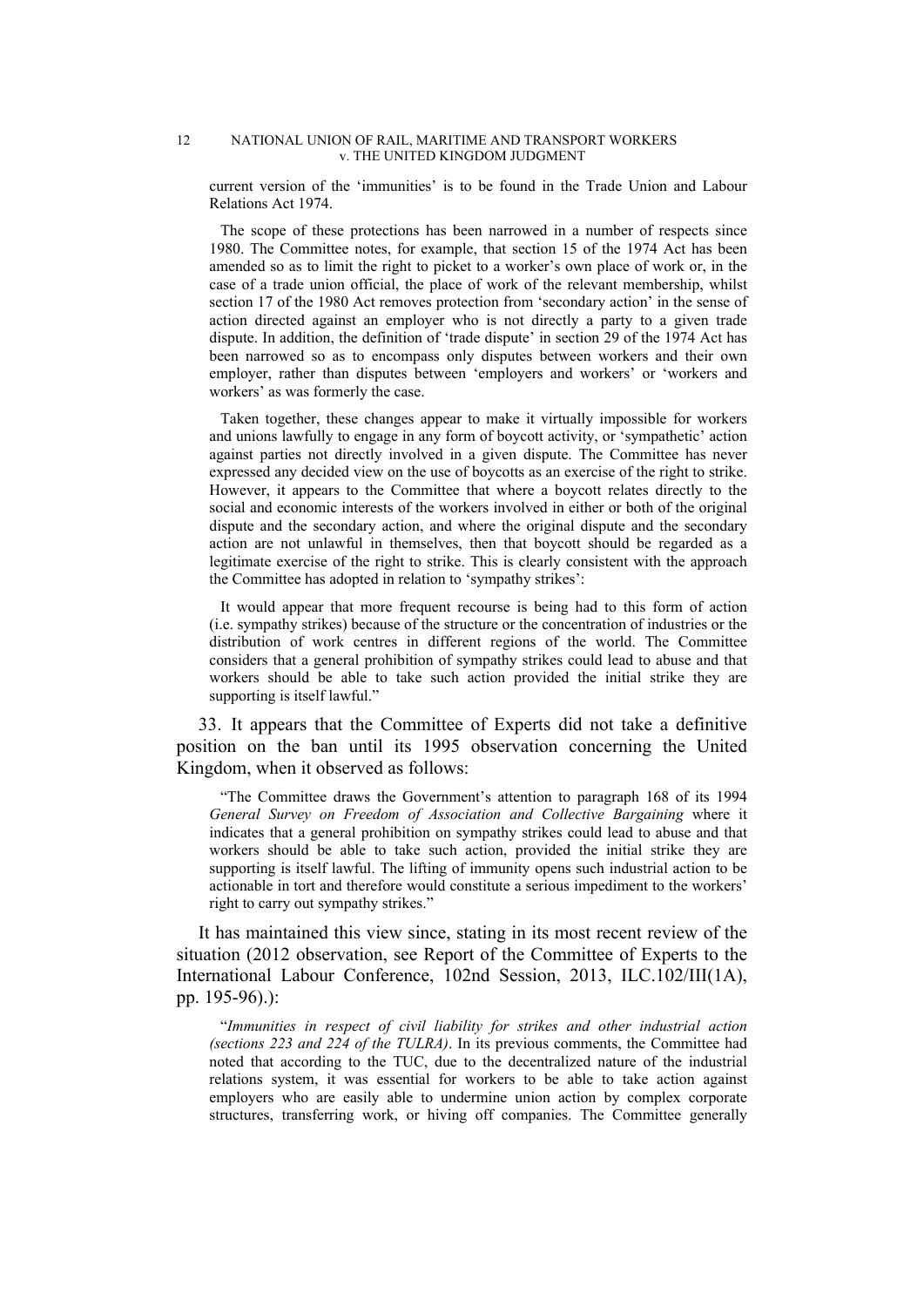current version of the 'immunities' is to be found in the Trade Union and Labour Relations Act 1974.

The scope of these protections has been narrowed in a number of respects since 1980. The Committee notes, for example, that section 15 of the 1974 Act has been amended so as to limit the right to picket to a worker's own place of work or, in the case of a trade union official, the place of work of the relevant membership, whilst section 17 of the 1980 Act removes protection from 'secondary action' in the sense of action directed against an employer who is not directly a party to a given trade dispute. In addition, the definition of 'trade dispute' in section 29 of the 1974 Act has been narrowed so as to encompass only disputes between workers and their own employer, rather than disputes between 'employers and workers' or 'workers and workers' as was formerly the case.

Taken together, these changes appear to make it virtually impossible for workers and unions lawfully to engage in any form of boycott activity, or 'sympathetic' action against parties not directly involved in a given dispute. The Committee has never expressed any decided view on the use of boycotts as an exercise of the right to strike. However, it appears to the Committee that where a boycott relates directly to the social and economic interests of the workers involved in either or both of the original dispute and the secondary action, and where the original dispute and the secondary action are not unlawful in themselves, then that boycott should be regarded as a legitimate exercise of the right to strike. This is clearly consistent with the approach the Committee has adopted in relation to 'sympathy strikes':

It would appear that more frequent recourse is being had to this form of action (i.e. sympathy strikes) because of the structure or the concentration of industries or the distribution of work centres in different regions of the world. The Committee considers that a general prohibition of sympathy strikes could lead to abuse and that workers should be able to take such action provided the initial strike they are supporting is itself lawful."

33. It appears that the Committee of Experts did not take a definitive position on the ban until its 1995 observation concerning the United Kingdom, when it observed as follows:

"The Committee draws the Government's attention to paragraph 168 of its 1994 *General Survey on Freedom of Association and Collective Bargaining* where it indicates that a general prohibition on sympathy strikes could lead to abuse and that workers should be able to take such action, provided the initial strike they are supporting is itself lawful. The lifting of immunity opens such industrial action to be actionable in tort and therefore would constitute a serious impediment to the workers' right to carry out sympathy strikes."

It has maintained this view since, stating in its most recent review of the situation (2012 observation, see Report of the Committee of Experts to the International Labour Conference, 102nd Session, 2013, ILC.102/III(1A), pp. 195-96).):

"*Immunities in respect of civil liability for strikes and other industrial action (sections 223 and 224 of the TULRA)*. In its previous comments, the Committee had noted that according to the TUC, due to the decentralized nature of the industrial relations system, it was essential for workers to be able to take action against employers who are easily able to undermine union action by complex corporate structures, transferring work, or hiving off companies. The Committee generally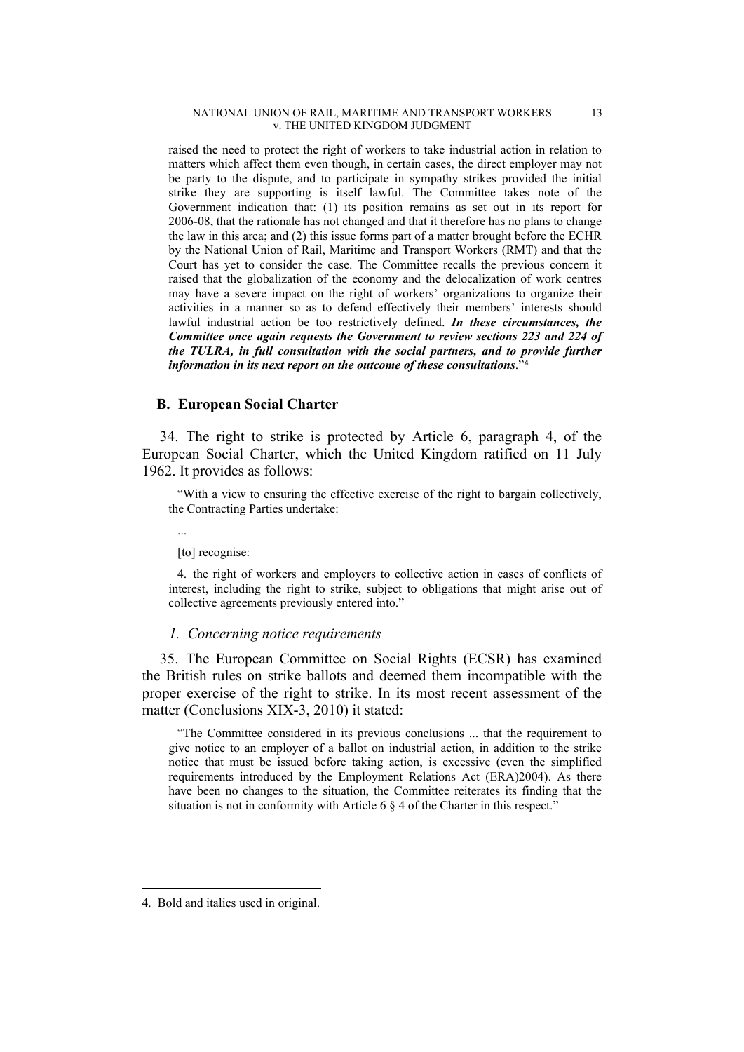raised the need to protect the right of workers to take industrial action in relation to matters which affect them even though, in certain cases, the direct employer may not be party to the dispute, and to participate in sympathy strikes provided the initial strike they are supporting is itself lawful. The Committee takes note of the Government indication that: (1) its position remains as set out in its report for 2006-08, that the rationale has not changed and that it therefore has no plans to change the law in this area; and (2) this issue forms part of a matter brought before the ECHR by the National Union of Rail, Maritime and Transport Workers (RMT) and that the Court has yet to consider the case. The Committee recalls the previous concern it raised that the globalization of the economy and the delocalization of work centres may have a severe impact on the right of workers' organizations to organize their activities in a manner so as to defend effectively their members' interests should lawful industrial action be too restrictively defined. ***In these circumstances, the Committee once again requests the Government to review sections 223 and 224 of the TULRA, in full consultation with the social partners, and to provide further information in its next report on the outcome of these consultations***."[4]

## B. European Social Charter

34. The right to strike is protected by Article 6, paragraph 4, of the European Social Charter, which the United Kingdom ratified on 11 July 1962. It provides as follows:

> "With a view to ensuring the effective exercise of the right to bargain collectively, the Contracting Parties undertake:
>
> ...
>
> [to] recognise:
>
> 4. the right of workers and employers to collective action in cases of conflicts of interest, including the right to strike, subject to obligations that might arise out of collective agreements previously entered into."

### *1. Concerning notice requirements*

35. The European Committee on Social Rights (ECSR) has examined the British rules on strike ballots and deemed them incompatible with the proper exercise of the right to strike. In its most recent assessment of the matter (Conclusions XIX-3, 2010) it stated:

> "The Committee considered in its previous conclusions ... that the requirement to give notice to an employer of a ballot on industrial action, in addition to the strike notice that must be issued before taking action, is excessive (even the simplified requirements introduced by the Employment Relations Act (ERA)2004). As there have been no changes to the situation, the Committee reiterates its finding that the situation is not in conformity with Article 6 § 4 of the Charter in this respect."

---

4. Bold and italics used in original.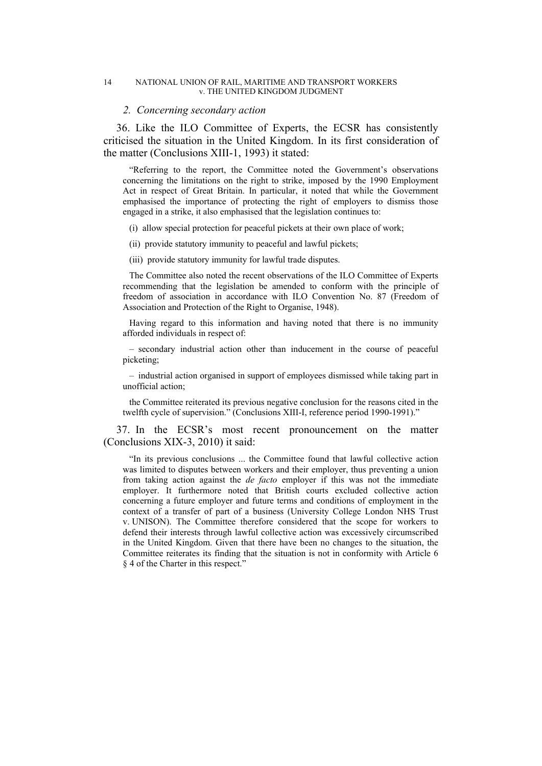*2. Concerning secondary action*

36. Like the ILO Committee of Experts, the ECSR has consistently criticised the situation in the United Kingdom. In its first consideration of the matter (Conclusions XIII-1, 1993) it stated:

> "Referring to the report, the Committee noted the Government's observations concerning the limitations on the right to strike, imposed by the 1990 Employment Act in respect of Great Britain. In particular, it noted that while the Government emphasised the importance of protecting the right of employers to dismiss those engaged in a strike, it also emphasised that the legislation continues to:
>
> (i) allow special protection for peaceful pickets at their own place of work;
>
> (ii) provide statutory immunity to peaceful and lawful pickets;
>
> (iii) provide statutory immunity for lawful trade disputes.
>
> The Committee also noted the recent observations of the ILO Committee of Experts recommending that the legislation be amended to conform with the principle of freedom of association in accordance with ILO Convention No. 87 (Freedom of Association and Protection of the Right to Organise, 1948).
>
> Having regard to this information and having noted that there is no immunity afforded individuals in respect of:
>
> – secondary industrial action other than inducement in the course of peaceful picketing;
>
> – industrial action organised in support of employees dismissed while taking part in unofficial action;
>
> the Committee reiterated its previous negative conclusion for the reasons cited in the twelfth cycle of supervision." (Conclusions XIII-I, reference period 1990-1991)."

37. In the ECSR's most recent pronouncement on the matter (Conclusions XIX-3, 2010) it said:

> "In its previous conclusions ... the Committee found that lawful collective action was limited to disputes between workers and their employer, thus preventing a union from taking action against the *de facto* employer if this was not the immediate employer. It furthermore noted that British courts excluded collective action concerning a future employer and future terms and conditions of employment in the context of a transfer of part of a business (University College London NHS Trust v. UNISON). The Committee therefore considered that the scope for workers to defend their interests through lawful collective action was excessively circumscribed in the United Kingdom. Given that there have been no changes to the situation, the Committee reiterates its finding that the situation is not in conformity with Article 6 § 4 of the Charter in this respect."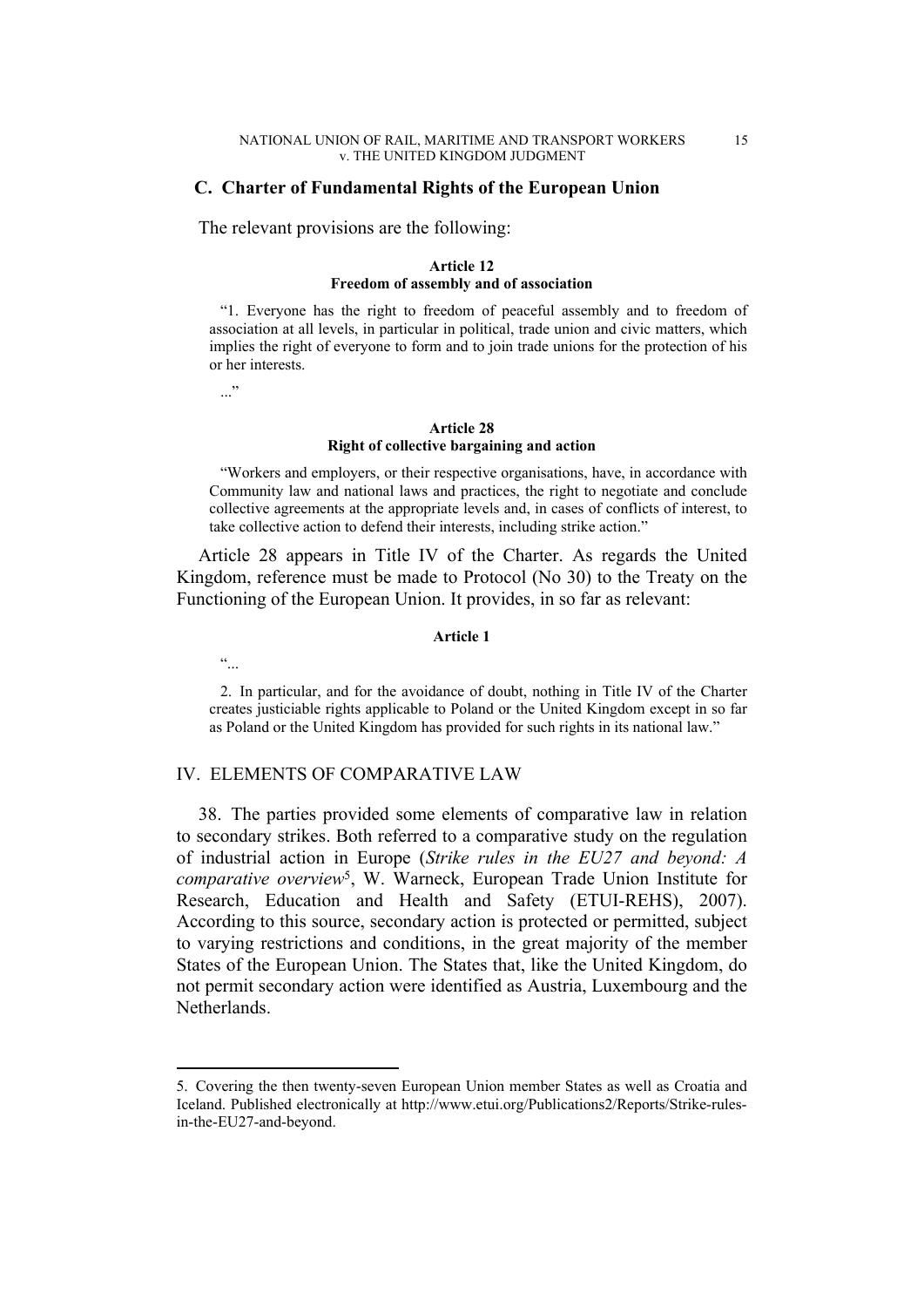### C. Charter of Fundamental Rights of the European Union

The relevant provisions are the following:

**Article 12**
**Freedom of assembly and of association**

> "1. Everyone has the right to freedom of peaceful assembly and to freedom of association at all levels, in particular in political, trade union and civic matters, which implies the right of everyone to form and to join trade unions for the protection of his or her interests.
>
> ..."

**Article 28**
**Right of collective bargaining and action**

> "Workers and employers, or their respective organisations, have, in accordance with Community law and national laws and practices, the right to negotiate and conclude collective agreements at the appropriate levels and, in cases of conflicts of interest, to take collective action to defend their interests, including strike action."

Article 28 appears in Title IV of the Charter. As regards the United Kingdom, reference must be made to Protocol (No 30) to the Treaty on the Functioning of the European Union. It provides, in so far as relevant:

**Article 1**

> "...
>
> 2. In particular, and for the avoidance of doubt, nothing in Title IV of the Charter creates justiciable rights applicable to Poland or the United Kingdom except in so far as Poland or the United Kingdom has provided for such rights in its national law."

## IV. ELEMENTS OF COMPARATIVE LAW

38. The parties provided some elements of comparative law in relation to secondary strikes. Both referred to a comparative study on the regulation of industrial action in Europe (*Strike rules in the EU27 and beyond: A comparative overview*[5], W. Warneck, European Trade Union Institute for Research, Education and Health and Safety (ETUI-REHS), 2007). According to this source, secondary action is protected or permitted, subject to varying restrictions and conditions, in the great majority of the member States of the European Union. The States that, like the United Kingdom, do not permit secondary action were identified as Austria, Luxembourg and the Netherlands.

---

5. Covering the then twenty-seven European Union member States as well as Croatia and Iceland. Published electronically at http://www.etui.org/Publications2/Reports/Strike-rules-in-the-EU27-and-beyond.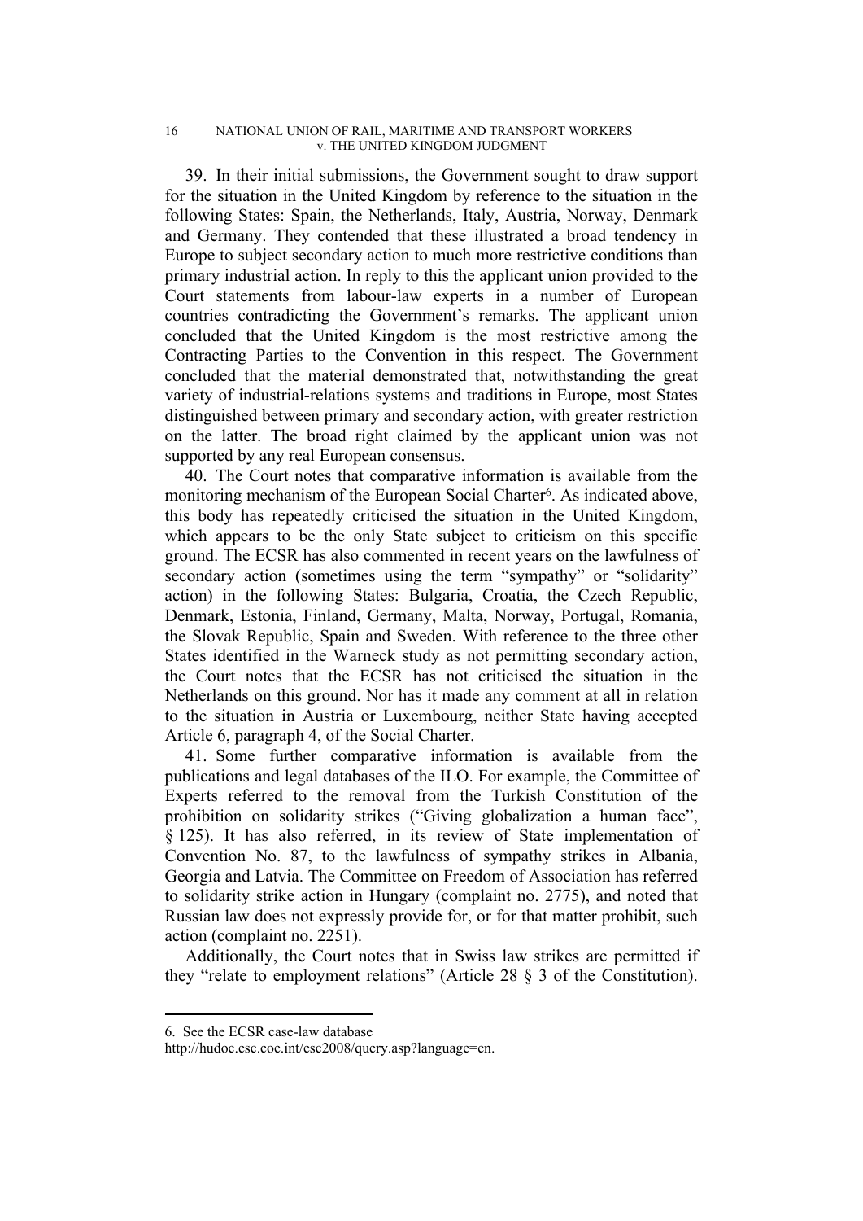39. In their initial submissions, the Government sought to draw support for the situation in the United Kingdom by reference to the situation in the following States: Spain, the Netherlands, Italy, Austria, Norway, Denmark and Germany. They contended that these illustrated a broad tendency in Europe to subject secondary action to much more restrictive conditions than primary industrial action. In reply to this the applicant union provided to the Court statements from labour-law experts in a number of European countries contradicting the Government's remarks. The applicant union concluded that the United Kingdom is the most restrictive among the Contracting Parties to the Convention in this respect. The Government concluded that the material demonstrated that, notwithstanding the great variety of industrial-relations systems and traditions in Europe, most States distinguished between primary and secondary action, with greater restriction on the latter. The broad right claimed by the applicant union was not supported by any real European consensus.

40. The Court notes that comparative information is available from the monitoring mechanism of the European Social Charter[6]. As indicated above, this body has repeatedly criticised the situation in the United Kingdom, which appears to be the only State subject to criticism on this specific ground. The ECSR has also commented in recent years on the lawfulness of secondary action (sometimes using the term "sympathy" or "solidarity" action) in the following States: Bulgaria, Croatia, the Czech Republic, Denmark, Estonia, Finland, Germany, Malta, Norway, Portugal, Romania, the Slovak Republic, Spain and Sweden. With reference to the three other States identified in the Warneck study as not permitting secondary action, the Court notes that the ECSR has not criticised the situation in the Netherlands on this ground. Nor has it made any comment at all in relation to the situation in Austria or Luxembourg, neither State having accepted Article 6, paragraph 4, of the Social Charter.

41. Some further comparative information is available from the publications and legal databases of the ILO. For example, the Committee of Experts referred to the removal from the Turkish Constitution of the prohibition on solidarity strikes ("Giving globalization a human face", § 125). It has also referred, in its review of State implementation of Convention No. 87, to the lawfulness of sympathy strikes in Albania, Georgia and Latvia. The Committee on Freedom of Association has referred to solidarity strike action in Hungary (complaint no. 2775), and noted that Russian law does not expressly provide for, or for that matter prohibit, such action (complaint no. 2251).

Additionally, the Court notes that in Swiss law strikes are permitted if they "relate to employment relations" (Article 28 § 3 of the Constitution).

---

6. See the ECSR case-law database
http://hudoc.esc.coe.int/esc2008/query.asp?language=en.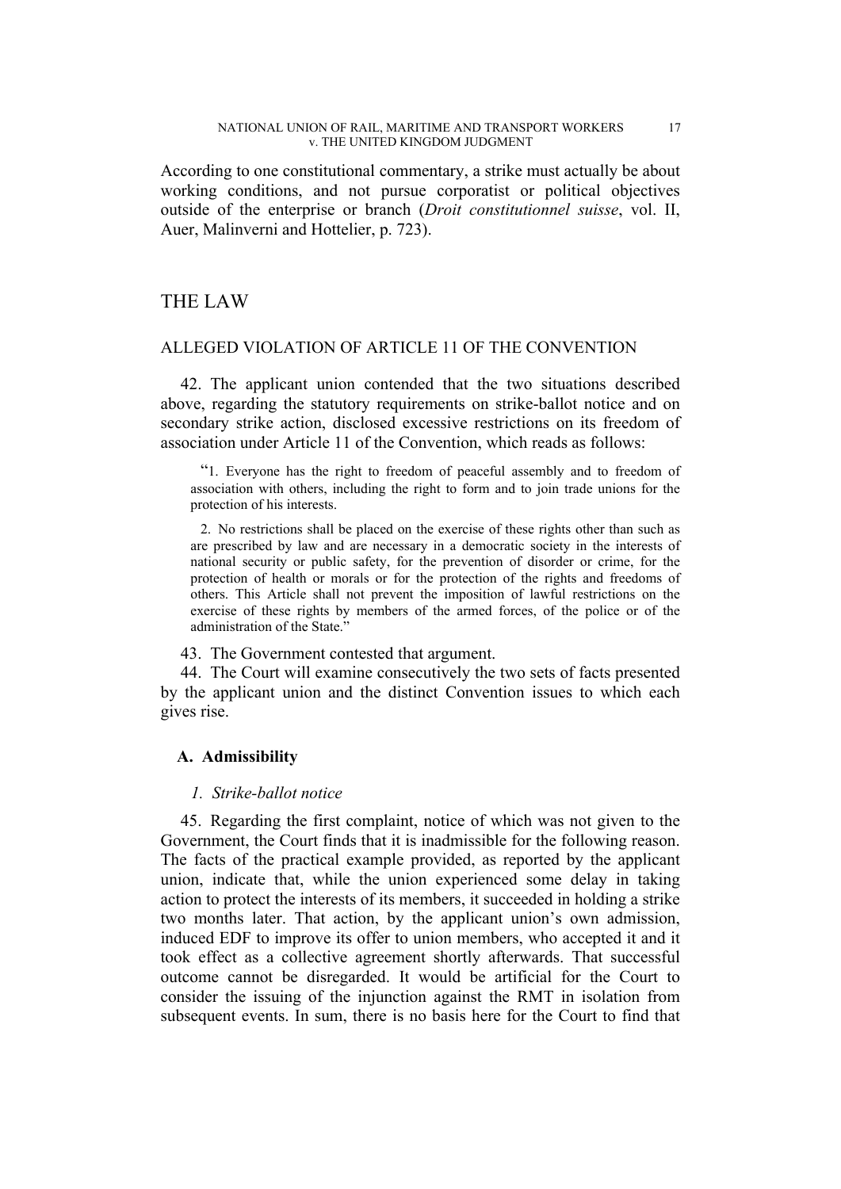According to one constitutional commentary, a strike must actually be about working conditions, and not pursue corporatist or political objectives outside of the enterprise or branch (*Droit constitutionnel suisse*, vol. II, Auer, Malinverni and Hottelier, p. 723).

# THE LAW

## ALLEGED VIOLATION OF ARTICLE 11 OF THE CONVENTION

42. The applicant union contended that the two situations described above, regarding the statutory requirements on strike-ballot notice and on secondary strike action, disclosed excessive restrictions on its freedom of association under Article 11 of the Convention, which reads as follows:

> "1. Everyone has the right to freedom of peaceful assembly and to freedom of association with others, including the right to form and to join trade unions for the protection of his interests.
>
> 2. No restrictions shall be placed on the exercise of these rights other than such as are prescribed by law and are necessary in a democratic society in the interests of national security or public safety, for the prevention of disorder or crime, for the protection of health or morals or for the protection of the rights and freedoms of others. This Article shall not prevent the imposition of lawful restrictions on the exercise of these rights by members of the armed forces, of the police or of the administration of the State."

43. The Government contested that argument.

44. The Court will examine consecutively the two sets of facts presented by the applicant union and the distinct Convention issues to which each gives rise.

### A. Admissibility

#### *1. Strike-ballot notice*

45. Regarding the first complaint, notice of which was not given to the Government, the Court finds that it is inadmissible for the following reason. The facts of the practical example provided, as reported by the applicant union, indicate that, while the union experienced some delay in taking action to protect the interests of its members, it succeeded in holding a strike two months later. That action, by the applicant union's own admission, induced EDF to improve its offer to union members, who accepted it and it took effect as a collective agreement shortly afterwards. That successful outcome cannot be disregarded. It would be artificial for the Court to consider the issuing of the injunction against the RMT in isolation from subsequent events. In sum, there is no basis here for the Court to find that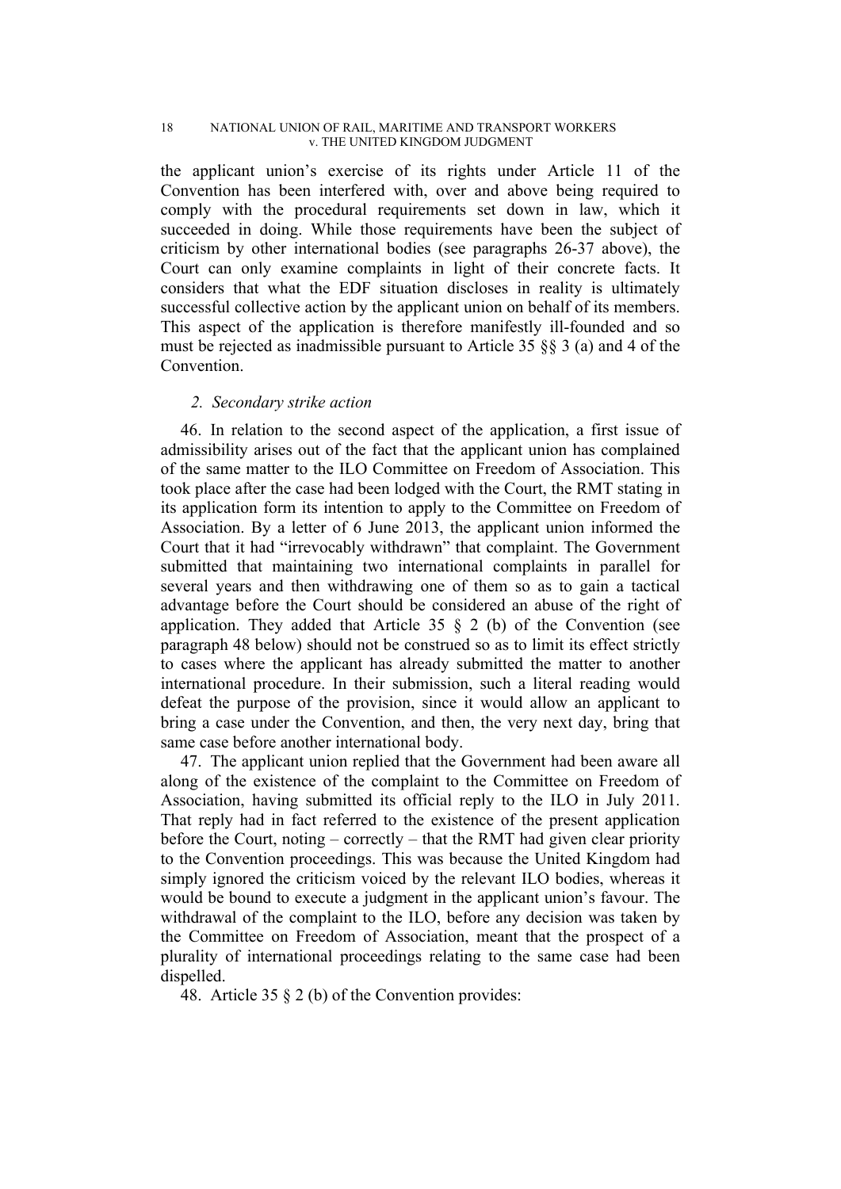the applicant union's exercise of its rights under Article 11 of the Convention has been interfered with, over and above being required to comply with the procedural requirements set down in law, which it succeeded in doing. While those requirements have been the subject of criticism by other international bodies (see paragraphs 26-37 above), the Court can only examine complaints in light of their concrete facts. It considers that what the EDF situation discloses in reality is ultimately successful collective action by the applicant union on behalf of its members. This aspect of the application is therefore manifestly ill-founded and so must be rejected as inadmissible pursuant to Article 35 §§ 3 (a) and 4 of the Convention.

### *2. Secondary strike action*

46. In relation to the second aspect of the application, a first issue of admissibility arises out of the fact that the applicant union has complained of the same matter to the ILO Committee on Freedom of Association. This took place after the case had been lodged with the Court, the RMT stating in its application form its intention to apply to the Committee on Freedom of Association. By a letter of 6 June 2013, the applicant union informed the Court that it had "irrevocably withdrawn" that complaint. The Government submitted that maintaining two international complaints in parallel for several years and then withdrawing one of them so as to gain a tactical advantage before the Court should be considered an abuse of the right of application. They added that Article 35 § 2 (b) of the Convention (see paragraph 48 below) should not be construed so as to limit its effect strictly to cases where the applicant has already submitted the matter to another international procedure. In their submission, such a literal reading would defeat the purpose of the provision, since it would allow an applicant to bring a case under the Convention, and then, the very next day, bring that same case before another international body.

47. The applicant union replied that the Government had been aware all along of the existence of the complaint to the Committee on Freedom of Association, having submitted its official reply to the ILO in July 2011. That reply had in fact referred to the existence of the present application before the Court, noting – correctly – that the RMT had given clear priority to the Convention proceedings. This was because the United Kingdom had simply ignored the criticism voiced by the relevant ILO bodies, whereas it would be bound to execute a judgment in the applicant union's favour. The withdrawal of the complaint to the ILO, before any decision was taken by the Committee on Freedom of Association, meant that the prospect of a plurality of international proceedings relating to the same case had been dispelled.

48. Article 35 § 2 (b) of the Convention provides: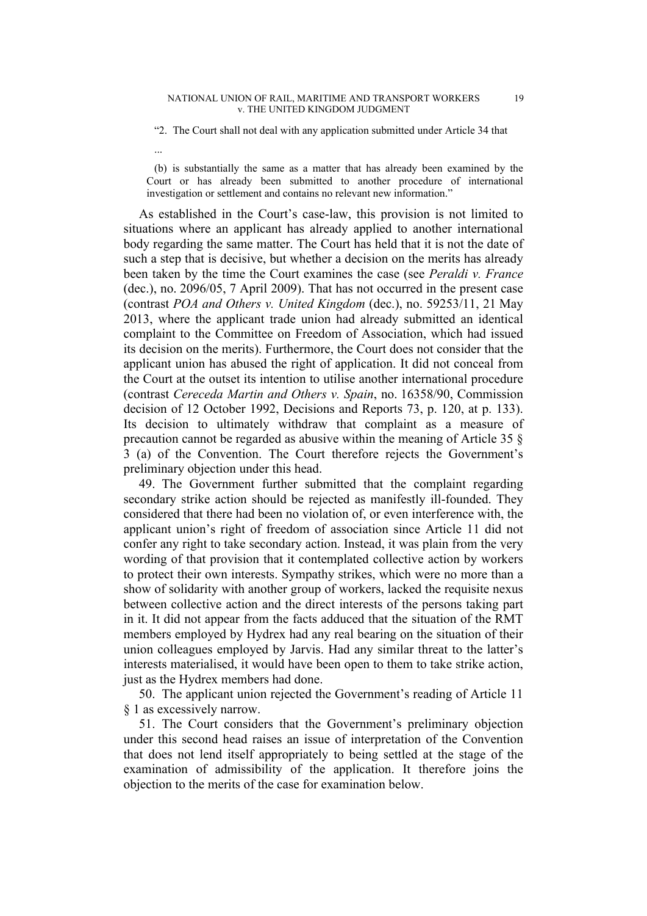"2. The Court shall not deal with any application submitted under Article 34 that

...

(b) is substantially the same as a matter that has already been examined by the Court or has already been submitted to another procedure of international investigation or settlement and contains no relevant new information."

As established in the Court's case-law, this provision is not limited to situations where an applicant has already applied to another international body regarding the same matter. The Court has held that it is not the date of such a step that is decisive, but whether a decision on the merits has already been taken by the time the Court examines the case (see *Peraldi v. France* (dec.), no. 2096/05, 7 April 2009). That has not occurred in the present case (contrast *POA and Others v. United Kingdom* (dec.), no. 59253/11, 21 May 2013, where the applicant trade union had already submitted an identical complaint to the Committee on Freedom of Association, which had issued its decision on the merits). Furthermore, the Court does not consider that the applicant union has abused the right of application. It did not conceal from the Court at the outset its intention to utilise another international procedure (contrast *Cereceda Martin and Others v. Spain*, no. 16358/90, Commission decision of 12 October 1992, Decisions and Reports 73, p. 120, at p. 133). Its decision to ultimately withdraw that complaint as a measure of precaution cannot be regarded as abusive within the meaning of Article 35 § 3 (a) of the Convention. The Court therefore rejects the Government's preliminary objection under this head.

49. The Government further submitted that the complaint regarding secondary strike action should be rejected as manifestly ill-founded. They considered that there had been no violation of, or even interference with, the applicant union's right of freedom of association since Article 11 did not confer any right to take secondary action. Instead, it was plain from the very wording of that provision that it contemplated collective action by workers to protect their own interests. Sympathy strikes, which were no more than a show of solidarity with another group of workers, lacked the requisite nexus between collective action and the direct interests of the persons taking part in it. It did not appear from the facts adduced that the situation of the RMT members employed by Hydrex had any real bearing on the situation of their union colleagues employed by Jarvis. Had any similar threat to the latter's interests materialised, it would have been open to them to take strike action, just as the Hydrex members had done.

50. The applicant union rejected the Government's reading of Article 11 § 1 as excessively narrow.

51. The Court considers that the Government's preliminary objection under this second head raises an issue of interpretation of the Convention that does not lend itself appropriately to being settled at the stage of the examination of admissibility of the application. It therefore joins the objection to the merits of the case for examination below.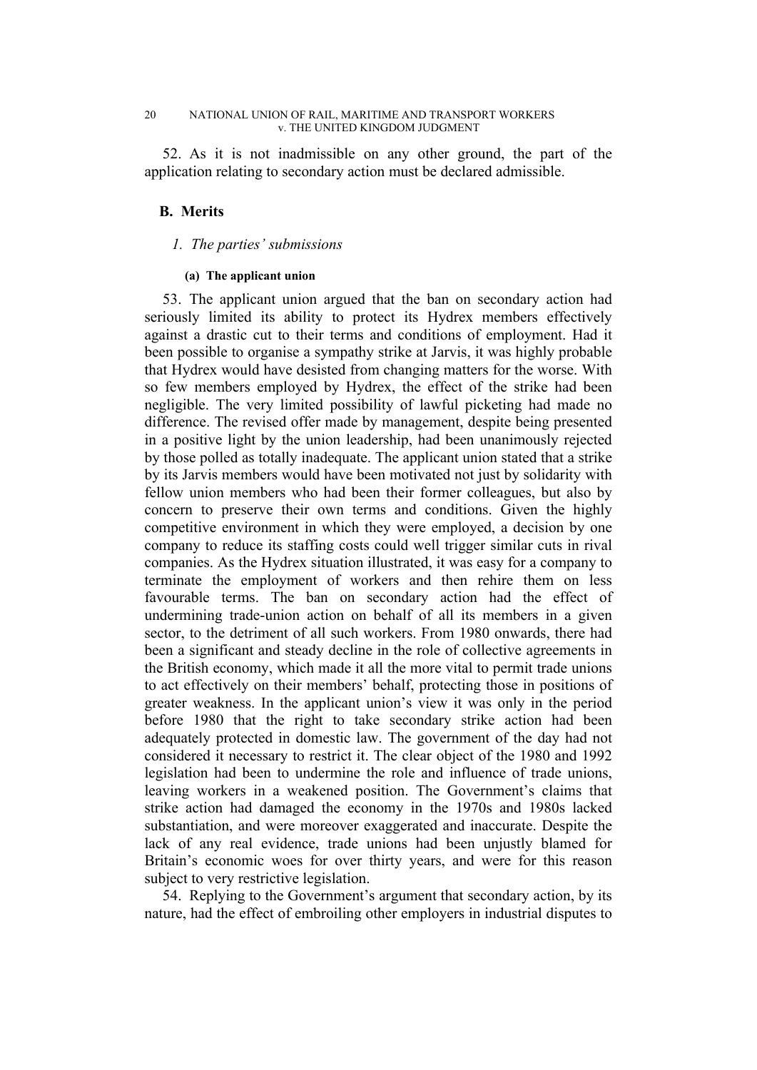52. As it is not inadmissible on any other ground, the part of the application relating to secondary action must be declared admissible.

## B. Merits

### *1. The parties' submissions*

#### (a) The applicant union

53. The applicant union argued that the ban on secondary action had seriously limited its ability to protect its Hydrex members effectively against a drastic cut to their terms and conditions of employment. Had it been possible to organise a sympathy strike at Jarvis, it was highly probable that Hydrex would have desisted from changing matters for the worse. With so few members employed by Hydrex, the effect of the strike had been negligible. The very limited possibility of lawful picketing had made no difference. The revised offer made by management, despite being presented in a positive light by the union leadership, had been unanimously rejected by those polled as totally inadequate. The applicant union stated that a strike by its Jarvis members would have been motivated not just by solidarity with fellow union members who had been their former colleagues, but also by concern to preserve their own terms and conditions. Given the highly competitive environment in which they were employed, a decision by one company to reduce its staffing costs could well trigger similar cuts in rival companies. As the Hydrex situation illustrated, it was easy for a company to terminate the employment of workers and then rehire them on less favourable terms. The ban on secondary action had the effect of undermining trade-union action on behalf of all its members in a given sector, to the detriment of all such workers. From 1980 onwards, there had been a significant and steady decline in the role of collective agreements in the British economy, which made it all the more vital to permit trade unions to act effectively on their members' behalf, protecting those in positions of greater weakness. In the applicant union's view it was only in the period before 1980 that the right to take secondary strike action had been adequately protected in domestic law. The government of the day had not considered it necessary to restrict it. The clear object of the 1980 and 1992 legislation had been to undermine the role and influence of trade unions, leaving workers in a weakened position. The Government's claims that strike action had damaged the economy in the 1970s and 1980s lacked substantiation, and were moreover exaggerated and inaccurate. Despite the lack of any real evidence, trade unions had been unjustly blamed for Britain's economic woes for over thirty years, and were for this reason subject to very restrictive legislation.

54. Replying to the Government's argument that secondary action, by its nature, had the effect of embroiling other employers in industrial disputes to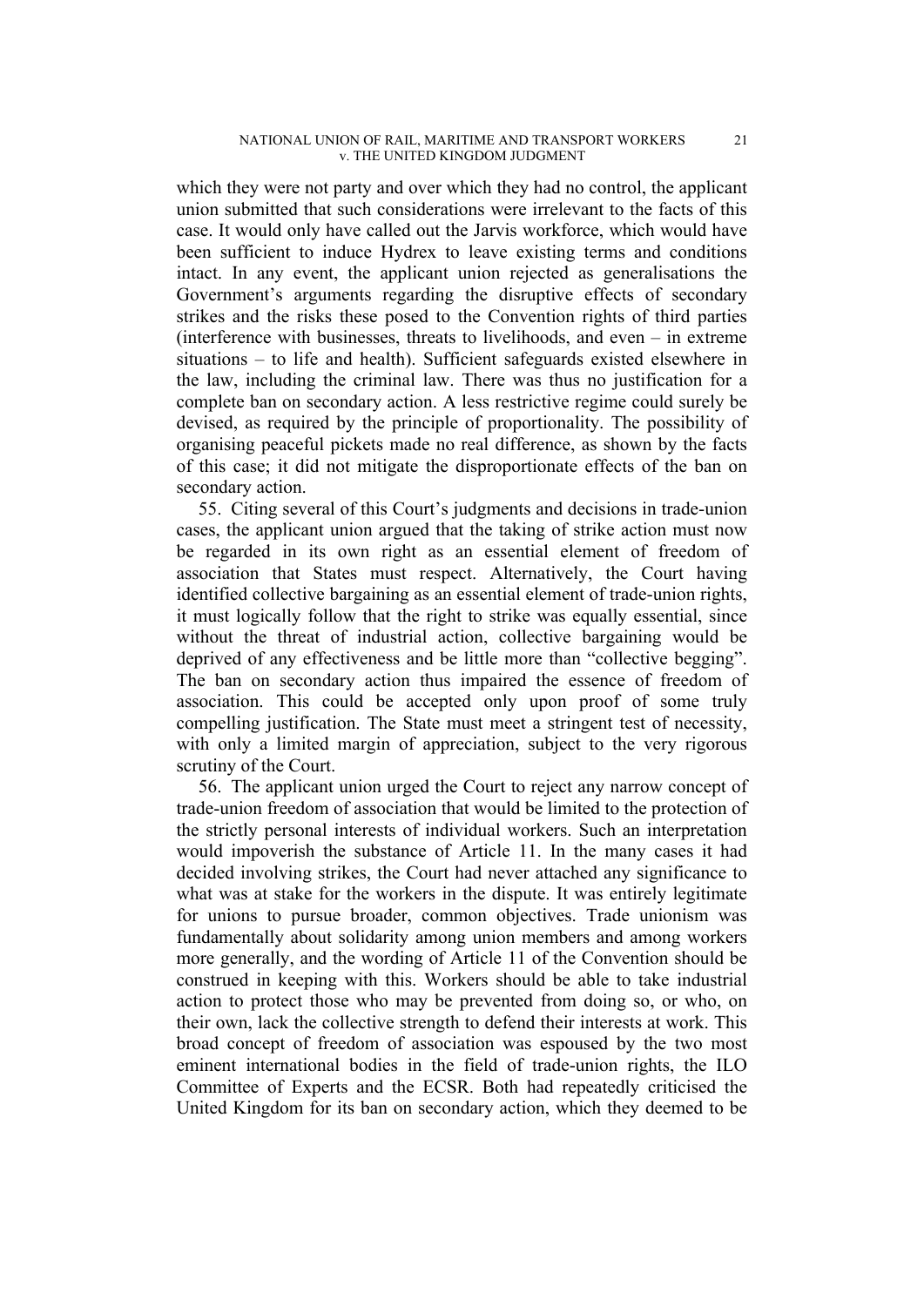which they were not party and over which they had no control, the applicant union submitted that such considerations were irrelevant to the facts of this case. It would only have called out the Jarvis workforce, which would have been sufficient to induce Hydrex to leave existing terms and conditions intact. In any event, the applicant union rejected as generalisations the Government's arguments regarding the disruptive effects of secondary strikes and the risks these posed to the Convention rights of third parties (interference with businesses, threats to livelihoods, and even – in extreme situations – to life and health). Sufficient safeguards existed elsewhere in the law, including the criminal law. There was thus no justification for a complete ban on secondary action. A less restrictive regime could surely be devised, as required by the principle of proportionality. The possibility of organising peaceful pickets made no real difference, as shown by the facts of this case; it did not mitigate the disproportionate effects of the ban on secondary action.

55. Citing several of this Court's judgments and decisions in trade-union cases, the applicant union argued that the taking of strike action must now be regarded in its own right as an essential element of freedom of association that States must respect. Alternatively, the Court having identified collective bargaining as an essential element of trade-union rights, it must logically follow that the right to strike was equally essential, since without the threat of industrial action, collective bargaining would be deprived of any effectiveness and be little more than "collective begging". The ban on secondary action thus impaired the essence of freedom of association. This could be accepted only upon proof of some truly compelling justification. The State must meet a stringent test of necessity, with only a limited margin of appreciation, subject to the very rigorous scrutiny of the Court.

56. The applicant union urged the Court to reject any narrow concept of trade-union freedom of association that would be limited to the protection of the strictly personal interests of individual workers. Such an interpretation would impoverish the substance of Article 11. In the many cases it had decided involving strikes, the Court had never attached any significance to what was at stake for the workers in the dispute. It was entirely legitimate for unions to pursue broader, common objectives. Trade unionism was fundamentally about solidarity among union members and among workers more generally, and the wording of Article 11 of the Convention should be construed in keeping with this. Workers should be able to take industrial action to protect those who may be prevented from doing so, or who, on their own, lack the collective strength to defend their interests at work. This broad concept of freedom of association was espoused by the two most eminent international bodies in the field of trade-union rights, the ILO Committee of Experts and the ECSR. Both had repeatedly criticised the United Kingdom for its ban on secondary action, which they deemed to be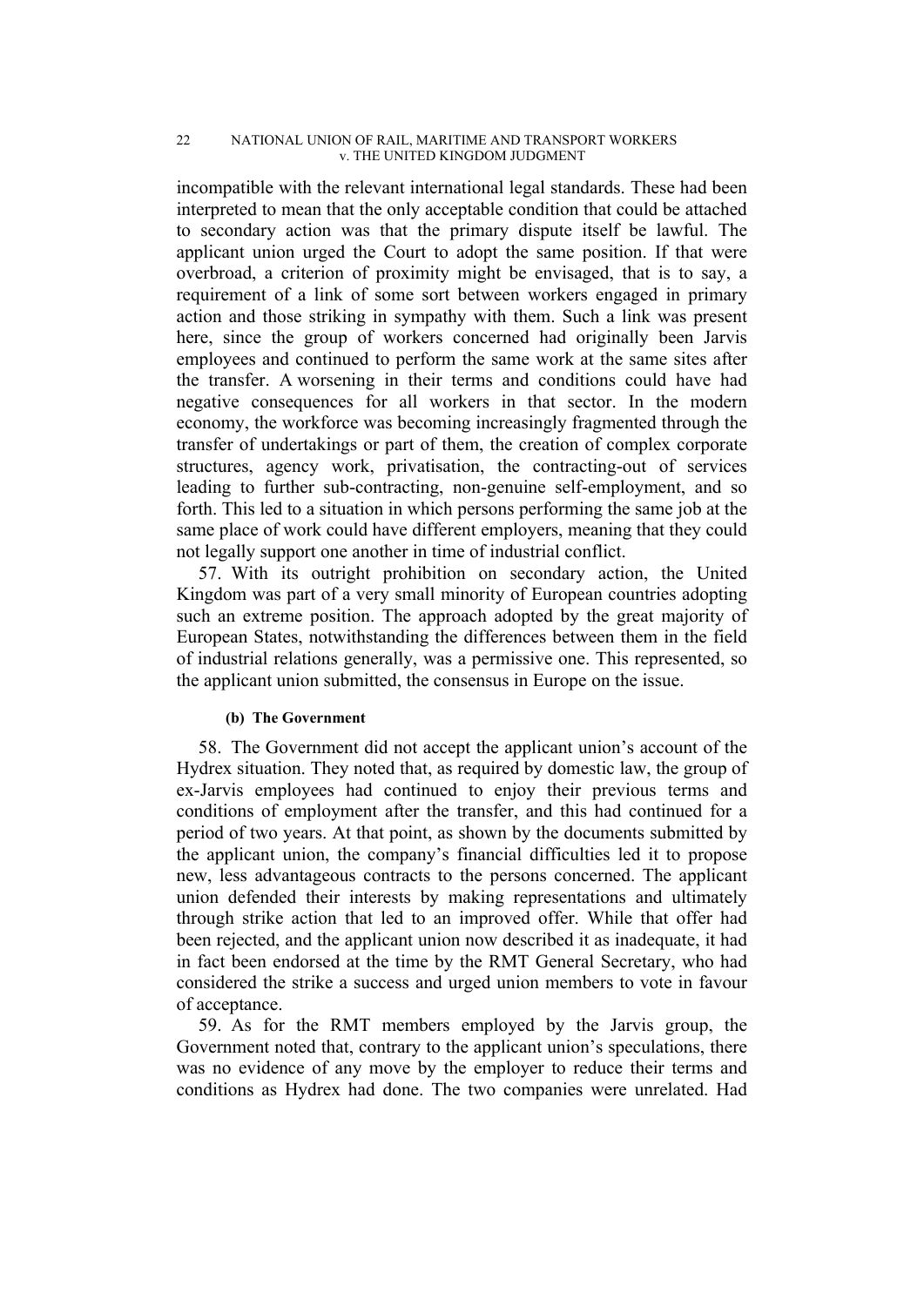incompatible with the relevant international legal standards. These had been interpreted to mean that the only acceptable condition that could be attached to secondary action was that the primary dispute itself be lawful. The applicant union urged the Court to adopt the same position. If that were overbroad, a criterion of proximity might be envisaged, that is to say, a requirement of a link of some sort between workers engaged in primary action and those striking in sympathy with them. Such a link was present here, since the group of workers concerned had originally been Jarvis employees and continued to perform the same work at the same sites after the transfer. A worsening in their terms and conditions could have had negative consequences for all workers in that sector. In the modern economy, the workforce was becoming increasingly fragmented through the transfer of undertakings or part of them, the creation of complex corporate structures, agency work, privatisation, the contracting-out of services leading to further sub-contracting, non-genuine self-employment, and so forth. This led to a situation in which persons performing the same job at the same place of work could have different employers, meaning that they could not legally support one another in time of industrial conflict.

57. With its outright prohibition on secondary action, the United Kingdom was part of a very small minority of European countries adopting such an extreme position. The approach adopted by the great majority of European States, notwithstanding the differences between them in the field of industrial relations generally, was a permissive one. This represented, so the applicant union submitted, the consensus in Europe on the issue.

#### (b) The Government

58. The Government did not accept the applicant union's account of the Hydrex situation. They noted that, as required by domestic law, the group of ex-Jarvis employees had continued to enjoy their previous terms and conditions of employment after the transfer, and this had continued for a period of two years. At that point, as shown by the documents submitted by the applicant union, the company's financial difficulties led it to propose new, less advantageous contracts to the persons concerned. The applicant union defended their interests by making representations and ultimately through strike action that led to an improved offer. While that offer had been rejected, and the applicant union now described it as inadequate, it had in fact been endorsed at the time by the RMT General Secretary, who had considered the strike a success and urged union members to vote in favour of acceptance.

59. As for the RMT members employed by the Jarvis group, the Government noted that, contrary to the applicant union's speculations, there was no evidence of any move by the employer to reduce their terms and conditions as Hydrex had done. The two companies were unrelated. Had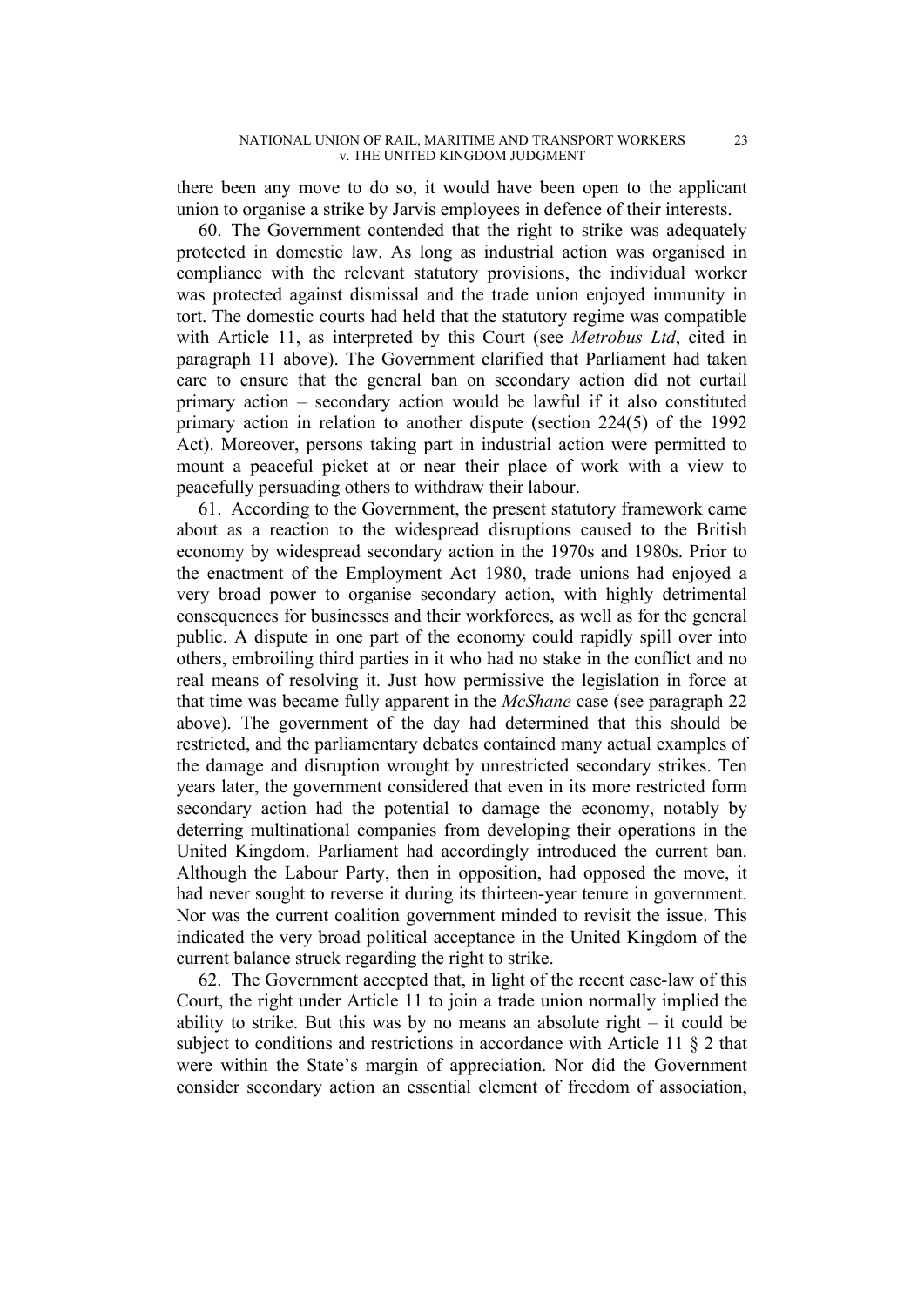there been any move to do so, it would have been open to the applicant union to organise a strike by Jarvis employees in defence of their interests.

60. The Government contended that the right to strike was adequately protected in domestic law. As long as industrial action was organised in compliance with the relevant statutory provisions, the individual worker was protected against dismissal and the trade union enjoyed immunity in tort. The domestic courts had held that the statutory regime was compatible with Article 11, as interpreted by this Court (see *Metrobus Ltd*, cited in paragraph 11 above). The Government clarified that Parliament had taken care to ensure that the general ban on secondary action did not curtail primary action – secondary action would be lawful if it also constituted primary action in relation to another dispute (section 224(5) of the 1992 Act). Moreover, persons taking part in industrial action were permitted to mount a peaceful picket at or near their place of work with a view to peacefully persuading others to withdraw their labour.

61. According to the Government, the present statutory framework came about as a reaction to the widespread disruptions caused to the British economy by widespread secondary action in the 1970s and 1980s. Prior to the enactment of the Employment Act 1980, trade unions had enjoyed a very broad power to organise secondary action, with highly detrimental consequences for businesses and their workforces, as well as for the general public. A dispute in one part of the economy could rapidly spill over into others, embroiling third parties in it who had no stake in the conflict and no real means of resolving it. Just how permissive the legislation in force at that time was became fully apparent in the *McShane* case (see paragraph 22 above). The government of the day had determined that this should be restricted, and the parliamentary debates contained many actual examples of the damage and disruption wrought by unrestricted secondary strikes. Ten years later, the government considered that even in its more restricted form secondary action had the potential to damage the economy, notably by deterring multinational companies from developing their operations in the United Kingdom. Parliament had accordingly introduced the current ban. Although the Labour Party, then in opposition, had opposed the move, it had never sought to reverse it during its thirteen-year tenure in government. Nor was the current coalition government minded to revisit the issue. This indicated the very broad political acceptance in the United Kingdom of the current balance struck regarding the right to strike.

62. The Government accepted that, in light of the recent case-law of this Court, the right under Article 11 to join a trade union normally implied the ability to strike. But this was by no means an absolute right – it could be subject to conditions and restrictions in accordance with Article 11 § 2 that were within the State's margin of appreciation. Nor did the Government consider secondary action an essential element of freedom of association,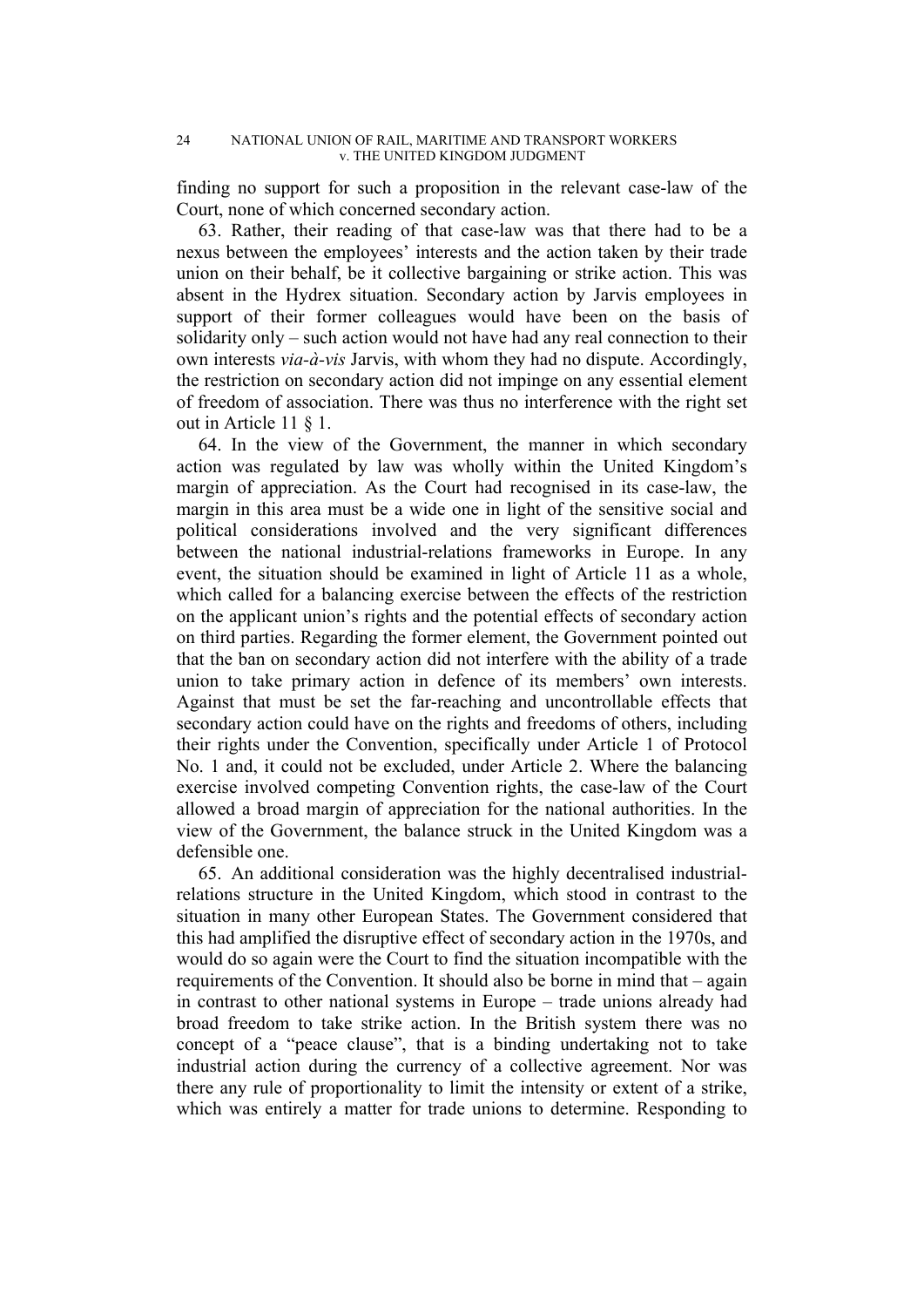finding no support for such a proposition in the relevant case-law of the Court, none of which concerned secondary action.

63. Rather, their reading of that case-law was that there had to be a nexus between the employees' interests and the action taken by their trade union on their behalf, be it collective bargaining or strike action. This was absent in the Hydrex situation. Secondary action by Jarvis employees in support of their former colleagues would have been on the basis of solidarity only – such action would not have had any real connection to their own interests *via-à-vis* Jarvis, with whom they had no dispute. Accordingly, the restriction on secondary action did not impinge on any essential element of freedom of association. There was thus no interference with the right set out in Article 11 § 1.

64. In the view of the Government, the manner in which secondary action was regulated by law was wholly within the United Kingdom's margin of appreciation. As the Court had recognised in its case-law, the margin in this area must be a wide one in light of the sensitive social and political considerations involved and the very significant differences between the national industrial-relations frameworks in Europe. In any event, the situation should be examined in light of Article 11 as a whole, which called for a balancing exercise between the effects of the restriction on the applicant union's rights and the potential effects of secondary action on third parties. Regarding the former element, the Government pointed out that the ban on secondary action did not interfere with the ability of a trade union to take primary action in defence of its members' own interests. Against that must be set the far-reaching and uncontrollable effects that secondary action could have on the rights and freedoms of others, including their rights under the Convention, specifically under Article 1 of Protocol No. 1 and, it could not be excluded, under Article 2. Where the balancing exercise involved competing Convention rights, the case-law of the Court allowed a broad margin of appreciation for the national authorities. In the view of the Government, the balance struck in the United Kingdom was a defensible one.

65. An additional consideration was the highly decentralised industrial-relations structure in the United Kingdom, which stood in contrast to the situation in many other European States. The Government considered that this had amplified the disruptive effect of secondary action in the 1970s, and would do so again were the Court to find the situation incompatible with the requirements of the Convention. It should also be borne in mind that – again in contrast to other national systems in Europe – trade unions already had broad freedom to take strike action. In the British system there was no concept of a "peace clause", that is a binding undertaking not to take industrial action during the currency of a collective agreement. Nor was there any rule of proportionality to limit the intensity or extent of a strike, which was entirely a matter for trade unions to determine. Responding to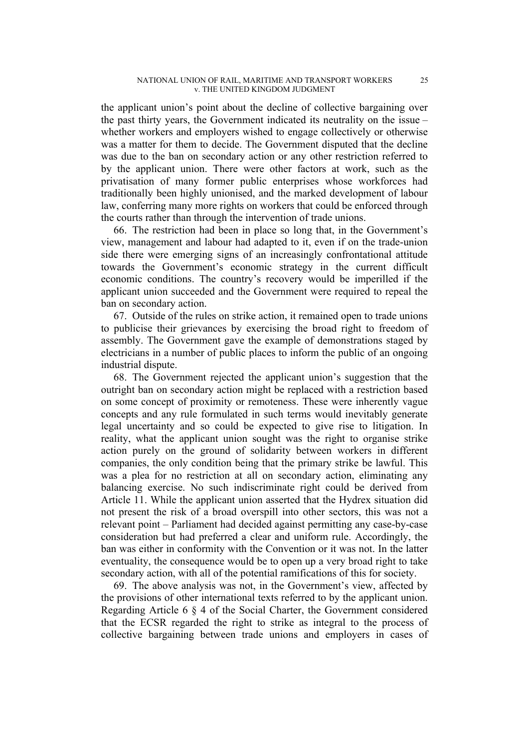the applicant union's point about the decline of collective bargaining over the past thirty years, the Government indicated its neutrality on the issue – whether workers and employers wished to engage collectively or otherwise was a matter for them to decide. The Government disputed that the decline was due to the ban on secondary action or any other restriction referred to by the applicant union. There were other factors at work, such as the privatisation of many former public enterprises whose workforces had traditionally been highly unionised, and the marked development of labour law, conferring many more rights on workers that could be enforced through the courts rather than through the intervention of trade unions.

66. The restriction had been in place so long that, in the Government's view, management and labour had adapted to it, even if on the trade-union side there were emerging signs of an increasingly confrontational attitude towards the Government's economic strategy in the current difficult economic conditions. The country's recovery would be imperilled if the applicant union succeeded and the Government were required to repeal the ban on secondary action.

67. Outside of the rules on strike action, it remained open to trade unions to publicise their grievances by exercising the broad right to freedom of assembly. The Government gave the example of demonstrations staged by electricians in a number of public places to inform the public of an ongoing industrial dispute.

68. The Government rejected the applicant union's suggestion that the outright ban on secondary action might be replaced with a restriction based on some concept of proximity or remoteness. These were inherently vague concepts and any rule formulated in such terms would inevitably generate legal uncertainty and so could be expected to give rise to litigation. In reality, what the applicant union sought was the right to organise strike action purely on the ground of solidarity between workers in different companies, the only condition being that the primary strike be lawful. This was a plea for no restriction at all on secondary action, eliminating any balancing exercise. No such indiscriminate right could be derived from Article 11. While the applicant union asserted that the Hydrex situation did not present the risk of a broad overspill into other sectors, this was not a relevant point – Parliament had decided against permitting any case-by-case consideration but had preferred a clear and uniform rule. Accordingly, the ban was either in conformity with the Convention or it was not. In the latter eventuality, the consequence would be to open up a very broad right to take secondary action, with all of the potential ramifications of this for society.

69. The above analysis was not, in the Government's view, affected by the provisions of other international texts referred to by the applicant union. Regarding Article 6 § 4 of the Social Charter, the Government considered that the ECSR regarded the right to strike as integral to the process of collective bargaining between trade unions and employers in cases of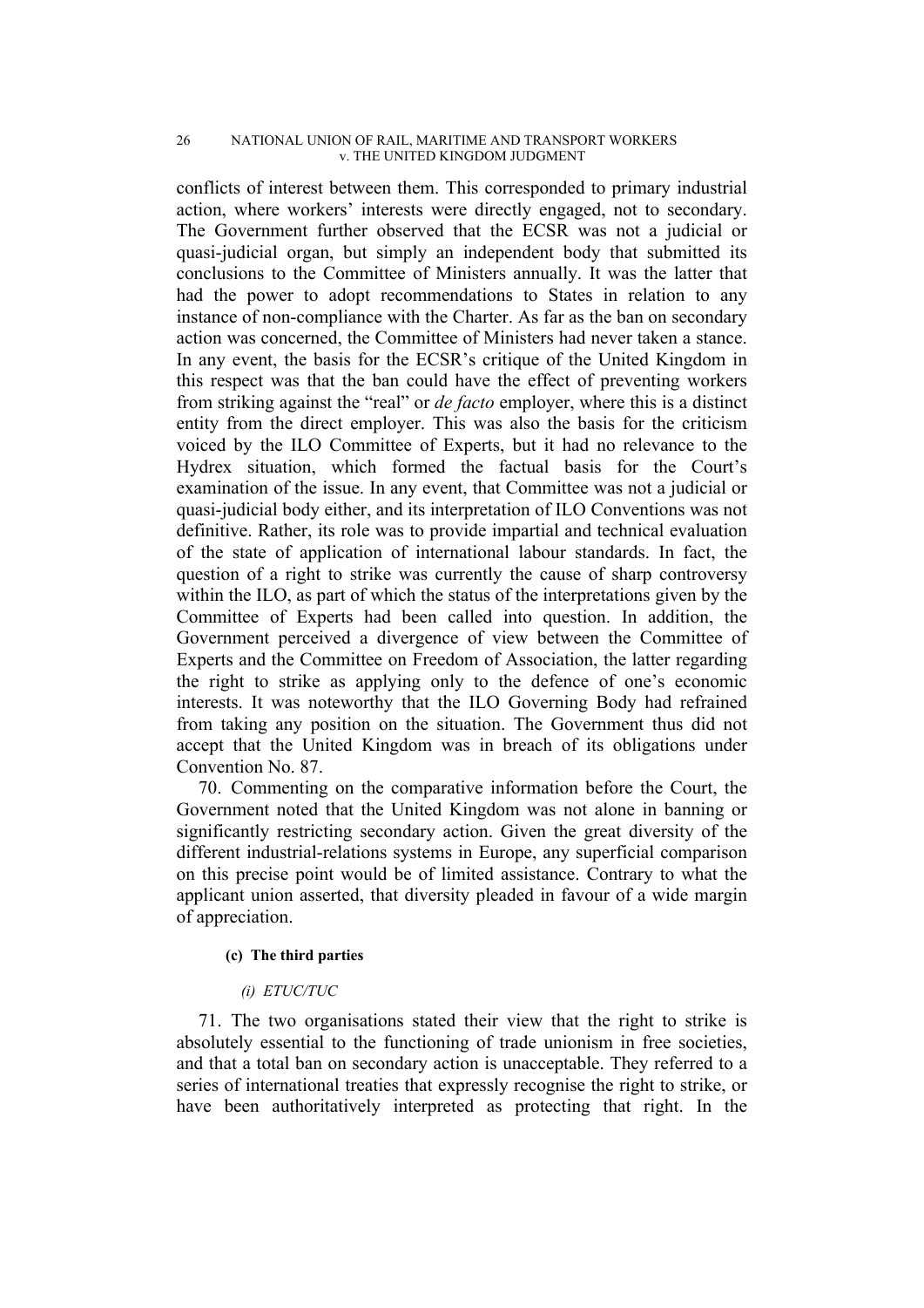conflicts of interest between them. This corresponded to primary industrial action, where workers' interests were directly engaged, not to secondary. The Government further observed that the ECSR was not a judicial or quasi-judicial organ, but simply an independent body that submitted its conclusions to the Committee of Ministers annually. It was the latter that had the power to adopt recommendations to States in relation to any instance of non-compliance with the Charter. As far as the ban on secondary action was concerned, the Committee of Ministers had never taken a stance. In any event, the basis for the ECSR's critique of the United Kingdom in this respect was that the ban could have the effect of preventing workers from striking against the "real" or *de facto* employer, where this is a distinct entity from the direct employer. This was also the basis for the criticism voiced by the ILO Committee of Experts, but it had no relevance to the Hydrex situation, which formed the factual basis for the Court's examination of the issue. In any event, that Committee was not a judicial or quasi-judicial body either, and its interpretation of ILO Conventions was not definitive. Rather, its role was to provide impartial and technical evaluation of the state of application of international labour standards. In fact, the question of a right to strike was currently the cause of sharp controversy within the ILO, as part of which the status of the interpretations given by the Committee of Experts had been called into question. In addition, the Government perceived a divergence of view between the Committee of Experts and the Committee on Freedom of Association, the latter regarding the right to strike as applying only to the defence of one's economic interests. It was noteworthy that the ILO Governing Body had refrained from taking any position on the situation. The Government thus did not accept that the United Kingdom was in breach of its obligations under Convention No. 87.

70. Commenting on the comparative information before the Court, the Government noted that the United Kingdom was not alone in banning or significantly restricting secondary action. Given the great diversity of the different industrial-relations systems in Europe, any superficial comparison on this precise point would be of limited assistance. Contrary to what the applicant union asserted, that diversity pleaded in favour of a wide margin of appreciation.

#### (c) The third parties

##### *(i) ETUC/TUC*

71. The two organisations stated their view that the right to strike is absolutely essential to the functioning of trade unionism in free societies, and that a total ban on secondary action is unacceptable. They referred to a series of international treaties that expressly recognise the right to strike, or have been authoritatively interpreted as protecting that right. In the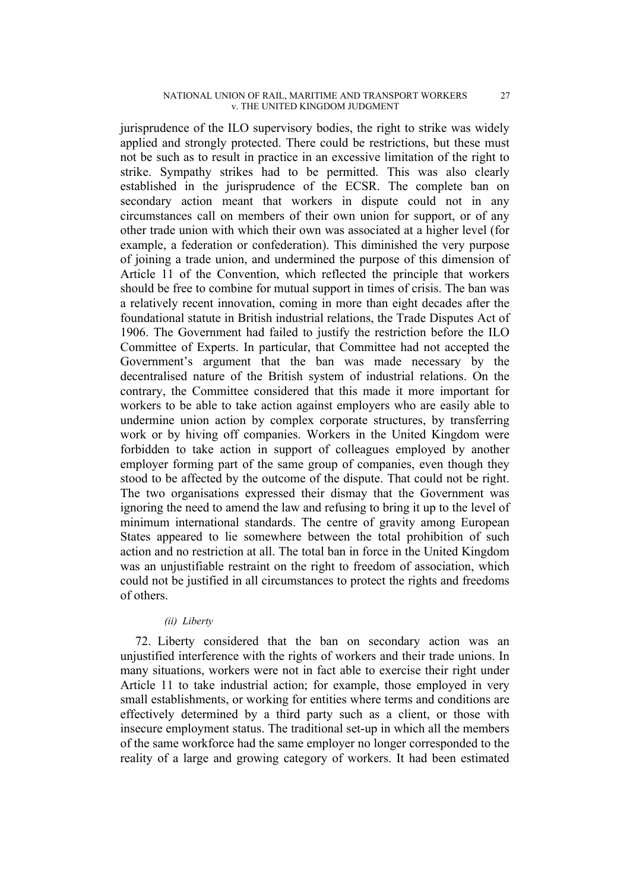jurisprudence of the ILO supervisory bodies, the right to strike was widely applied and strongly protected. There could be restrictions, but these must not be such as to result in practice in an excessive limitation of the right to strike. Sympathy strikes had to be permitted. This was also clearly established in the jurisprudence of the ECSR. The complete ban on secondary action meant that workers in dispute could not in any circumstances call on members of their own union for support, or of any other trade union with which their own was associated at a higher level (for example, a federation or confederation). This diminished the very purpose of joining a trade union, and undermined the purpose of this dimension of Article 11 of the Convention, which reflected the principle that workers should be free to combine for mutual support in times of crisis. The ban was a relatively recent innovation, coming in more than eight decades after the foundational statute in British industrial relations, the Trade Disputes Act of 1906. The Government had failed to justify the restriction before the ILO Committee of Experts. In particular, that Committee had not accepted the Government's argument that the ban was made necessary by the decentralised nature of the British system of industrial relations. On the contrary, the Committee considered that this made it more important for workers to be able to take action against employers who are easily able to undermine union action by complex corporate structures, by transferring work or by hiving off companies. Workers in the United Kingdom were forbidden to take action in support of colleagues employed by another employer forming part of the same group of companies, even though they stood to be affected by the outcome of the dispute. That could not be right. The two organisations expressed their dismay that the Government was ignoring the need to amend the law and refusing to bring it up to the level of minimum international standards. The centre of gravity among European States appeared to lie somewhere between the total prohibition of such action and no restriction at all. The total ban in force in the United Kingdom was an unjustifiable restraint on the right to freedom of association, which could not be justified in all circumstances to protect the rights and freedoms of others.

*(ii) Liberty*

72. Liberty considered that the ban on secondary action was an unjustified interference with the rights of workers and their trade unions. In many situations, workers were not in fact able to exercise their right under Article 11 to take industrial action; for example, those employed in very small establishments, or working for entities where terms and conditions are effectively determined by a third party such as a client, or those with insecure employment status. The traditional set-up in which all the members of the same workforce had the same employer no longer corresponded to the reality of a large and growing category of workers. It had been estimated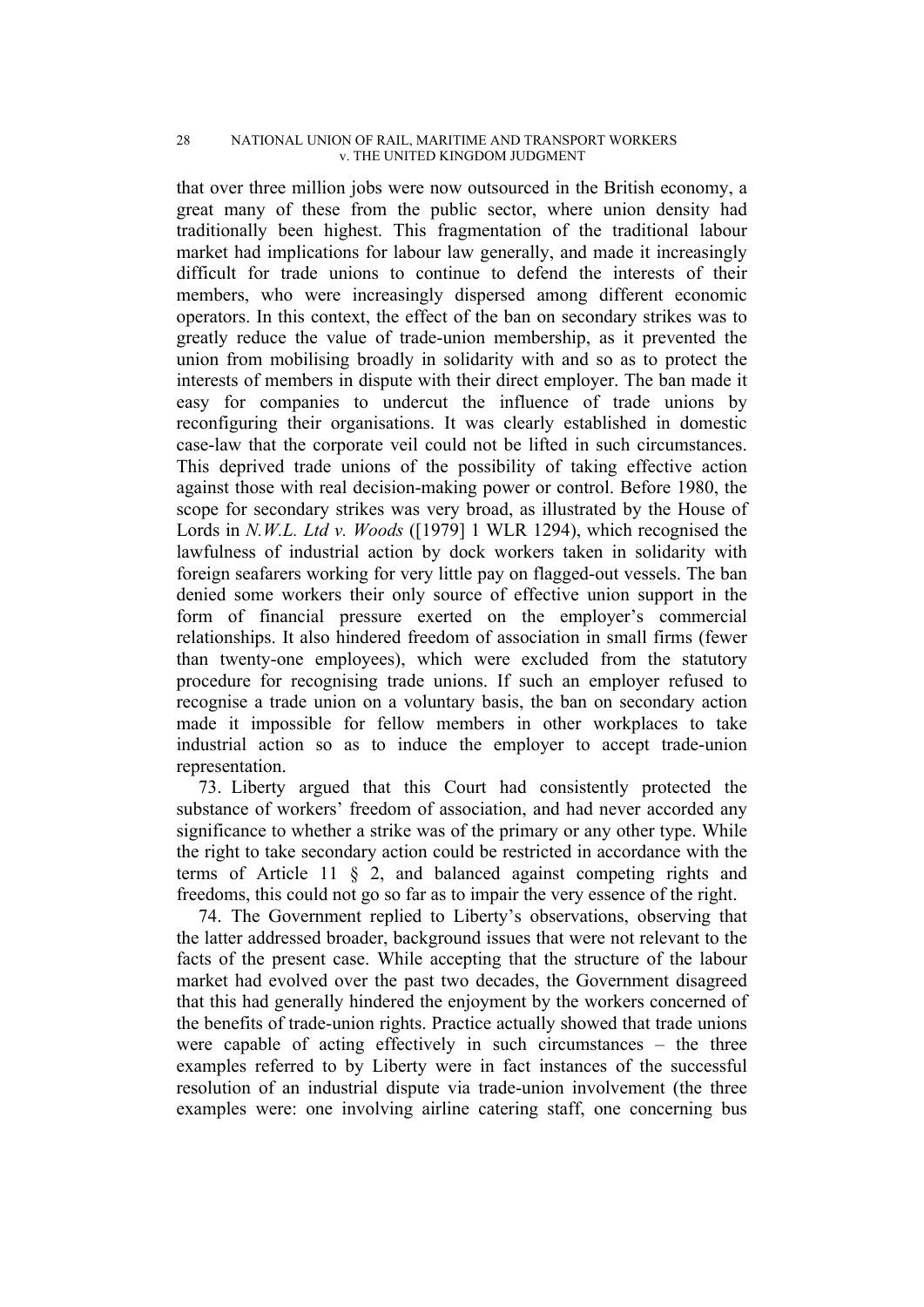that over three million jobs were now outsourced in the British economy, a great many of these from the public sector, where union density had traditionally been highest. This fragmentation of the traditional labour market had implications for labour law generally, and made it increasingly difficult for trade unions to continue to defend the interests of their members, who were increasingly dispersed among different economic operators. In this context, the effect of the ban on secondary strikes was to greatly reduce the value of trade-union membership, as it prevented the union from mobilising broadly in solidarity with and so as to protect the interests of members in dispute with their direct employer. The ban made it easy for companies to undercut the influence of trade unions by reconfiguring their organisations. It was clearly established in domestic case-law that the corporate veil could not be lifted in such circumstances. This deprived trade unions of the possibility of taking effective action against those with real decision-making power or control. Before 1980, the scope for secondary strikes was very broad, as illustrated by the House of Lords in *N.W.L. Ltd v. Woods* ([1979] 1 WLR 1294), which recognised the lawfulness of industrial action by dock workers taken in solidarity with foreign seafarers working for very little pay on flagged-out vessels. The ban denied some workers their only source of effective union support in the form of financial pressure exerted on the employer's commercial relationships. It also hindered freedom of association in small firms (fewer than twenty-one employees), which were excluded from the statutory procedure for recognising trade unions. If such an employer refused to recognise a trade union on a voluntary basis, the ban on secondary action made it impossible for fellow members in other workplaces to take industrial action so as to induce the employer to accept trade-union representation.

73. Liberty argued that this Court had consistently protected the substance of workers' freedom of association, and had never accorded any significance to whether a strike was of the primary or any other type. While the right to take secondary action could be restricted in accordance with the terms of Article 11 § 2, and balanced against competing rights and freedoms, this could not go so far as to impair the very essence of the right.

74. The Government replied to Liberty's observations, observing that the latter addressed broader, background issues that were not relevant to the facts of the present case. While accepting that the structure of the labour market had evolved over the past two decades, the Government disagreed that this had generally hindered the enjoyment by the workers concerned of the benefits of trade-union rights. Practice actually showed that trade unions were capable of acting effectively in such circumstances – the three examples referred to by Liberty were in fact instances of the successful resolution of an industrial dispute via trade-union involvement (the three examples were: one involving airline catering staff, one concerning bus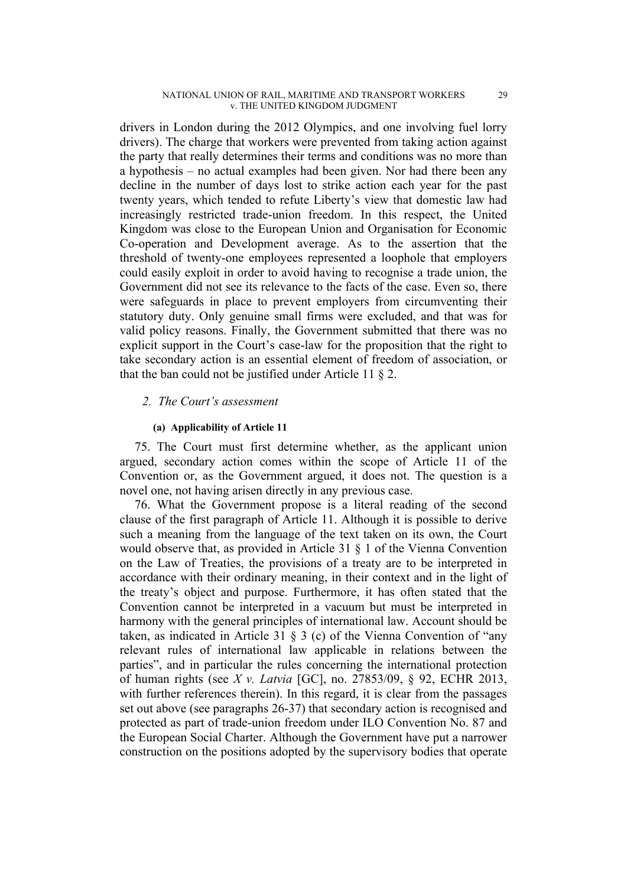drivers in London during the 2012 Olympics, and one involving fuel lorry drivers). The charge that workers were prevented from taking action against the party that really determines their terms and conditions was no more than a hypothesis – no actual examples had been given. Nor had there been any decline in the number of days lost to strike action each year for the past twenty years, which tended to refute Liberty's view that domestic law had increasingly restricted trade-union freedom. In this respect, the United Kingdom was close to the European Union and Organisation for Economic Co-operation and Development average. As to the assertion that the threshold of twenty-one employees represented a loophole that employers could easily exploit in order to avoid having to recognise a trade union, the Government did not see its relevance to the facts of the case. Even so, there were safeguards in place to prevent employers from circumventing their statutory duty. Only genuine small firms were excluded, and that was for valid policy reasons. Finally, the Government submitted that there was no explicit support in the Court's case-law for the proposition that the right to take secondary action is an essential element of freedom of association, or that the ban could not be justified under Article 11 § 2.

### *2. The Court's assessment*

#### **(a) Applicability of Article 11**

75. The Court must first determine whether, as the applicant union argued, secondary action comes within the scope of Article 11 of the Convention or, as the Government argued, it does not. The question is a novel one, not having arisen directly in any previous case.

76. What the Government propose is a literal reading of the second clause of the first paragraph of Article 11. Although it is possible to derive such a meaning from the language of the text taken on its own, the Court would observe that, as provided in Article 31 § 1 of the Vienna Convention on the Law of Treaties, the provisions of a treaty are to be interpreted in accordance with their ordinary meaning, in their context and in the light of the treaty's object and purpose. Furthermore, it has often stated that the Convention cannot be interpreted in a vacuum but must be interpreted in harmony with the general principles of international law. Account should be taken, as indicated in Article 31 § 3 (c) of the Vienna Convention of "any relevant rules of international law applicable in relations between the parties", and in particular the rules concerning the international protection of human rights (see *X v. Latvia* [GC], no. 27853/09, § 92, ECHR 2013, with further references therein). In this regard, it is clear from the passages set out above (see paragraphs 26-37) that secondary action is recognised and protected as part of trade-union freedom under ILO Convention No. 87 and the European Social Charter. Although the Government have put a narrower construction on the positions adopted by the supervisory bodies that operate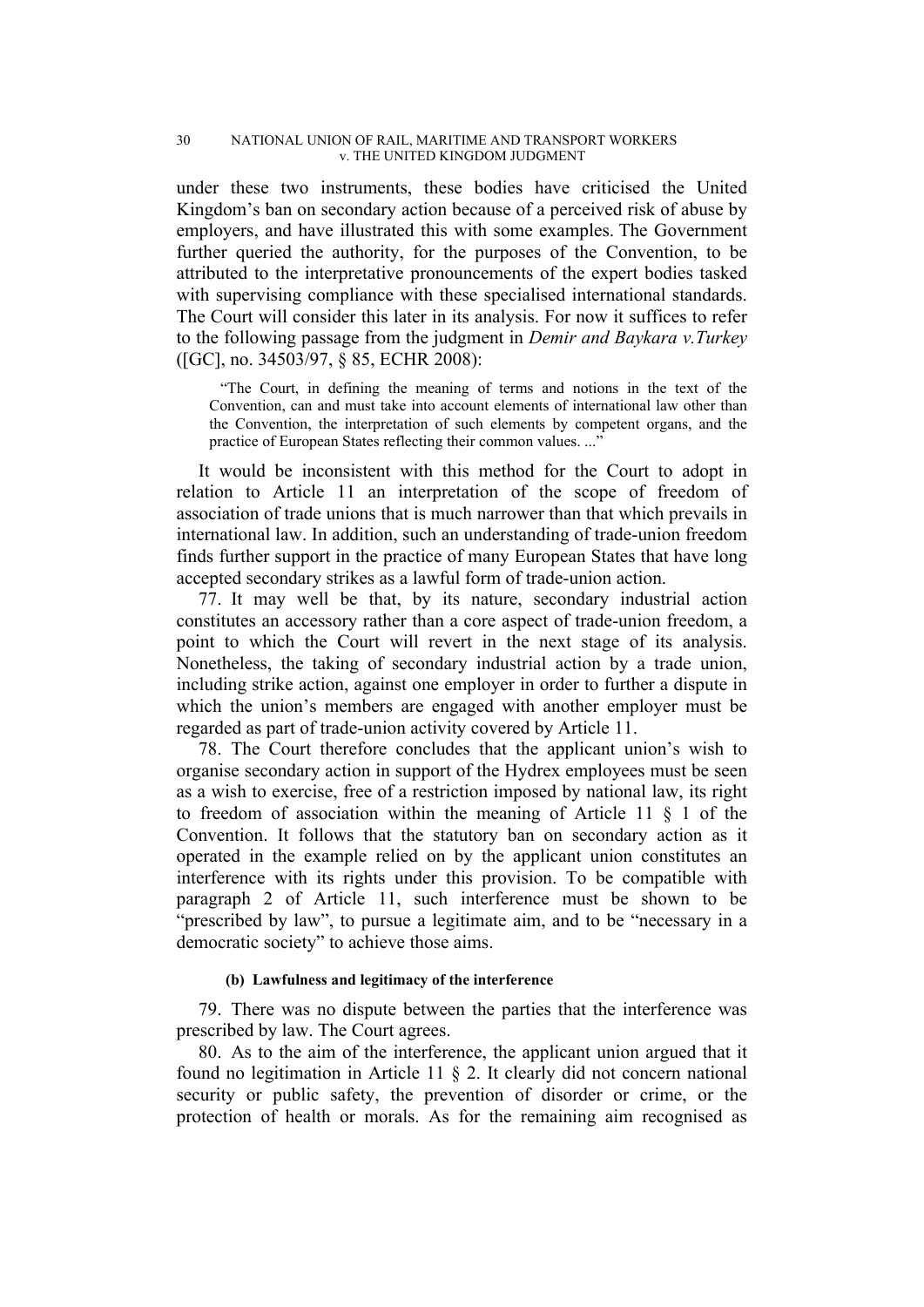under these two instruments, these bodies have criticised the United Kingdom's ban on secondary action because of a perceived risk of abuse by employers, and have illustrated this with some examples. The Government further queried the authority, for the purposes of the Convention, to be attributed to the interpretative pronouncements of the expert bodies tasked with supervising compliance with these specialised international standards. The Court will consider this later in its analysis. For now it suffices to refer to the following passage from the judgment in *Demir and Baykara v.Turkey* ([GC], no. 34503/97, § 85, ECHR 2008):

> "The Court, in defining the meaning of terms and notions in the text of the Convention, can and must take into account elements of international law other than the Convention, the interpretation of such elements by competent organs, and the practice of European States reflecting their common values. ..."

It would be inconsistent with this method for the Court to adopt in relation to Article 11 an interpretation of the scope of freedom of association of trade unions that is much narrower than that which prevails in international law. In addition, such an understanding of trade-union freedom finds further support in the practice of many European States that have long accepted secondary strikes as a lawful form of trade-union action.

77. It may well be that, by its nature, secondary industrial action constitutes an accessory rather than a core aspect of trade-union freedom, a point to which the Court will revert in the next stage of its analysis. Nonetheless, the taking of secondary industrial action by a trade union, including strike action, against one employer in order to further a dispute in which the union's members are engaged with another employer must be regarded as part of trade-union activity covered by Article 11.

78. The Court therefore concludes that the applicant union's wish to organise secondary action in support of the Hydrex employees must be seen as a wish to exercise, free of a restriction imposed by national law, its right to freedom of association within the meaning of Article 11 § 1 of the Convention. It follows that the statutory ban on secondary action as it operated in the example relied on by the applicant union constitutes an interference with its rights under this provision. To be compatible with paragraph 2 of Article 11, such interference must be shown to be "prescribed by law", to pursue a legitimate aim, and to be "necessary in a democratic society" to achieve those aims.

#### (b) Lawfulness and legitimacy of the interference

79. There was no dispute between the parties that the interference was prescribed by law. The Court agrees.

80. As to the aim of the interference, the applicant union argued that it found no legitimation in Article 11 § 2. It clearly did not concern national security or public safety, the prevention of disorder or crime, or the protection of health or morals. As for the remaining aim recognised as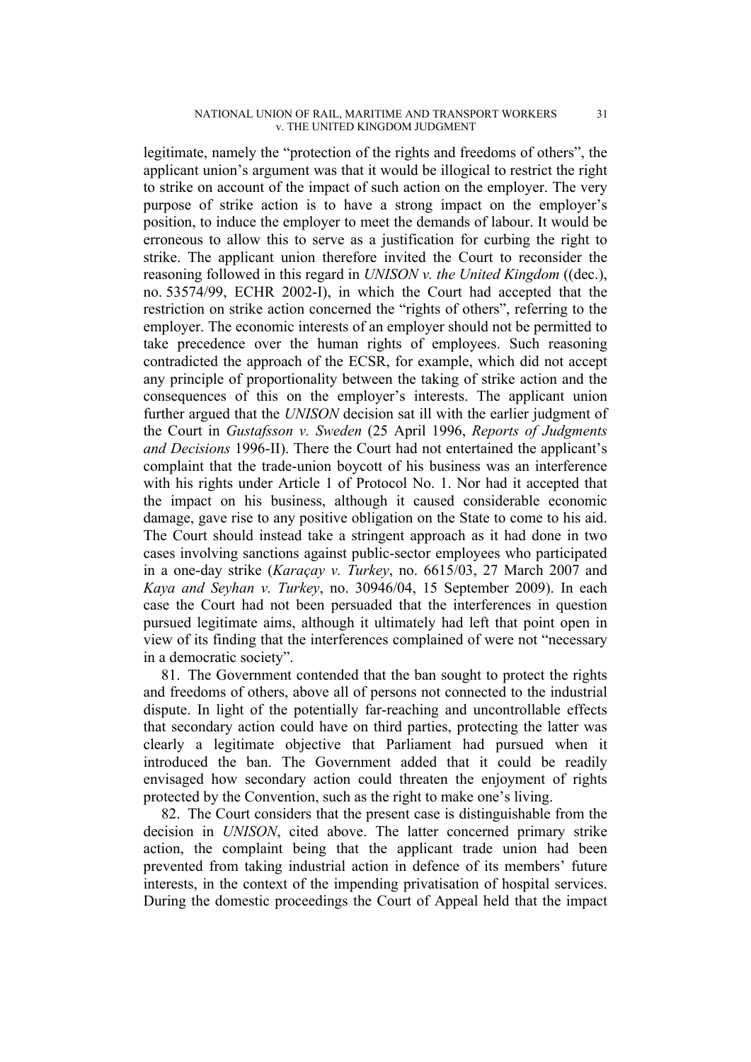legitimate, namely the "protection of the rights and freedoms of others", the applicant union's argument was that it would be illogical to restrict the right to strike on account of the impact of such action on the employer. The very purpose of strike action is to have a strong impact on the employer's position, to induce the employer to meet the demands of labour. It would be erroneous to allow this to serve as a justification for curbing the right to strike. The applicant union therefore invited the Court to reconsider the reasoning followed in this regard in *UNISON v. the United Kingdom* ((dec.), no. 53574/99, ECHR 2002-I), in which the Court had accepted that the restriction on strike action concerned the "rights of others", referring to the employer. The economic interests of an employer should not be permitted to take precedence over the human rights of employees. Such reasoning contradicted the approach of the ECSR, for example, which did not accept any principle of proportionality between the taking of strike action and the consequences of this on the employer's interests. The applicant union further argued that the *UNISON* decision sat ill with the earlier judgment of the Court in *Gustafsson v. Sweden* (25 April 1996, *Reports of Judgments and Decisions* 1996-II). There the Court had not entertained the applicant's complaint that the trade-union boycott of his business was an interference with his rights under Article 1 of Protocol No. 1. Nor had it accepted that the impact on his business, although it caused considerable economic damage, gave rise to any positive obligation on the State to come to his aid. The Court should instead take a stringent approach as it had done in two cases involving sanctions against public-sector employees who participated in a one-day strike (*Karaçay v. Turkey*, no. 6615/03, 27 March 2007 and *Kaya and Seyhan v. Turkey*, no. 30946/04, 15 September 2009). In each case the Court had not been persuaded that the interferences in question pursued legitimate aims, although it ultimately had left that point open in view of its finding that the interferences complained of were not "necessary in a democratic society".

81. The Government contended that the ban sought to protect the rights and freedoms of others, above all of persons not connected to the industrial dispute. In light of the potentially far-reaching and uncontrollable effects that secondary action could have on third parties, protecting the latter was clearly a legitimate objective that Parliament had pursued when it introduced the ban. The Government added that it could be readily envisaged how secondary action could threaten the enjoyment of rights protected by the Convention, such as the right to make one's living.

82. The Court considers that the present case is distinguishable from the decision in *UNISON*, cited above. The latter concerned primary strike action, the complaint being that the applicant trade union had been prevented from taking industrial action in defence of its members' future interests, in the context of the impending privatisation of hospital services. During the domestic proceedings the Court of Appeal held that the impact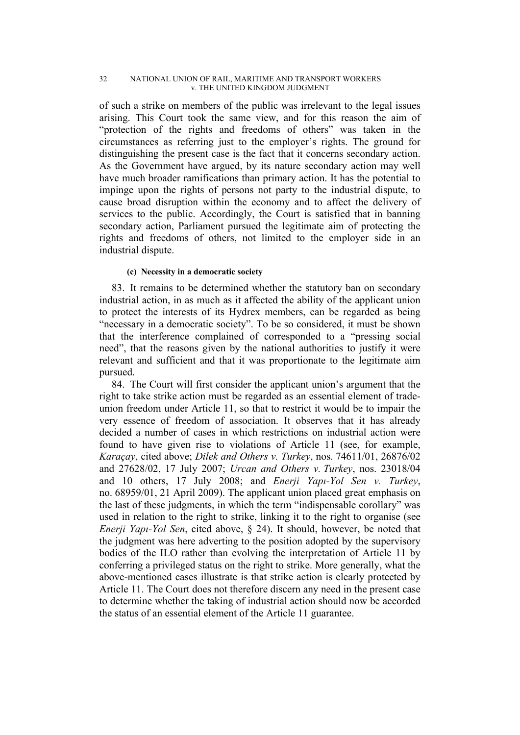of such a strike on members of the public was irrelevant to the legal issues arising. This Court took the same view, and for this reason the aim of "protection of the rights and freedoms of others" was taken in the circumstances as referring just to the employer's rights. The ground for distinguishing the present case is the fact that it concerns secondary action. As the Government have argued, by its nature secondary action may well have much broader ramifications than primary action. It has the potential to impinge upon the rights of persons not party to the industrial dispute, to cause broad disruption within the economy and to affect the delivery of services to the public. Accordingly, the Court is satisfied that in banning secondary action, Parliament pursued the legitimate aim of protecting the rights and freedoms of others, not limited to the employer side in an industrial dispute.

#### (c) Necessity in a democratic society

83. It remains to be determined whether the statutory ban on secondary industrial action, in as much as it affected the ability of the applicant union to protect the interests of its Hydrex members, can be regarded as being "necessary in a democratic society". To be so considered, it must be shown that the interference complained of corresponded to a "pressing social need", that the reasons given by the national authorities to justify it were relevant and sufficient and that it was proportionate to the legitimate aim pursued.

84. The Court will first consider the applicant union's argument that the right to take strike action must be regarded as an essential element of trade-union freedom under Article 11, so that to restrict it would be to impair the very essence of freedom of association. It observes that it has already decided a number of cases in which restrictions on industrial action were found to have given rise to violations of Article 11 (see, for example, *Karaçay*, cited above; *Dilek and Others v. Turkey*, nos. 74611/01, 26876/02 and 27628/02, 17 July 2007; *Urcan and Others v. Turkey*, nos. 23018/04 and 10 others, 17 July 2008; and *Enerji Yapı-Yol Sen v. Turkey*, no. 68959/01, 21 April 2009). The applicant union placed great emphasis on the last of these judgments, in which the term "indispensable corollary" was used in relation to the right to strike, linking it to the right to organise (see *Enerji Yapı-Yol Sen*, cited above, § 24). It should, however, be noted that the judgment was here adverting to the position adopted by the supervisory bodies of the ILO rather than evolving the interpretation of Article 11 by conferring a privileged status on the right to strike. More generally, what the above-mentioned cases illustrate is that strike action is clearly protected by Article 11. The Court does not therefore discern any need in the present case to determine whether the taking of industrial action should now be accorded the status of an essential element of the Article 11 guarantee.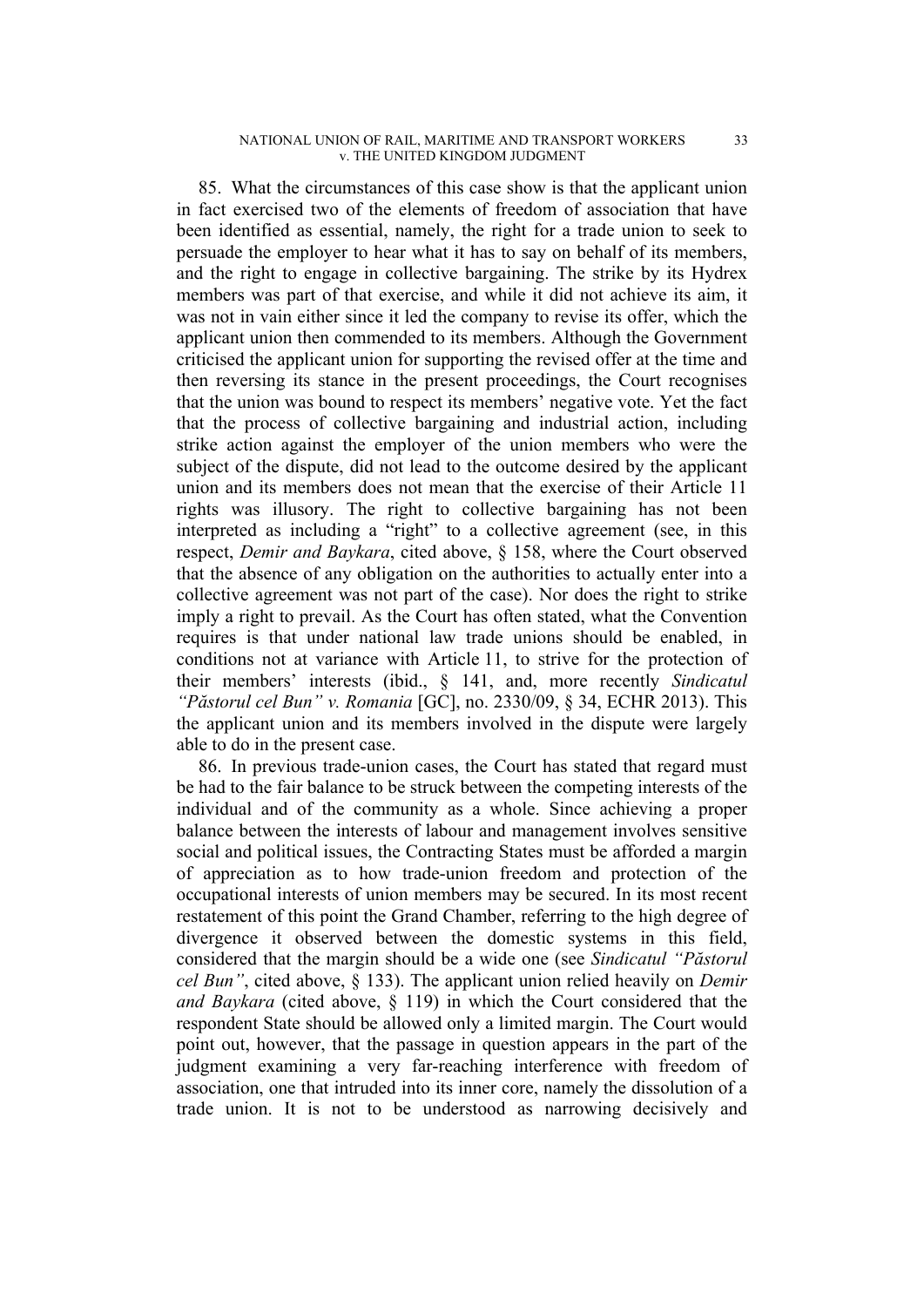85. What the circumstances of this case show is that the applicant union in fact exercised two of the elements of freedom of association that have been identified as essential, namely, the right for a trade union to seek to persuade the employer to hear what it has to say on behalf of its members, and the right to engage in collective bargaining. The strike by its Hydrex members was part of that exercise, and while it did not achieve its aim, it was not in vain either since it led the company to revise its offer, which the applicant union then commended to its members. Although the Government criticised the applicant union for supporting the revised offer at the time and then reversing its stance in the present proceedings, the Court recognises that the union was bound to respect its members' negative vote. Yet the fact that the process of collective bargaining and industrial action, including strike action against the employer of the union members who were the subject of the dispute, did not lead to the outcome desired by the applicant union and its members does not mean that the exercise of their Article 11 rights was illusory. The right to collective bargaining has not been interpreted as including a "right" to a collective agreement (see, in this respect, *Demir and Baykara*, cited above, § 158, where the Court observed that the absence of any obligation on the authorities to actually enter into a collective agreement was not part of the case). Nor does the right to strike imply a right to prevail. As the Court has often stated, what the Convention requires is that under national law trade unions should be enabled, in conditions not at variance with Article 11, to strive for the protection of their members' interests (ibid., § 141, and, more recently *Sindicatul "Păstorul cel Bun" v. Romania* [GC], no. 2330/09, § 34, ECHR 2013). This the applicant union and its members involved in the dispute were largely able to do in the present case.

86. In previous trade-union cases, the Court has stated that regard must be had to the fair balance to be struck between the competing interests of the individual and of the community as a whole. Since achieving a proper balance between the interests of labour and management involves sensitive social and political issues, the Contracting States must be afforded a margin of appreciation as to how trade-union freedom and protection of the occupational interests of union members may be secured. In its most recent restatement of this point the Grand Chamber, referring to the high degree of divergence it observed between the domestic systems in this field, considered that the margin should be a wide one (see *Sindicatul "Păstorul cel Bun"*, cited above, § 133). The applicant union relied heavily on *Demir and Baykara* (cited above, § 119) in which the Court considered that the respondent State should be allowed only a limited margin. The Court would point out, however, that the passage in question appears in the part of the judgment examining a very far-reaching interference with freedom of association, one that intruded into its inner core, namely the dissolution of a trade union. It is not to be understood as narrowing decisively and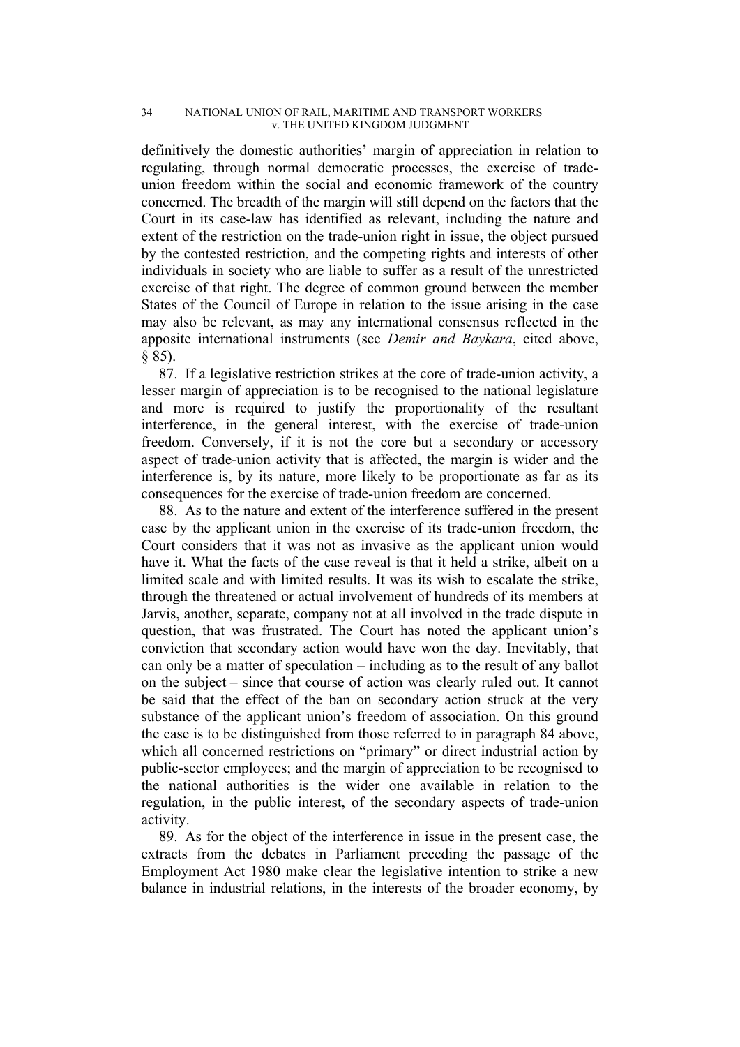definitively the domestic authorities' margin of appreciation in relation to regulating, through normal democratic processes, the exercise of trade-union freedom within the social and economic framework of the country concerned. The breadth of the margin will still depend on the factors that the Court in its case-law has identified as relevant, including the nature and extent of the restriction on the trade-union right in issue, the object pursued by the contested restriction, and the competing rights and interests of other individuals in society who are liable to suffer as a result of the unrestricted exercise of that right. The degree of common ground between the member States of the Council of Europe in relation to the issue arising in the case may also be relevant, as may any international consensus reflected in the apposite international instruments (see *Demir and Baykara*, cited above, § 85).

87. If a legislative restriction strikes at the core of trade-union activity, a lesser margin of appreciation is to be recognised to the national legislature and more is required to justify the proportionality of the resultant interference, in the general interest, with the exercise of trade-union freedom. Conversely, if it is not the core but a secondary or accessory aspect of trade-union activity that is affected, the margin is wider and the interference is, by its nature, more likely to be proportionate as far as its consequences for the exercise of trade-union freedom are concerned.

88. As to the nature and extent of the interference suffered in the present case by the applicant union in the exercise of its trade-union freedom, the Court considers that it was not as invasive as the applicant union would have it. What the facts of the case reveal is that it held a strike, albeit on a limited scale and with limited results. It was its wish to escalate the strike, through the threatened or actual involvement of hundreds of its members at Jarvis, another, separate, company not at all involved in the trade dispute in question, that was frustrated. The Court has noted the applicant union's conviction that secondary action would have won the day. Inevitably, that can only be a matter of speculation – including as to the result of any ballot on the subject – since that course of action was clearly ruled out. It cannot be said that the effect of the ban on secondary action struck at the very substance of the applicant union's freedom of association. On this ground the case is to be distinguished from those referred to in paragraph 84 above, which all concerned restrictions on "primary" or direct industrial action by public-sector employees; and the margin of appreciation to be recognised to the national authorities is the wider one available in relation to the regulation, in the public interest, of the secondary aspects of trade-union activity.

89. As for the object of the interference in issue in the present case, the extracts from the debates in Parliament preceding the passage of the Employment Act 1980 make clear the legislative intention to strike a new balance in industrial relations, in the interests of the broader economy, by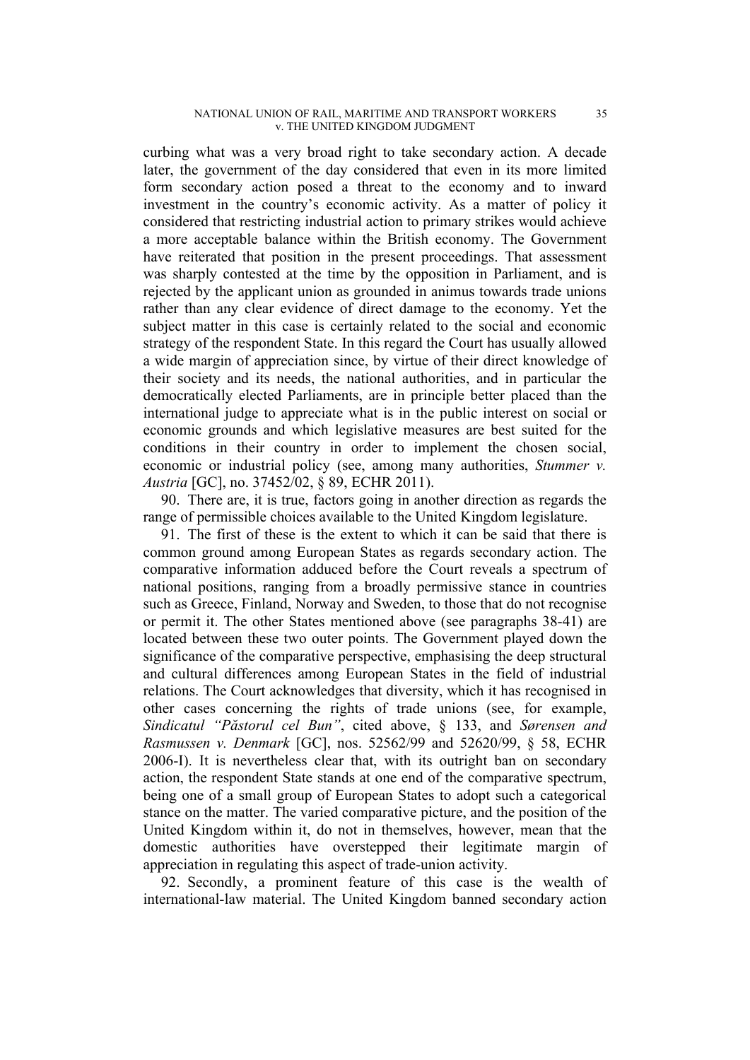curbing what was a very broad right to take secondary action. A decade later, the government of the day considered that even in its more limited form secondary action posed a threat to the economy and to inward investment in the country's economic activity. As a matter of policy it considered that restricting industrial action to primary strikes would achieve a more acceptable balance within the British economy. The Government have reiterated that position in the present proceedings. That assessment was sharply contested at the time by the opposition in Parliament, and is rejected by the applicant union as grounded in animus towards trade unions rather than any clear evidence of direct damage to the economy. Yet the subject matter in this case is certainly related to the social and economic strategy of the respondent State. In this regard the Court has usually allowed a wide margin of appreciation since, by virtue of their direct knowledge of their society and its needs, the national authorities, and in particular the democratically elected Parliaments, are in principle better placed than the international judge to appreciate what is in the public interest on social or economic grounds and which legislative measures are best suited for the conditions in their country in order to implement the chosen social, economic or industrial policy (see, among many authorities, *Stummer v. Austria* [GC], no. 37452/02, § 89, ECHR 2011).

90. There are, it is true, factors going in another direction as regards the range of permissible choices available to the United Kingdom legislature.

91. The first of these is the extent to which it can be said that there is common ground among European States as regards secondary action. The comparative information adduced before the Court reveals a spectrum of national positions, ranging from a broadly permissive stance in countries such as Greece, Finland, Norway and Sweden, to those that do not recognise or permit it. The other States mentioned above (see paragraphs 38-41) are located between these two outer points. The Government played down the significance of the comparative perspective, emphasising the deep structural and cultural differences among European States in the field of industrial relations. The Court acknowledges that diversity, which it has recognised in other cases concerning the rights of trade unions (see, for example, *Sindicatul "Păstorul cel Bun"*, cited above, § 133, and *Sørensen and Rasmussen v. Denmark* [GC], nos. 52562/99 and 52620/99, § 58, ECHR 2006-I). It is nevertheless clear that, with its outright ban on secondary action, the respondent State stands at one end of the comparative spectrum, being one of a small group of European States to adopt such a categorical stance on the matter. The varied comparative picture, and the position of the United Kingdom within it, do not in themselves, however, mean that the domestic authorities have overstepped their legitimate margin of appreciation in regulating this aspect of trade-union activity.

92. Secondly, a prominent feature of this case is the wealth of international-law material. The United Kingdom banned secondary action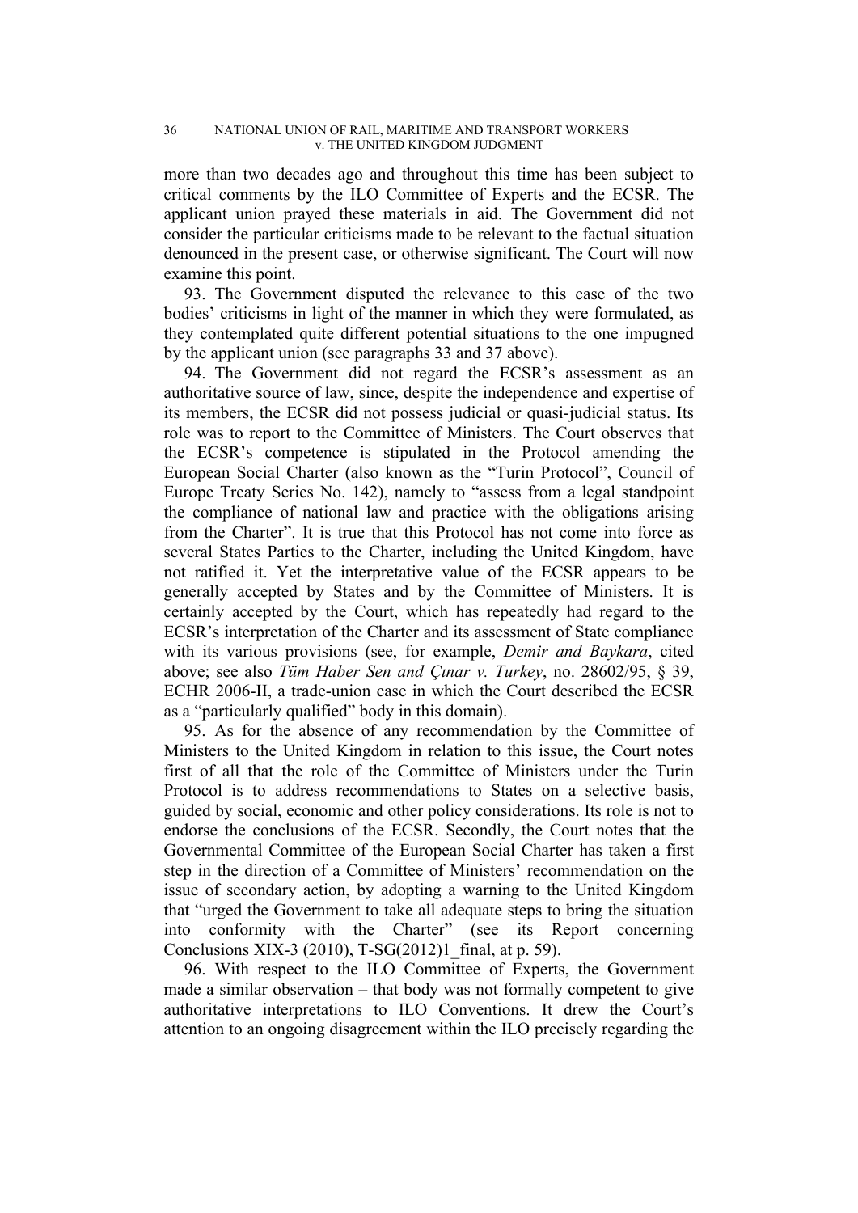more than two decades ago and throughout this time has been subject to critical comments by the ILO Committee of Experts and the ECSR. The applicant union prayed these materials in aid. The Government did not consider the particular criticisms made to be relevant to the factual situation denounced in the present case, or otherwise significant. The Court will now examine this point.

93. The Government disputed the relevance to this case of the two bodies' criticisms in light of the manner in which they were formulated, as they contemplated quite different potential situations to the one impugned by the applicant union (see paragraphs 33 and 37 above).

94. The Government did not regard the ECSR's assessment as an authoritative source of law, since, despite the independence and expertise of its members, the ECSR did not possess judicial or quasi-judicial status. Its role was to report to the Committee of Ministers. The Court observes that the ECSR's competence is stipulated in the Protocol amending the European Social Charter (also known as the "Turin Protocol", Council of Europe Treaty Series No. 142), namely to "assess from a legal standpoint the compliance of national law and practice with the obligations arising from the Charter". It is true that this Protocol has not come into force as several States Parties to the Charter, including the United Kingdom, have not ratified it. Yet the interpretative value of the ECSR appears to be generally accepted by States and by the Committee of Ministers. It is certainly accepted by the Court, which has repeatedly had regard to the ECSR's interpretation of the Charter and its assessment of State compliance with its various provisions (see, for example, *Demir and Baykara*, cited above; see also *Tüm Haber Sen and Çınar v. Turkey*, no. 28602/95, § 39, ECHR 2006-II, a trade-union case in which the Court described the ECSR as a "particularly qualified" body in this domain).

95. As for the absence of any recommendation by the Committee of Ministers to the United Kingdom in relation to this issue, the Court notes first of all that the role of the Committee of Ministers under the Turin Protocol is to address recommendations to States on a selective basis, guided by social, economic and other policy considerations. Its role is not to endorse the conclusions of the ECSR. Secondly, the Court notes that the Governmental Committee of the European Social Charter has taken a first step in the direction of a Committee of Ministers' recommendation on the issue of secondary action, by adopting a warning to the United Kingdom that "urged the Government to take all adequate steps to bring the situation into conformity with the Charter" (see its Report concerning Conclusions XIX-3 (2010), T-SG(2012)1_final, at p. 59).

96. With respect to the ILO Committee of Experts, the Government made a similar observation – that body was not formally competent to give authoritative interpretations to ILO Conventions. It drew the Court's attention to an ongoing disagreement within the ILO precisely regarding the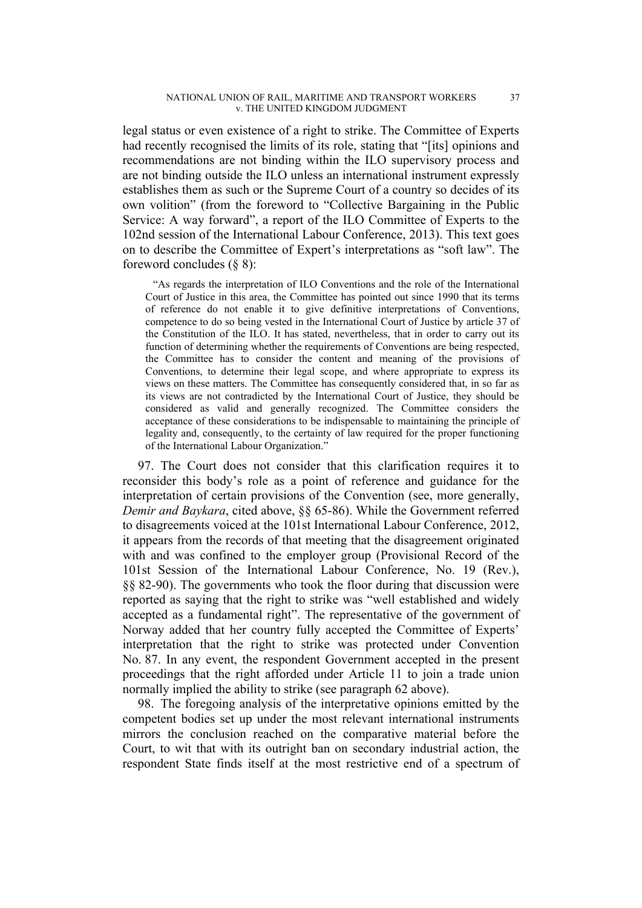legal status or even existence of a right to strike. The Committee of Experts had recently recognised the limits of its role, stating that "[its] opinions and recommendations are not binding within the ILO supervisory process and are not binding outside the ILO unless an international instrument expressly establishes them as such or the Supreme Court of a country so decides of its own volition" (from the foreword to "Collective Bargaining in the Public Service: A way forward", a report of the ILO Committee of Experts to the 102nd session of the International Labour Conference, 2013). This text goes on to describe the Committee of Expert's interpretations as "soft law". The foreword concludes (§ 8):

> "As regards the interpretation of ILO Conventions and the role of the International Court of Justice in this area, the Committee has pointed out since 1990 that its terms of reference do not enable it to give definitive interpretations of Conventions, competence to do so being vested in the International Court of Justice by article 37 of the Constitution of the ILO. It has stated, nevertheless, that in order to carry out its function of determining whether the requirements of Conventions are being respected, the Committee has to consider the content and meaning of the provisions of Conventions, to determine their legal scope, and where appropriate to express its views on these matters. The Committee has consequently considered that, in so far as its views are not contradicted by the International Court of Justice, they should be considered as valid and generally recognized. The Committee considers the acceptance of these considerations to be indispensable to maintaining the principle of legality and, consequently, to the certainty of law required for the proper functioning of the International Labour Organization."

97. The Court does not consider that this clarification requires it to reconsider this body's role as a point of reference and guidance for the interpretation of certain provisions of the Convention (see, more generally, *Demir and Baykara*, cited above, §§ 65-86). While the Government referred to disagreements voiced at the 101st International Labour Conference, 2012, it appears from the records of that meeting that the disagreement originated with and was confined to the employer group (Provisional Record of the 101st Session of the International Labour Conference, No. 19 (Rev.), §§ 82-90). The governments who took the floor during that discussion were reported as saying that the right to strike was "well established and widely accepted as a fundamental right". The representative of the government of Norway added that her country fully accepted the Committee of Experts' interpretation that the right to strike was protected under Convention No. 87. In any event, the respondent Government accepted in the present proceedings that the right afforded under Article 11 to join a trade union normally implied the ability to strike (see paragraph 62 above).

98. The foregoing analysis of the interpretative opinions emitted by the competent bodies set up under the most relevant international instruments mirrors the conclusion reached on the comparative material before the Court, to wit that with its outright ban on secondary industrial action, the respondent State finds itself at the most restrictive end of a spectrum of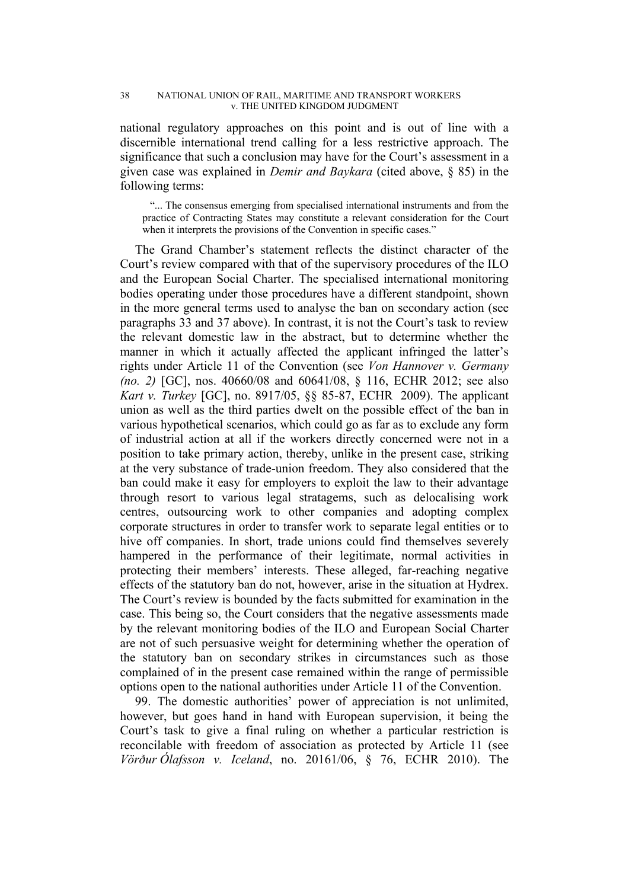national regulatory approaches on this point and is out of line with a discernible international trend calling for a less restrictive approach. The significance that such a conclusion may have for the Court's assessment in a given case was explained in *Demir and Baykara* (cited above, § 85) in the following terms:

> "... The consensus emerging from specialised international instruments and from the practice of Contracting States may constitute a relevant consideration for the Court when it interprets the provisions of the Convention in specific cases."

The Grand Chamber's statement reflects the distinct character of the Court's review compared with that of the supervisory procedures of the ILO and the European Social Charter. The specialised international monitoring bodies operating under those procedures have a different standpoint, shown in the more general terms used to analyse the ban on secondary action (see paragraphs 33 and 37 above). In contrast, it is not the Court's task to review the relevant domestic law in the abstract, but to determine whether the manner in which it actually affected the applicant infringed the latter's rights under Article 11 of the Convention (see *Von Hannover v. Germany (no. 2)* [GC], nos. 40660/08 and 60641/08, § 116, ECHR 2012; see also *Kart v. Turkey* [GC], no. 8917/05, §§ 85-87, ECHR 2009). The applicant union as well as the third parties dwelt on the possible effect of the ban in various hypothetical scenarios, which could go as far as to exclude any form of industrial action at all if the workers directly concerned were not in a position to take primary action, thereby, unlike in the present case, striking at the very substance of trade-union freedom. They also considered that the ban could make it easy for employers to exploit the law to their advantage through resort to various legal stratagems, such as delocalising work centres, outsourcing work to other companies and adopting complex corporate structures in order to transfer work to separate legal entities or to hive off companies. In short, trade unions could find themselves severely hampered in the performance of their legitimate, normal activities in protecting their members' interests. These alleged, far-reaching negative effects of the statutory ban do not, however, arise in the situation at Hydrex. The Court's review is bounded by the facts submitted for examination in the case. This being so, the Court considers that the negative assessments made by the relevant monitoring bodies of the ILO and European Social Charter are not of such persuasive weight for determining whether the operation of the statutory ban on secondary strikes in circumstances such as those complained of in the present case remained within the range of permissible options open to the national authorities under Article 11 of the Convention.

99. The domestic authorities' power of appreciation is not unlimited, however, but goes hand in hand with European supervision, it being the Court's task to give a final ruling on whether a particular restriction is reconcilable with freedom of association as protected by Article 11 (see *Vörður Ólafsson v. Iceland*, no. 20161/06, § 76, ECHR 2010). The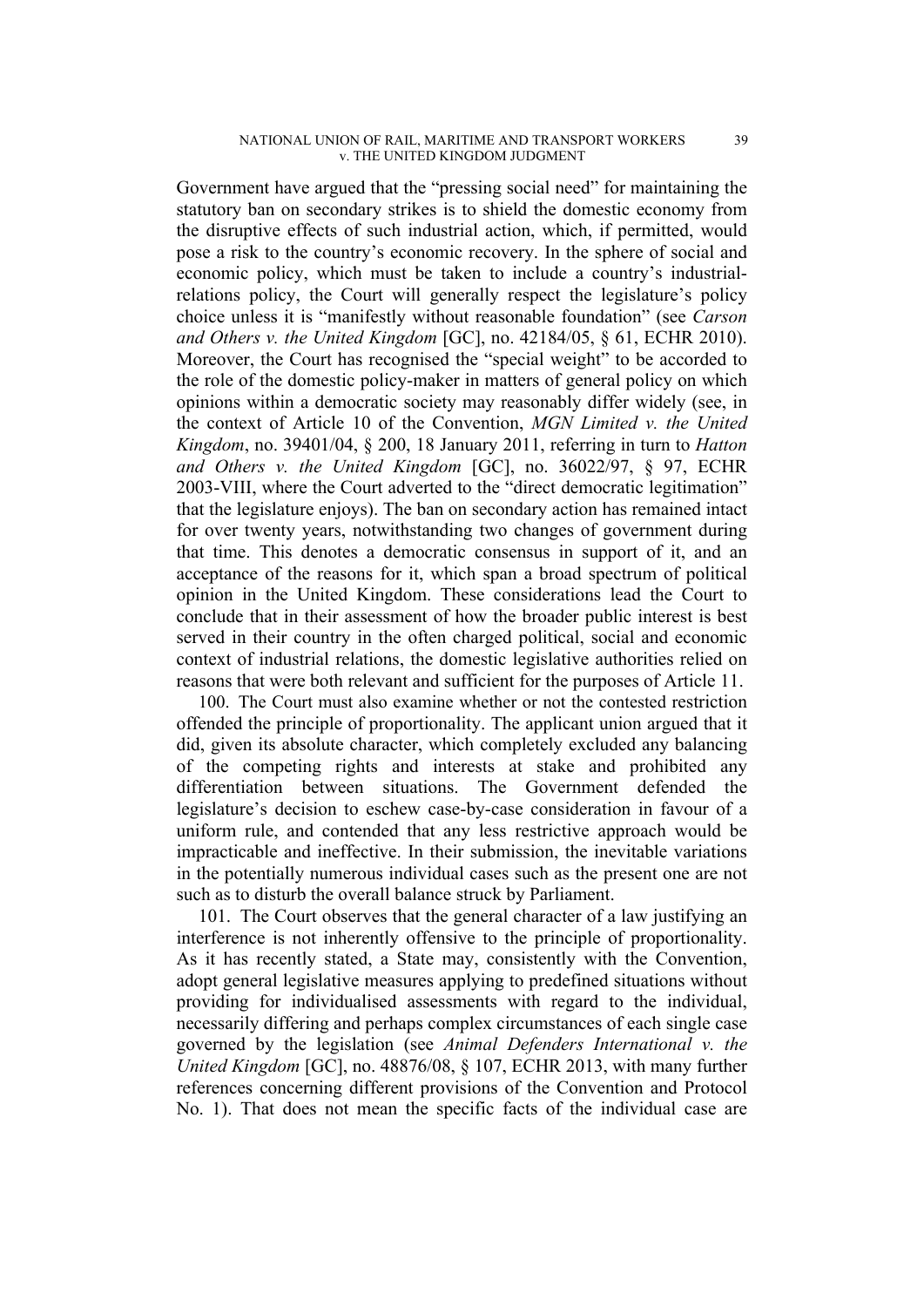Government have argued that the "pressing social need" for maintaining the statutory ban on secondary strikes is to shield the domestic economy from the disruptive effects of such industrial action, which, if permitted, would pose a risk to the country's economic recovery. In the sphere of social and economic policy, which must be taken to include a country's industrial-relations policy, the Court will generally respect the legislature's policy choice unless it is "manifestly without reasonable foundation" (see *Carson and Others v. the United Kingdom* [GC], no. 42184/05, § 61, ECHR 2010). Moreover, the Court has recognised the "special weight" to be accorded to the role of the domestic policy-maker in matters of general policy on which opinions within a democratic society may reasonably differ widely (see, in the context of Article 10 of the Convention, *MGN Limited v. the United Kingdom*, no. 39401/04, § 200, 18 January 2011, referring in turn to *Hatton and Others v. the United Kingdom* [GC], no. 36022/97, § 97, ECHR 2003-VIII, where the Court adverted to the "direct democratic legitimation" that the legislature enjoys). The ban on secondary action has remained intact for over twenty years, notwithstanding two changes of government during that time. This denotes a democratic consensus in support of it, and an acceptance of the reasons for it, which span a broad spectrum of political opinion in the United Kingdom. These considerations lead the Court to conclude that in their assessment of how the broader public interest is best served in their country in the often charged political, social and economic context of industrial relations, the domestic legislative authorities relied on reasons that were both relevant and sufficient for the purposes of Article 11.

100. The Court must also examine whether or not the contested restriction offended the principle of proportionality. The applicant union argued that it did, given its absolute character, which completely excluded any balancing of the competing rights and interests at stake and prohibited any differentiation between situations. The Government defended the legislature's decision to eschew case-by-case consideration in favour of a uniform rule, and contended that any less restrictive approach would be impracticable and ineffective. In their submission, the inevitable variations in the potentially numerous individual cases such as the present one are not such as to disturb the overall balance struck by Parliament.

101. The Court observes that the general character of a law justifying an interference is not inherently offensive to the principle of proportionality. As it has recently stated, a State may, consistently with the Convention, adopt general legislative measures applying to predefined situations without providing for individualised assessments with regard to the individual, necessarily differing and perhaps complex circumstances of each single case governed by the legislation (see *Animal Defenders International v. the United Kingdom* [GC], no. 48876/08, § 107, ECHR 2013, with many further references concerning different provisions of the Convention and Protocol No. 1). That does not mean the specific facts of the individual case are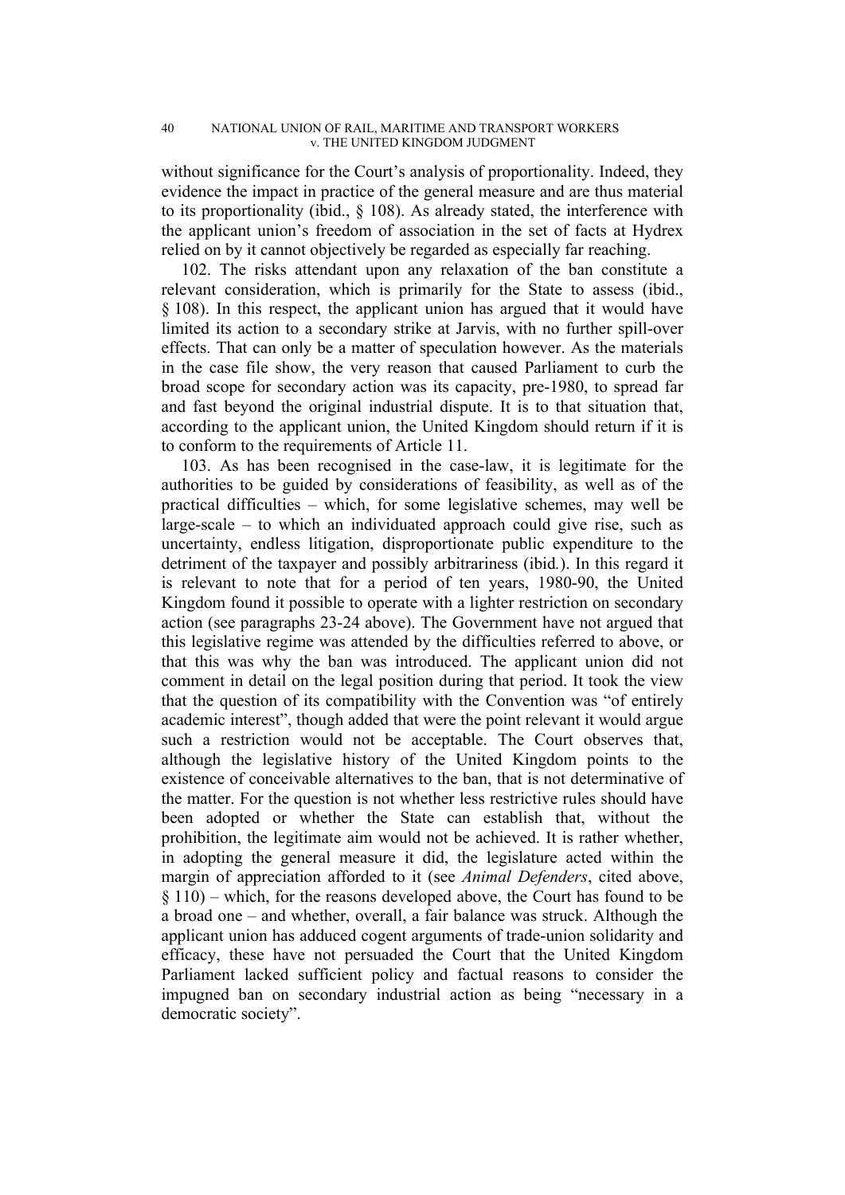without significance for the Court's analysis of proportionality. Indeed, they evidence the impact in practice of the general measure and are thus material to its proportionality (ibid., § 108). As already stated, the interference with the applicant union's freedom of association in the set of facts at Hydrex relied on by it cannot objectively be regarded as especially far reaching.

102. The risks attendant upon any relaxation of the ban constitute a relevant consideration, which is primarily for the State to assess (ibid., § 108). In this respect, the applicant union has argued that it would have limited its action to a secondary strike at Jarvis, with no further spill-over effects. That can only be a matter of speculation however. As the materials in the case file show, the very reason that caused Parliament to curb the broad scope for secondary action was its capacity, pre-1980, to spread far and fast beyond the original industrial dispute. It is to that situation that, according to the applicant union, the United Kingdom should return if it is to conform to the requirements of Article 11.

103. As has been recognised in the case-law, it is legitimate for the authorities to be guided by considerations of feasibility, as well as of the practical difficulties – which, for some legislative schemes, may well be large-scale – to which an individuated approach could give rise, such as uncertainty, endless litigation, disproportionate public expenditure to the detriment of the taxpayer and possibly arbitrariness (ibid.). In this regard it is relevant to note that for a period of ten years, 1980-90, the United Kingdom found it possible to operate with a lighter restriction on secondary action (see paragraphs 23-24 above). The Government have not argued that this legislative regime was attended by the difficulties referred to above, or that this was why the ban was introduced. The applicant union did not comment in detail on the legal position during that period. It took the view that the question of its compatibility with the Convention was "of entirely academic interest", though added that were the point relevant it would argue such a restriction would not be acceptable. The Court observes that, although the legislative history of the United Kingdom points to the existence of conceivable alternatives to the ban, that is not determinative of the matter. For the question is not whether less restrictive rules should have been adopted or whether the State can establish that, without the prohibition, the legitimate aim would not be achieved. It is rather whether, in adopting the general measure it did, the legislature acted within the margin of appreciation afforded to it (see *Animal Defenders*, cited above, § 110) – which, for the reasons developed above, the Court has found to be a broad one – and whether, overall, a fair balance was struck. Although the applicant union has adduced cogent arguments of trade-union solidarity and efficacy, these have not persuaded the Court that the United Kingdom Parliament lacked sufficient policy and factual reasons to consider the impugned ban on secondary industrial action as being "necessary in a democratic society".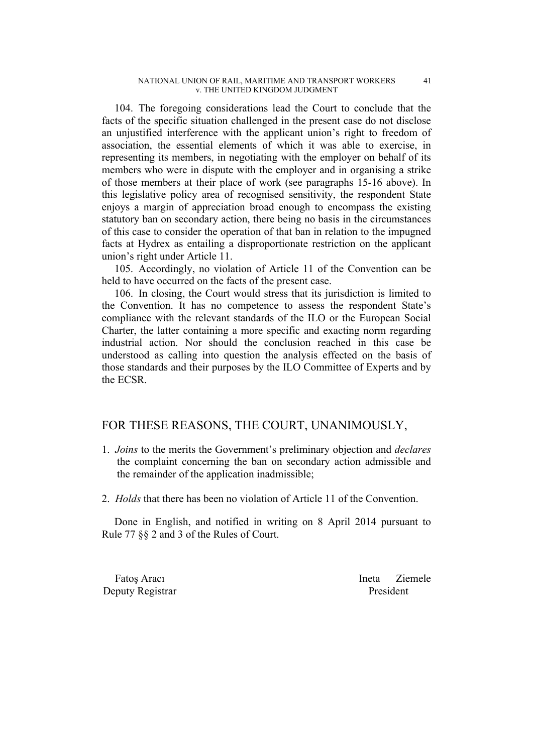104. The foregoing considerations lead the Court to conclude that the facts of the specific situation challenged in the present case do not disclose an unjustified interference with the applicant union's right to freedom of association, the essential elements of which it was able to exercise, in representing its members, in negotiating with the employer on behalf of its members who were in dispute with the employer and in organising a strike of those members at their place of work (see paragraphs 15-16 above). In this legislative policy area of recognised sensitivity, the respondent State enjoys a margin of appreciation broad enough to encompass the existing statutory ban on secondary action, there being no basis in the circumstances of this case to consider the operation of that ban in relation to the impugned facts at Hydrex as entailing a disproportionate restriction on the applicant union's right under Article 11.

105. Accordingly, no violation of Article 11 of the Convention can be held to have occurred on the facts of the present case.

106. In closing, the Court would stress that its jurisdiction is limited to the Convention. It has no competence to assess the respondent State's compliance with the relevant standards of the ILO or the European Social Charter, the latter containing a more specific and exacting norm regarding industrial action. Nor should the conclusion reached in this case be understood as calling into question the analysis effected on the basis of those standards and their purposes by the ILO Committee of Experts and by the ECSR.

## FOR THESE REASONS, THE COURT, UNANIMOUSLY,

1. *Joins* to the merits the Government's preliminary objection and *declares* the complaint concerning the ban on secondary action admissible and the remainder of the application inadmissible;

2. *Holds* that there has been no violation of Article 11 of the Convention.

Done in English, and notified in writing on 8 April 2014 pursuant to Rule 77 §§ 2 and 3 of the Rules of Court.

Fatoş Aracı
Deputy Registrar

Ineta Ziemele
President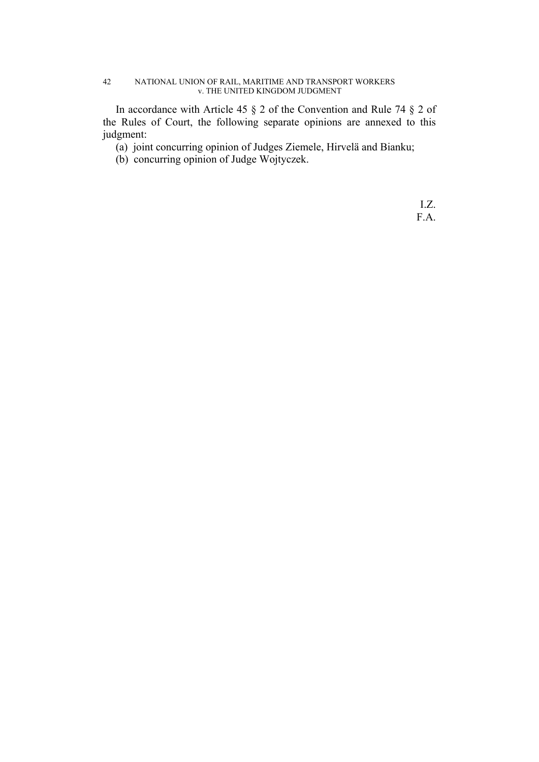In accordance with Article 45 § 2 of the Convention and Rule 74 § 2 of the Rules of Court, the following separate opinions are annexed to this judgment:

(a) joint concurring opinion of Judges Ziemele, Hirvelä and Bianku;

(b) concurring opinion of Judge Wojtyczek.

I.Z.
F.A.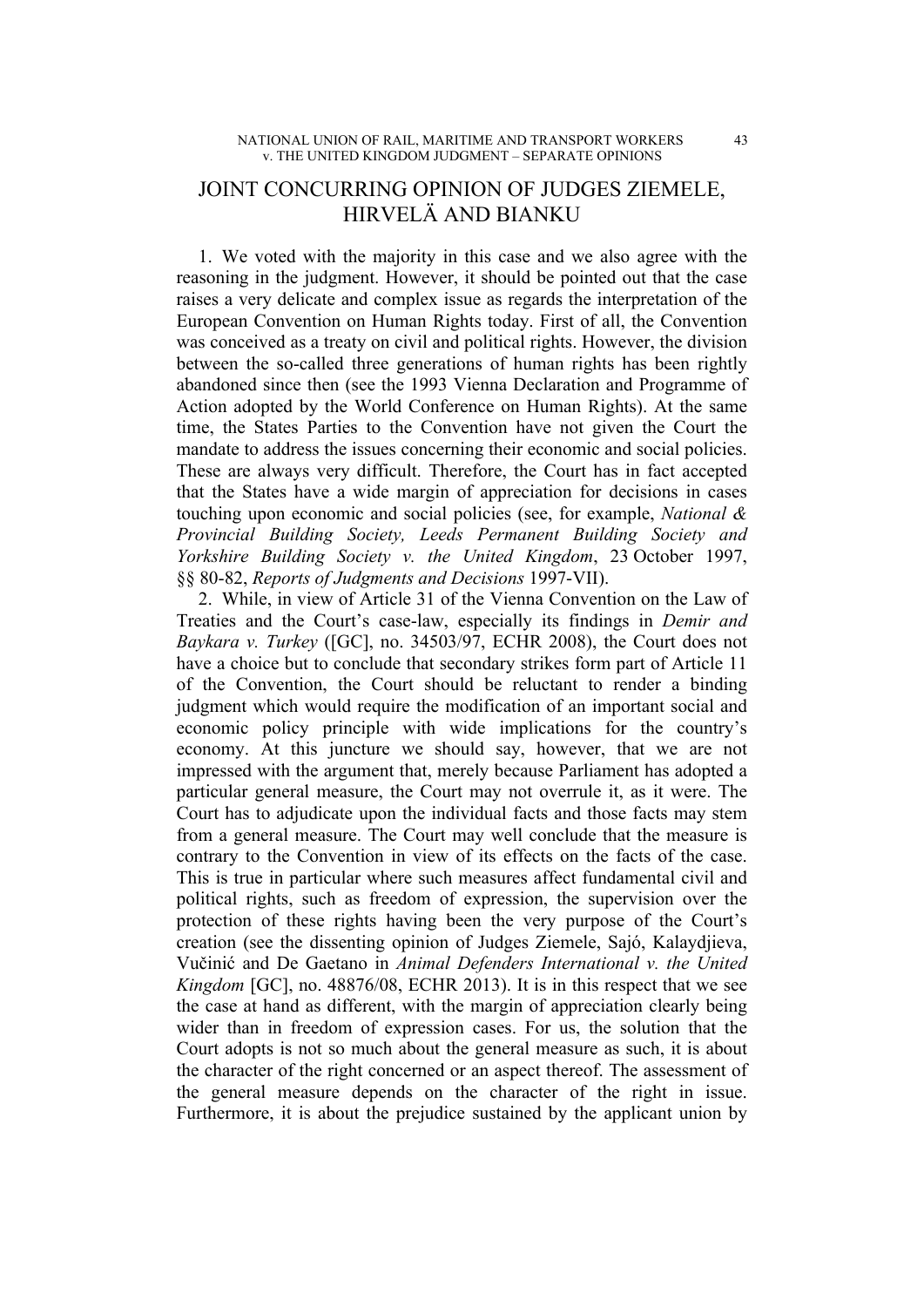# JOINT CONCURRING OPINION OF JUDGES ZIEMELE, HIRVELÄ AND BIANKU

1. We voted with the majority in this case and we also agree with the reasoning in the judgment. However, it should be pointed out that the case raises a very delicate and complex issue as regards the interpretation of the European Convention on Human Rights today. First of all, the Convention was conceived as a treaty on civil and political rights. However, the division between the so-called three generations of human rights has been rightly abandoned since then (see the 1993 Vienna Declaration and Programme of Action adopted by the World Conference on Human Rights). At the same time, the States Parties to the Convention have not given the Court the mandate to address the issues concerning their economic and social policies. These are always very difficult. Therefore, the Court has in fact accepted that the States have a wide margin of appreciation for decisions in cases touching upon economic and social policies (see, for example, *National & Provincial Building Society, Leeds Permanent Building Society and Yorkshire Building Society v. the United Kingdom*, 23 October 1997, §§ 80-82, *Reports of Judgments and Decisions* 1997-VII).

2. While, in view of Article 31 of the Vienna Convention on the Law of Treaties and the Court's case-law, especially its findings in *Demir and Baykara v. Turkey* ([GC], no. 34503/97, ECHR 2008), the Court does not have a choice but to conclude that secondary strikes form part of Article 11 of the Convention, the Court should be reluctant to render a binding judgment which would require the modification of an important social and economic policy principle with wide implications for the country's economy. At this juncture we should say, however, that we are not impressed with the argument that, merely because Parliament has adopted a particular general measure, the Court may not overrule it, as it were. The Court has to adjudicate upon the individual facts and those facts may stem from a general measure. The Court may well conclude that the measure is contrary to the Convention in view of its effects on the facts of the case. This is true in particular where such measures affect fundamental civil and political rights, such as freedom of expression, the supervision over the protection of these rights having been the very purpose of the Court's creation (see the dissenting opinion of Judges Ziemele, Sajó, Kalaydjieva, Vučinić and De Gaetano in *Animal Defenders International v. the United Kingdom* [GC], no. 48876/08, ECHR 2013). It is in this respect that we see the case at hand as different, with the margin of appreciation clearly being wider than in freedom of expression cases. For us, the solution that the Court adopts is not so much about the general measure as such, it is about the character of the right concerned or an aspect thereof. The assessment of the general measure depends on the character of the right in issue. Furthermore, it is about the prejudice sustained by the applicant union by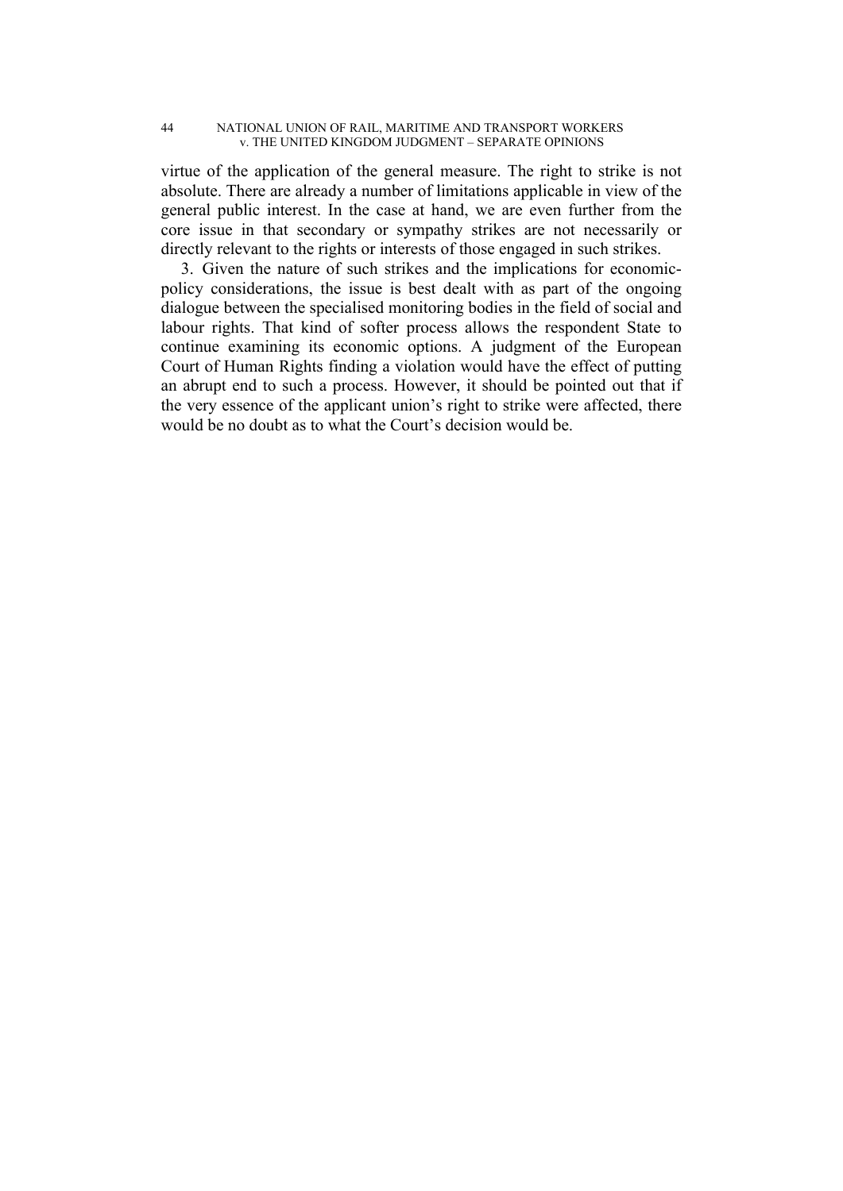virtue of the application of the general measure. The right to strike is not absolute. There are already a number of limitations applicable in view of the general public interest. In the case at hand, we are even further from the core issue in that secondary or sympathy strikes are not necessarily or directly relevant to the rights or interests of those engaged in such strikes.

3. Given the nature of such strikes and the implications for economic-policy considerations, the issue is best dealt with as part of the ongoing dialogue between the specialised monitoring bodies in the field of social and labour rights. That kind of softer process allows the respondent State to continue examining its economic options. A judgment of the European Court of Human Rights finding a violation would have the effect of putting an abrupt end to such a process. However, it should be pointed out that if the very essence of the applicant union's right to strike were affected, there would be no doubt as to what the Court's decision would be.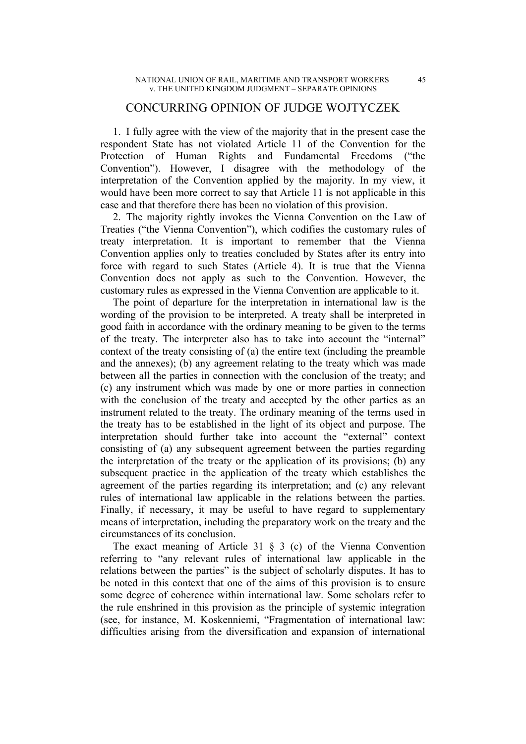## CONCURRING OPINION OF JUDGE WOJTYCZEK

1. I fully agree with the view of the majority that in the present case the respondent State has not violated Article 11 of the Convention for the Protection of Human Rights and Fundamental Freedoms ("the Convention"). However, I disagree with the methodology of the interpretation of the Convention applied by the majority. In my view, it would have been more correct to say that Article 11 is not applicable in this case and that therefore there has been no violation of this provision.

2. The majority rightly invokes the Vienna Convention on the Law of Treaties ("the Vienna Convention"), which codifies the customary rules of treaty interpretation. It is important to remember that the Vienna Convention applies only to treaties concluded by States after its entry into force with regard to such States (Article 4). It is true that the Vienna Convention does not apply as such to the Convention. However, the customary rules as expressed in the Vienna Convention are applicable to it.

The point of departure for the interpretation in international law is the wording of the provision to be interpreted. A treaty shall be interpreted in good faith in accordance with the ordinary meaning to be given to the terms of the treaty. The interpreter also has to take into account the "internal" context of the treaty consisting of (a) the entire text (including the preamble and the annexes); (b) any agreement relating to the treaty which was made between all the parties in connection with the conclusion of the treaty; and (c) any instrument which was made by one or more parties in connection with the conclusion of the treaty and accepted by the other parties as an instrument related to the treaty. The ordinary meaning of the terms used in the treaty has to be established in the light of its object and purpose. The interpretation should further take into account the "external" context consisting of (a) any subsequent agreement between the parties regarding the interpretation of the treaty or the application of its provisions; (b) any subsequent practice in the application of the treaty which establishes the agreement of the parties regarding its interpretation; and (c) any relevant rules of international law applicable in the relations between the parties. Finally, if necessary, it may be useful to have regard to supplementary means of interpretation, including the preparatory work on the treaty and the circumstances of its conclusion.

The exact meaning of Article 31 § 3 (c) of the Vienna Convention referring to "any relevant rules of international law applicable in the relations between the parties" is the subject of scholarly disputes. It has to be noted in this context that one of the aims of this provision is to ensure some degree of coherence within international law. Some scholars refer to the rule enshrined in this provision as the principle of systemic integration (see, for instance, M. Koskenniemi, "Fragmentation of international law: difficulties arising from the diversification and expansion of international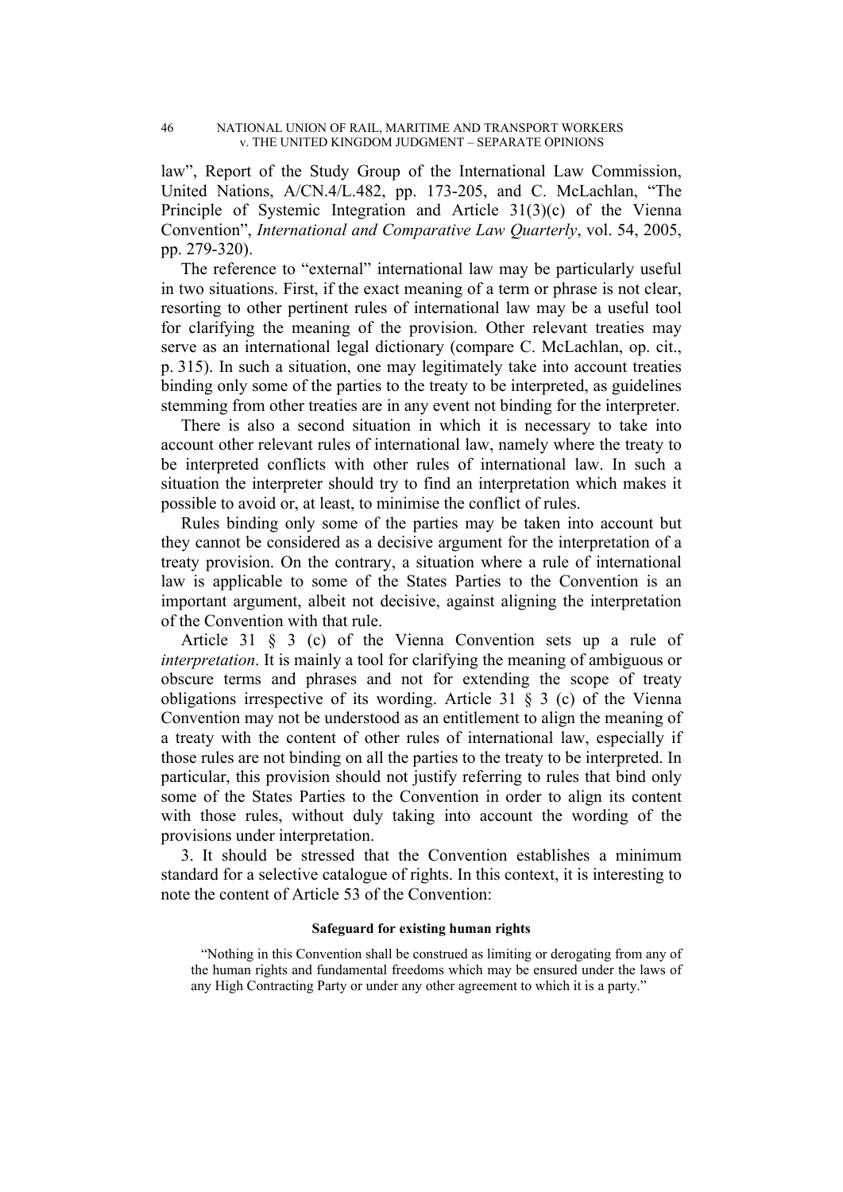law", Report of the Study Group of the International Law Commission, United Nations, A/CN.4/L.482, pp. 173-205, and C. McLachlan, "The Principle of Systemic Integration and Article 31(3)(c) of the Vienna Convention", *International and Comparative Law Quarterly*, vol. 54, 2005, pp. 279-320).

The reference to "external" international law may be particularly useful in two situations. First, if the exact meaning of a term or phrase is not clear, resorting to other pertinent rules of international law may be a useful tool for clarifying the meaning of the provision. Other relevant treaties may serve as an international legal dictionary (compare C. McLachlan, op. cit., p. 315). In such a situation, one may legitimately take into account treaties binding only some of the parties to the treaty to be interpreted, as guidelines stemming from other treaties are in any event not binding for the interpreter.

There is also a second situation in which it is necessary to take into account other relevant rules of international law, namely where the treaty to be interpreted conflicts with other rules of international law. In such a situation the interpreter should try to find an interpretation which makes it possible to avoid or, at least, to minimise the conflict of rules.

Rules binding only some of the parties may be taken into account but they cannot be considered as a decisive argument for the interpretation of a treaty provision. On the contrary, a situation where a rule of international law is applicable to some of the States Parties to the Convention is an important argument, albeit not decisive, against aligning the interpretation of the Convention with that rule.

Article 31 § 3 (c) of the Vienna Convention sets up a rule of *interpretation*. It is mainly a tool for clarifying the meaning of ambiguous or obscure terms and phrases and not for extending the scope of treaty obligations irrespective of its wording. Article 31 § 3 (c) of the Vienna Convention may not be understood as an entitlement to align the meaning of a treaty with the content of other rules of international law, especially if those rules are not binding on all the parties to the treaty to be interpreted. In particular, this provision should not justify referring to rules that bind only some of the States Parties to the Convention in order to align its content with those rules, without duly taking into account the wording of the provisions under interpretation.

3. It should be stressed that the Convention establishes a minimum standard for a selective catalogue of rights. In this context, it is interesting to note the content of Article 53 of the Convention:

**Safeguard for existing human rights**

> "Nothing in this Convention shall be construed as limiting or derogating from any of the human rights and fundamental freedoms which may be ensured under the laws of any High Contracting Party or under any other agreement to which it is a party."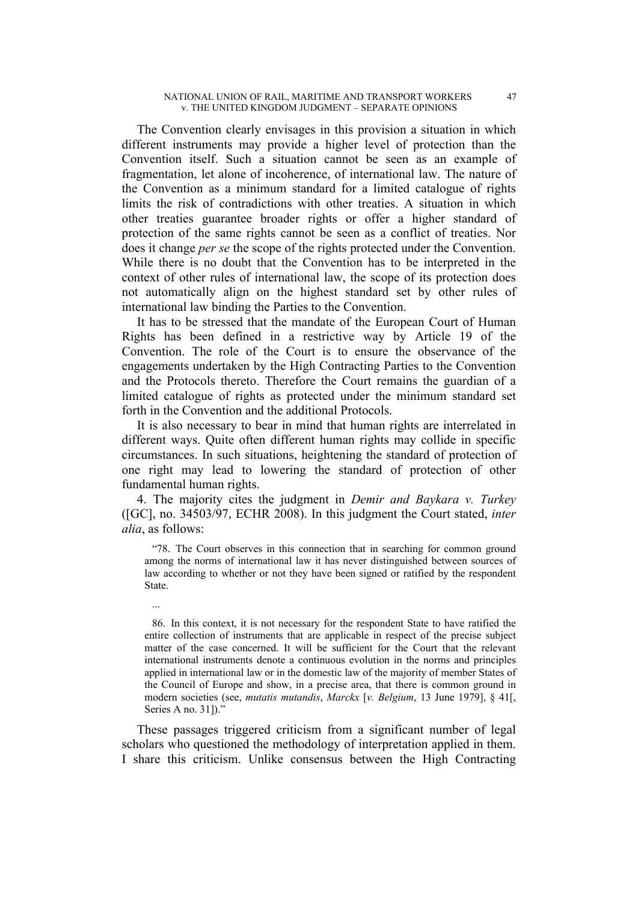The Convention clearly envisages in this provision a situation in which different instruments may provide a higher level of protection than the Convention itself. Such a situation cannot be seen as an example of fragmentation, let alone of incoherence, of international law. The nature of the Convention as a minimum standard for a limited catalogue of rights limits the risk of contradictions with other treaties. A situation in which other treaties guarantee broader rights or offer a higher standard of protection of the same rights cannot be seen as a conflict of treaties. Nor does it change *per se* the scope of the rights protected under the Convention. While there is no doubt that the Convention has to be interpreted in the context of other rules of international law, the scope of its protection does not automatically align on the highest standard set by other rules of international law binding the Parties to the Convention.

It has to be stressed that the mandate of the European Court of Human Rights has been defined in a restrictive way by Article 19 of the Convention. The role of the Court is to ensure the observance of the engagements undertaken by the High Contracting Parties to the Convention and the Protocols thereto. Therefore the Court remains the guardian of a limited catalogue of rights as protected under the minimum standard set forth in the Convention and the additional Protocols.

It is also necessary to bear in mind that human rights are interrelated in different ways. Quite often different human rights may collide in specific circumstances. In such situations, heightening the standard of protection of one right may lead to lowering the standard of protection of other fundamental human rights.

4. The majority cites the judgment in *Demir and Baykara v. Turkey* ([GC], no. 34503/97, ECHR 2008). In this judgment the Court stated, *inter alia*, as follows:

> "78. The Court observes in this connection that in searching for common ground among the norms of international law it has never distinguished between sources of law according to whether or not they have been signed or ratified by the respondent State.
>
> ...
>
> 86. In this context, it is not necessary for the respondent State to have ratified the entire collection of instruments that are applicable in respect of the precise subject matter of the case concerned. It will be sufficient for the Court that the relevant international instruments denote a continuous evolution in the norms and principles applied in international law or in the domestic law of the majority of member States of the Council of Europe and show, in a precise area, that there is common ground in modern societies (see, *mutatis mutandis*, *Marckx* [*v. Belgium*, 13 June 1979], § 41[, Series A no. 31])."

These passages triggered criticism from a significant number of legal scholars who questioned the methodology of interpretation applied in them. I share this criticism. Unlike consensus between the High Contracting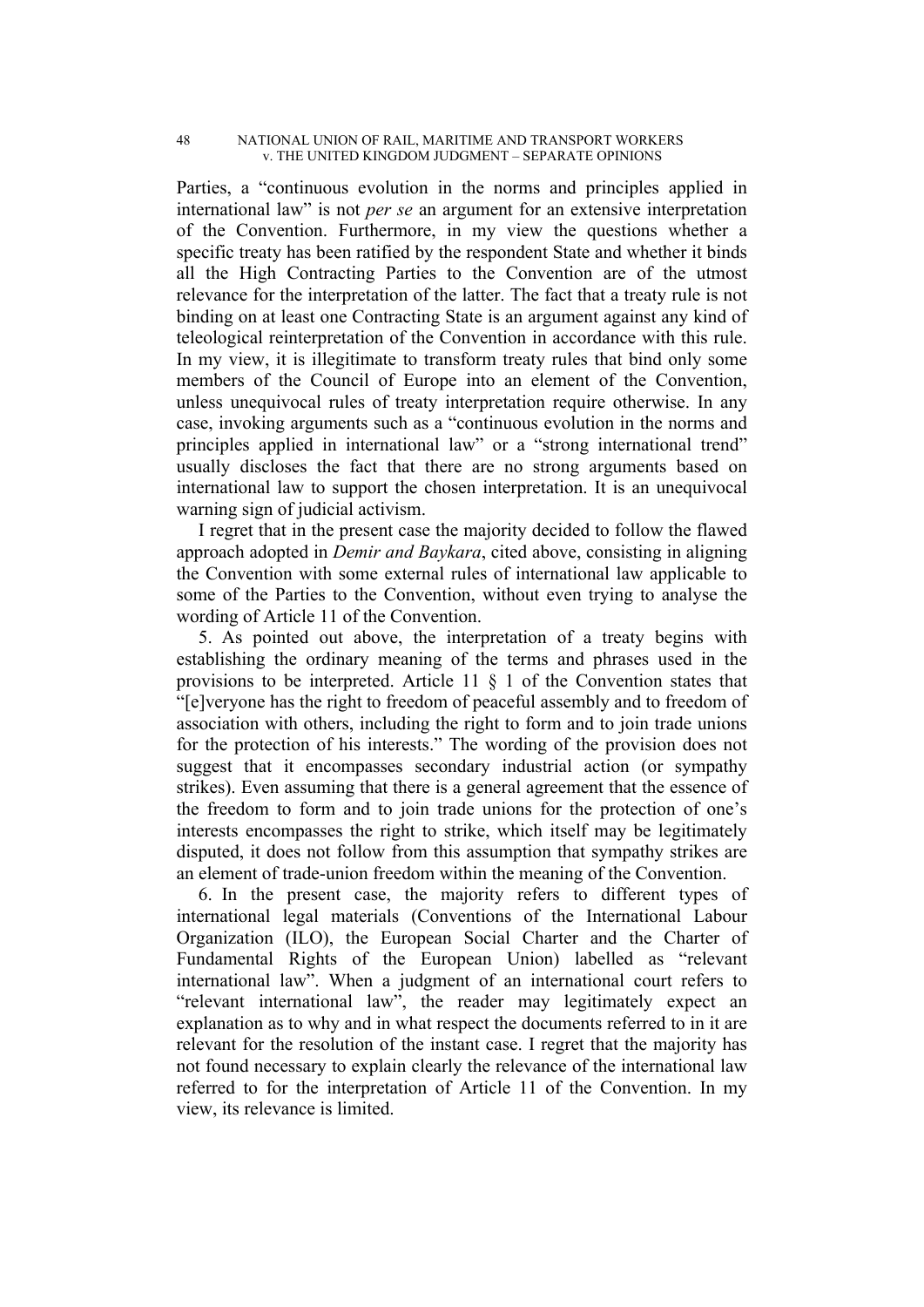Parties, a "continuous evolution in the norms and principles applied in international law" is not *per se* an argument for an extensive interpretation of the Convention. Furthermore, in my view the questions whether a specific treaty has been ratified by the respondent State and whether it binds all the High Contracting Parties to the Convention are of the utmost relevance for the interpretation of the latter. The fact that a treaty rule is not binding on at least one Contracting State is an argument against any kind of teleological reinterpretation of the Convention in accordance with this rule. In my view, it is illegitimate to transform treaty rules that bind only some members of the Council of Europe into an element of the Convention, unless unequivocal rules of treaty interpretation require otherwise. In any case, invoking arguments such as a "continuous evolution in the norms and principles applied in international law" or a "strong international trend" usually discloses the fact that there are no strong arguments based on international law to support the chosen interpretation. It is an unequivocal warning sign of judicial activism.

I regret that in the present case the majority decided to follow the flawed approach adopted in *Demir and Baykara*, cited above, consisting in aligning the Convention with some external rules of international law applicable to some of the Parties to the Convention, without even trying to analyse the wording of Article 11 of the Convention.

5. As pointed out above, the interpretation of a treaty begins with establishing the ordinary meaning of the terms and phrases used in the provisions to be interpreted. Article 11 § 1 of the Convention states that "[e]veryone has the right to freedom of peaceful assembly and to freedom of association with others, including the right to form and to join trade unions for the protection of his interests." The wording of the provision does not suggest that it encompasses secondary industrial action (or sympathy strikes). Even assuming that there is a general agreement that the essence of the freedom to form and to join trade unions for the protection of one's interests encompasses the right to strike, which itself may be legitimately disputed, it does not follow from this assumption that sympathy strikes are an element of trade-union freedom within the meaning of the Convention.

6. In the present case, the majority refers to different types of international legal materials (Conventions of the International Labour Organization (ILO), the European Social Charter and the Charter of Fundamental Rights of the European Union) labelled as "relevant international law". When a judgment of an international court refers to "relevant international law", the reader may legitimately expect an explanation as to why and in what respect the documents referred to in it are relevant for the resolution of the instant case. I regret that the majority has not found necessary to explain clearly the relevance of the international law referred to for the interpretation of Article 11 of the Convention. In my view, its relevance is limited.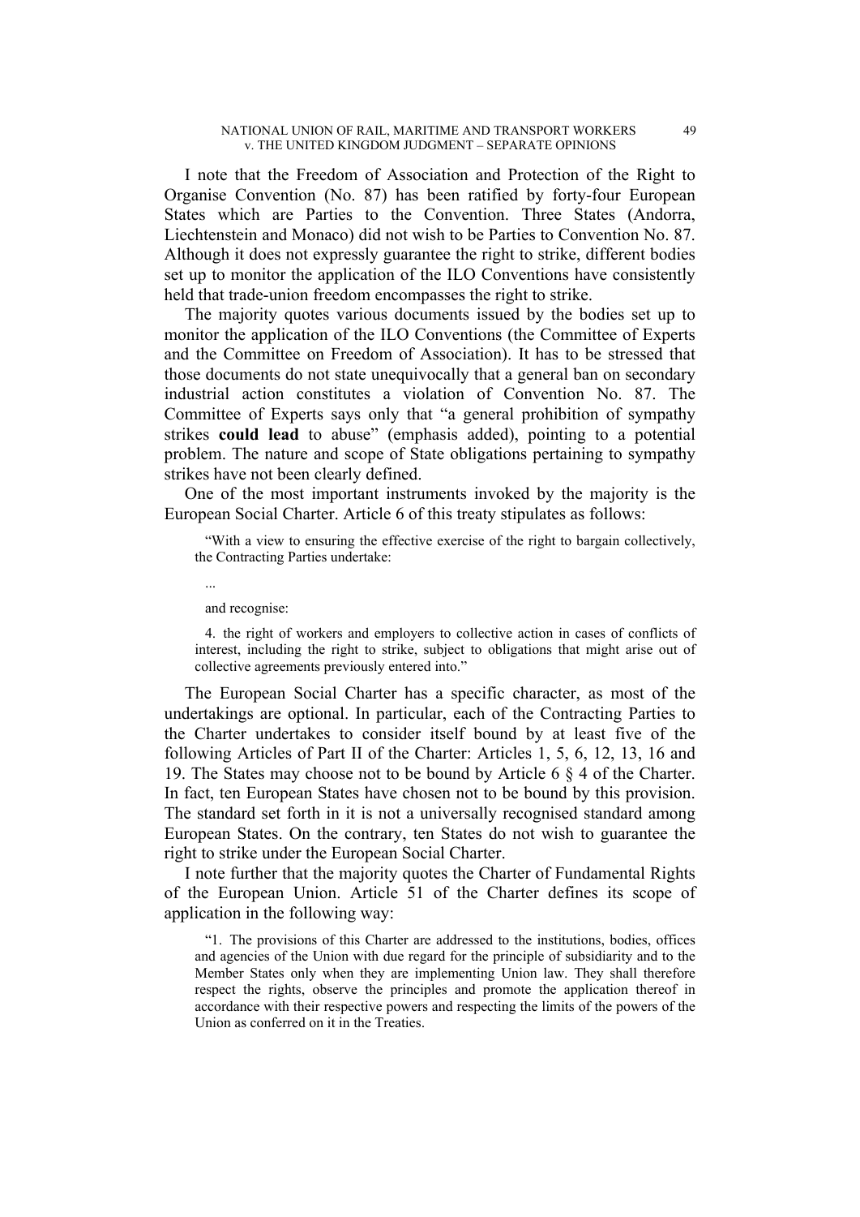I note that the Freedom of Association and Protection of the Right to Organise Convention (No. 87) has been ratified by forty-four European States which are Parties to the Convention. Three States (Andorra, Liechtenstein and Monaco) did not wish to be Parties to Convention No. 87. Although it does not expressly guarantee the right to strike, different bodies set up to monitor the application of the ILO Conventions have consistently held that trade-union freedom encompasses the right to strike.

The majority quotes various documents issued by the bodies set up to monitor the application of the ILO Conventions (the Committee of Experts and the Committee on Freedom of Association). It has to be stressed that those documents do not state unequivocally that a general ban on secondary industrial action constitutes a violation of Convention No. 87. The Committee of Experts says only that "a general prohibition of sympathy strikes **could lead** to abuse" (emphasis added), pointing to a potential problem. The nature and scope of State obligations pertaining to sympathy strikes have not been clearly defined.

One of the most important instruments invoked by the majority is the European Social Charter. Article 6 of this treaty stipulates as follows:

> "With a view to ensuring the effective exercise of the right to bargain collectively, the Contracting Parties undertake:
>
> ...
>
> and recognise:
>
> 4. the right of workers and employers to collective action in cases of conflicts of interest, including the right to strike, subject to obligations that might arise out of collective agreements previously entered into."

The European Social Charter has a specific character, as most of the undertakings are optional. In particular, each of the Contracting Parties to the Charter undertakes to consider itself bound by at least five of the following Articles of Part II of the Charter: Articles 1, 5, 6, 12, 13, 16 and 19. The States may choose not to be bound by Article 6 § 4 of the Charter. In fact, ten European States have chosen not to be bound by this provision. The standard set forth in it is not a universally recognised standard among European States. On the contrary, ten States do not wish to guarantee the right to strike under the European Social Charter.

I note further that the majority quotes the Charter of Fundamental Rights of the European Union. Article 51 of the Charter defines its scope of application in the following way:

> "1. The provisions of this Charter are addressed to the institutions, bodies, offices and agencies of the Union with due regard for the principle of subsidiarity and to the Member States only when they are implementing Union law. They shall therefore respect the rights, observe the principles and promote the application thereof in accordance with their respective powers and respecting the limits of the powers of the Union as conferred on it in the Treaties.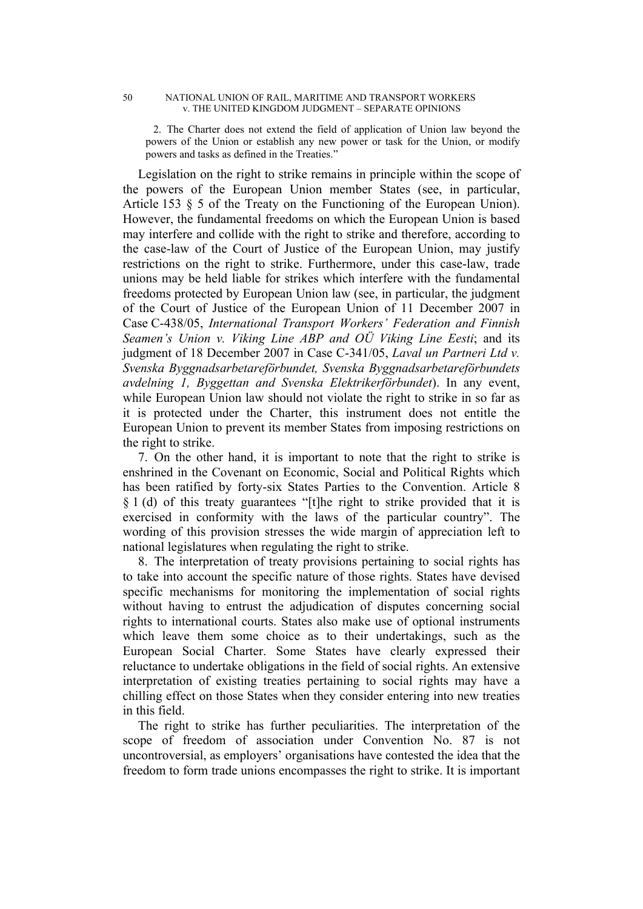2. The Charter does not extend the field of application of Union law beyond the powers of the Union or establish any new power or task for the Union, or modify powers and tasks as defined in the Treaties."

Legislation on the right to strike remains in principle within the scope of the powers of the European Union member States (see, in particular, Article 153 § 5 of the Treaty on the Functioning of the European Union). However, the fundamental freedoms on which the European Union is based may interfere and collide with the right to strike and therefore, according to the case-law of the Court of Justice of the European Union, may justify restrictions on the right to strike. Furthermore, under this case-law, trade unions may be held liable for strikes which interfere with the fundamental freedoms protected by European Union law (see, in particular, the judgment of the Court of Justice of the European Union of 11 December 2007 in Case C-438/05, *International Transport Workers' Federation and Finnish Seamen's Union v. Viking Line ABP and OÜ Viking Line Eesti*; and its judgment of 18 December 2007 in Case C-341/05, *Laval un Partneri Ltd v. Svenska Byggnadsarbetareförbundet, Svenska Byggnadsarbetareförbundets avdelning 1, Byggettan and Svenska Elektrikerförbundet*). In any event, while European Union law should not violate the right to strike in so far as it is protected under the Charter, this instrument does not entitle the European Union to prevent its member States from imposing restrictions on the right to strike.

7. On the other hand, it is important to note that the right to strike is enshrined in the Covenant on Economic, Social and Political Rights which has been ratified by forty-six States Parties to the Convention. Article 8 § 1 (d) of this treaty guarantees "[t]he right to strike provided that it is exercised in conformity with the laws of the particular country". The wording of this provision stresses the wide margin of appreciation left to national legislatures when regulating the right to strike.

8. The interpretation of treaty provisions pertaining to social rights has to take into account the specific nature of those rights. States have devised specific mechanisms for monitoring the implementation of social rights without having to entrust the adjudication of disputes concerning social rights to international courts. States also make use of optional instruments which leave them some choice as to their undertakings, such as the European Social Charter. Some States have clearly expressed their reluctance to undertake obligations in the field of social rights. An extensive interpretation of existing treaties pertaining to social rights may have a chilling effect on those States when they consider entering into new treaties in this field.

The right to strike has further peculiarities. The interpretation of the scope of freedom of association under Convention No. 87 is not uncontroversial, as employers' organisations have contested the idea that the freedom to form trade unions encompasses the right to strike. It is important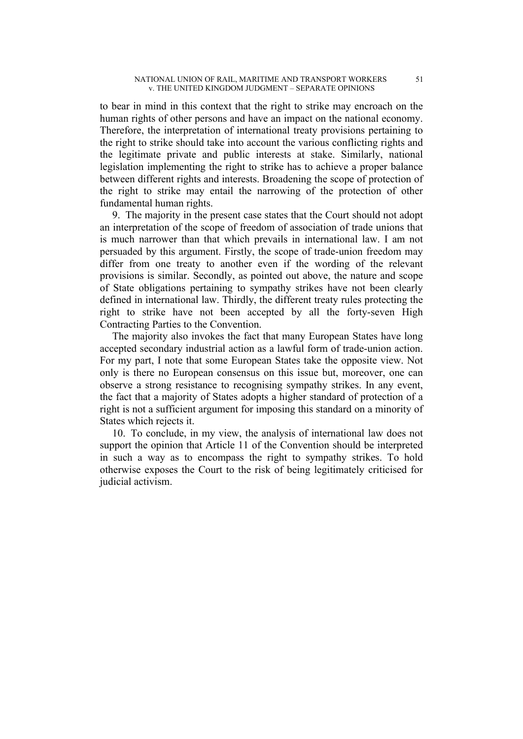to bear in mind in this context that the right to strike may encroach on the human rights of other persons and have an impact on the national economy. Therefore, the interpretation of international treaty provisions pertaining to the right to strike should take into account the various conflicting rights and the legitimate private and public interests at stake. Similarly, national legislation implementing the right to strike has to achieve a proper balance between different rights and interests. Broadening the scope of protection of the right to strike may entail the narrowing of the protection of other fundamental human rights.

9. The majority in the present case states that the Court should not adopt an interpretation of the scope of freedom of association of trade unions that is much narrower than that which prevails in international law. I am not persuaded by this argument. Firstly, the scope of trade-union freedom may differ from one treaty to another even if the wording of the relevant provisions is similar. Secondly, as pointed out above, the nature and scope of State obligations pertaining to sympathy strikes have not been clearly defined in international law. Thirdly, the different treaty rules protecting the right to strike have not been accepted by all the forty-seven High Contracting Parties to the Convention.

The majority also invokes the fact that many European States have long accepted secondary industrial action as a lawful form of trade-union action. For my part, I note that some European States take the opposite view. Not only is there no European consensus on this issue but, moreover, one can observe a strong resistance to recognising sympathy strikes. In any event, the fact that a majority of States adopts a higher standard of protection of a right is not a sufficient argument for imposing this standard on a minority of States which rejects it.

10. To conclude, in my view, the analysis of international law does not support the opinion that Article 11 of the Convention should be interpreted in such a way as to encompass the right to sympathy strikes. To hold otherwise exposes the Court to the risk of being legitimately criticised for judicial activism.